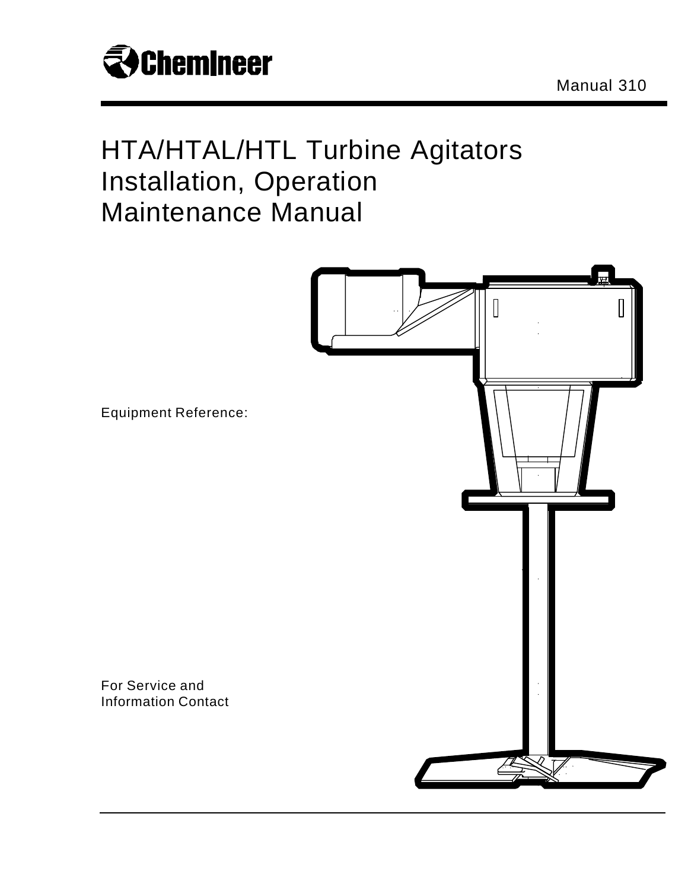Chemineer

Manual 310

# HTA/HTAL/HTL Turbine Agitators Installation, Operation Maintenance Manual

Equipment Reference:

For Service and Information Contact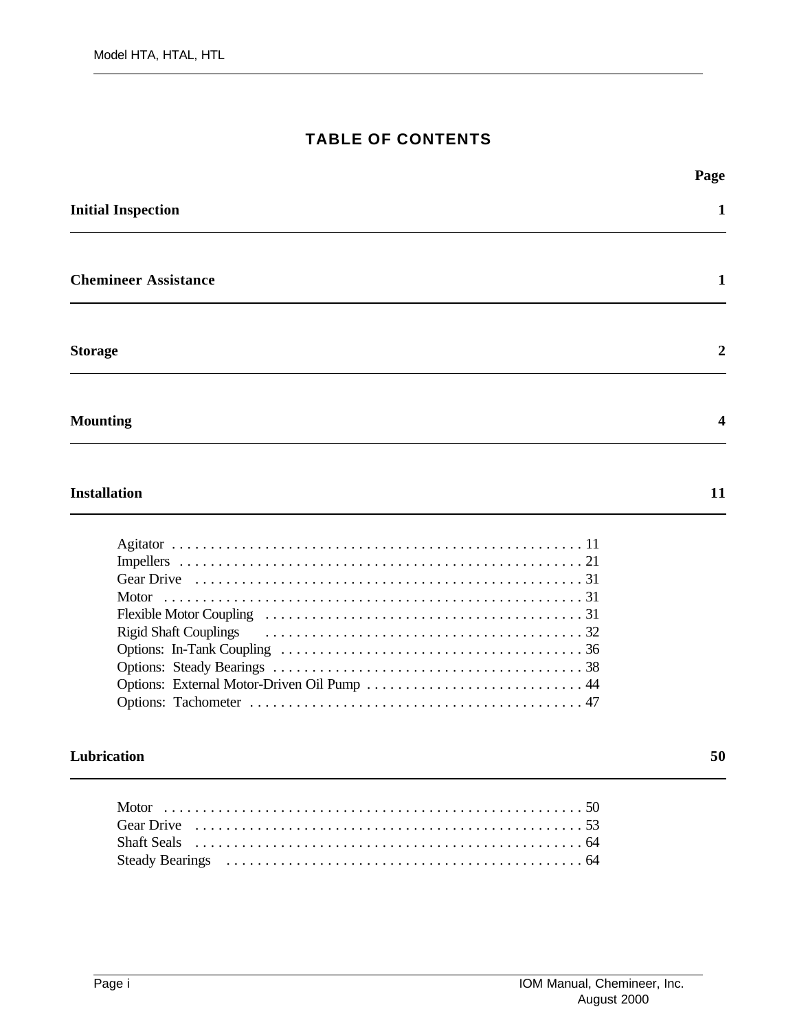# TABLE OF CONTENTS

| | Page |
|---|---|
| **Initial Inspection** | **1** |
| **Chemineer Assistance** | **1** |
| **Storage** | **2** |
| **Mounting** | **4** |
| **Installation** | **11** |
| Agitator | 11 |
| Impellers | 21 |
| Gear Drive | 31 |
| Motor | 31 |
| Flexible Motor Coupling | 31 |
| Rigid Shaft Couplings | 32 |
| Options: In-Tank Coupling | 36 |
| Options: Steady Bearings | 38 |
| Options: External Motor-Driven Oil Pump | 44 |
| Options: Tachometer | 47 |
| **Lubrication** | **50** |
| Motor | 50 |
| Gear Drive | 53 |
| Shaft Seals | 64 |
| Steady Bearings | 64 |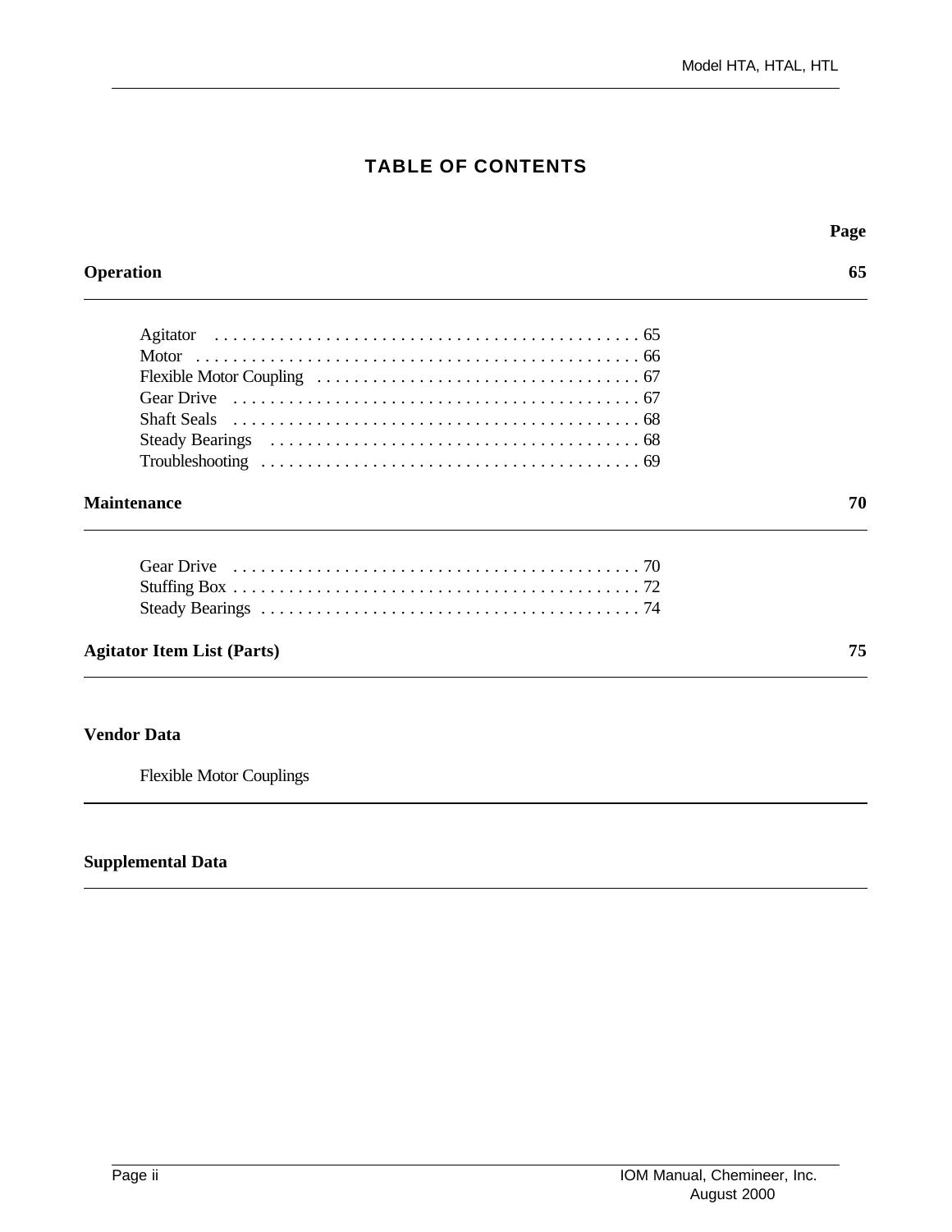## TABLE OF CONTENTS

| | Page |
|---|---|
| **Operation** | **65** |
| Agitator | 65 |
| Motor | 66 |
| Flexible Motor Coupling | 67 |
| Gear Drive | 67 |
| Shaft Seals | 68 |
| Steady Bearings | 68 |
| Troubleshooting | 69 |
| **Maintenance** | **70** |
| Gear Drive | 70 |
| Stuffing Box | 72 |
| Steady Bearings | 74 |
| **Agitator Item List (Parts)** | **75** |

**Vendor Data**

Flexible Motor Couplings

**Supplemental Data**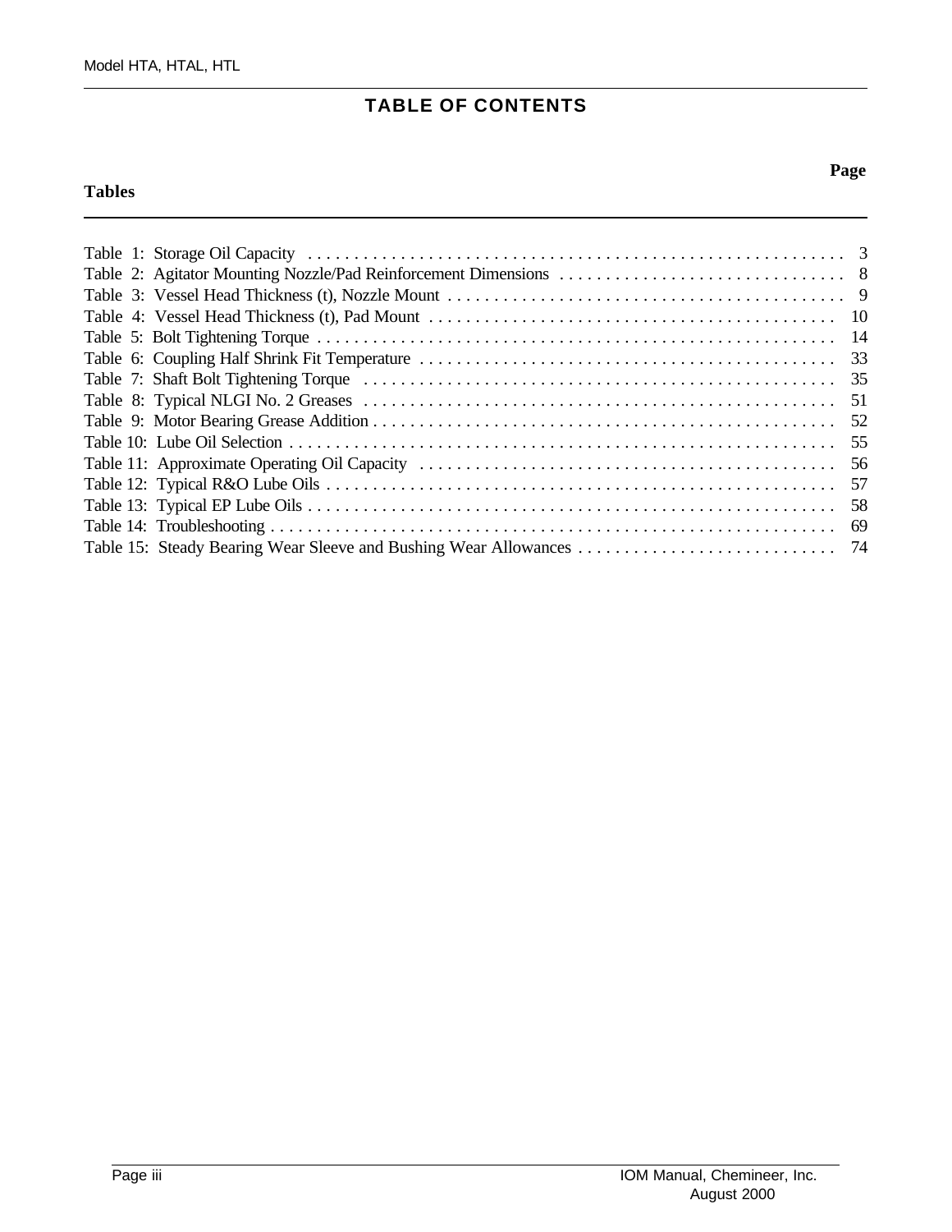## TABLE OF CONTENTS

**Tables** **Page**

| | |
|---|---|
| Table 1: Storage Oil Capacity | 3 |
| Table 2: Agitator Mounting Nozzle/Pad Reinforcement Dimensions | 8 |
| Table 3: Vessel Head Thickness (t), Nozzle Mount | 9 |
| Table 4: Vessel Head Thickness (t), Pad Mount | 10 |
| Table 5: Bolt Tightening Torque | 14 |
| Table 6: Coupling Half Shrink Fit Temperature | 33 |
| Table 7: Shaft Bolt Tightening Torque | 35 |
| Table 8: Typical NLGI No. 2 Greases | 51 |
| Table 9: Motor Bearing Grease Addition | 52 |
| Table 10: Lube Oil Selection | 55 |
| Table 11: Approximate Operating Oil Capacity | 56 |
| Table 12: Typical R&O Lube Oils | 57 |
| Table 13: Typical EP Lube Oils | 58 |
| Table 14: Troubleshooting | 69 |
| Table 15: Steady Bearing Wear Sleeve and Bushing Wear Allowances | 74 |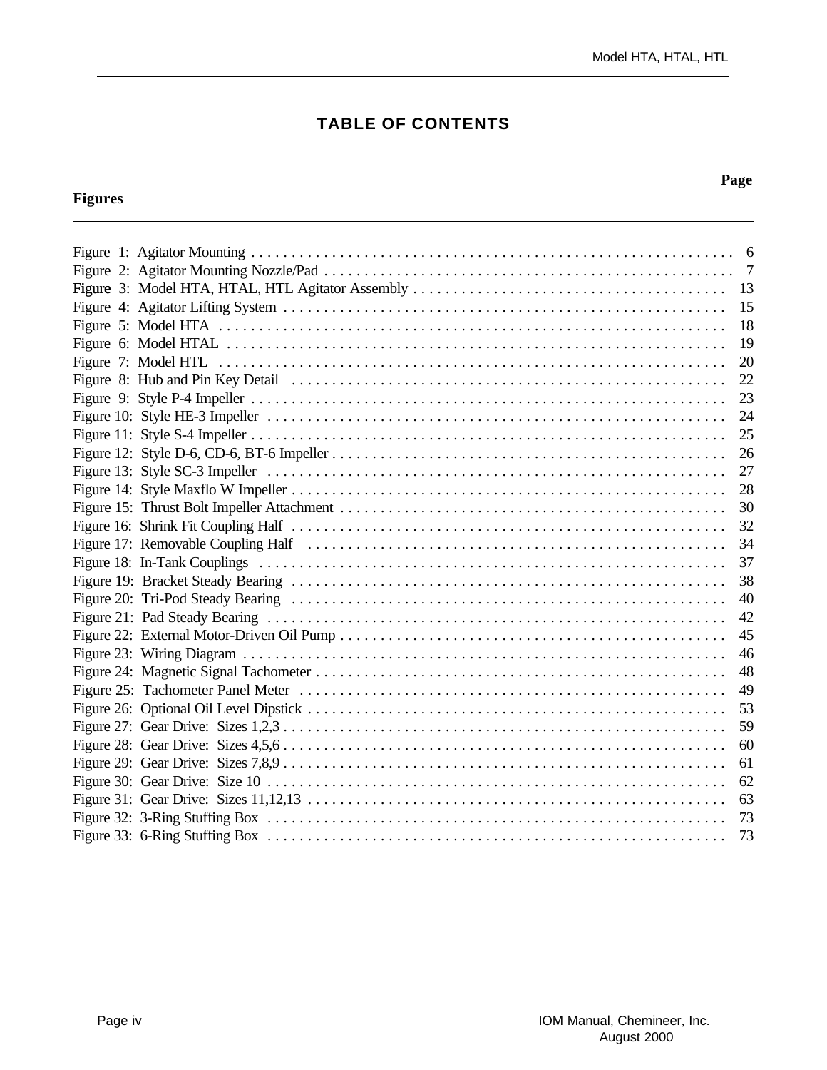# TABLE OF CONTENTS

**Figures** **Page**

| | |
|---|---|
| Figure 1: Agitator Mounting | 6 |
| Figure 2: Agitator Mounting Nozzle/Pad | 7 |
| Figure 3: Model HTA, HTAL, HTL Agitator Assembly | 13 |
| Figure 4: Agitator Lifting System | 15 |
| Figure 5: Model HTA | 18 |
| Figure 6: Model HTAL | 19 |
| Figure 7: Model HTL | 20 |
| Figure 8: Hub and Pin Key Detail | 22 |
| Figure 9: Style P-4 Impeller | 23 |
| Figure 10: Style HE-3 Impeller | 24 |
| Figure 11: Style S-4 Impeller | 25 |
| Figure 12: Style D-6, CD-6, BT-6 Impeller | 26 |
| Figure 13: Style SC-3 Impeller | 27 |
| Figure 14: Style Maxflo W Impeller | 28 |
| Figure 15: Thrust Bolt Impeller Attachment | 30 |
| Figure 16: Shrink Fit Coupling Half | 32 |
| Figure 17: Removable Coupling Half | 34 |
| Figure 18: In-Tank Couplings | 37 |
| Figure 19: Bracket Steady Bearing | 38 |
| Figure 20: Tri-Pod Steady Bearing | 40 |
| Figure 21: Pad Steady Bearing | 42 |
| Figure 22: External Motor-Driven Oil Pump | 45 |
| Figure 23: Wiring Diagram | 46 |
| Figure 24: Magnetic Signal Tachometer | 48 |
| Figure 25: Tachometer Panel Meter | 49 |
| Figure 26: Optional Oil Level Dipstick | 53 |
| Figure 27: Gear Drive: Sizes 1,2,3 | 59 |
| Figure 28: Gear Drive: Sizes 4,5,6 | 60 |
| Figure 29: Gear Drive: Sizes 7,8,9 | 61 |
| Figure 30: Gear Drive: Size 10 | 62 |
| Figure 31: Gear Drive: Sizes 11,12,13 | 63 |
| Figure 32: 3-Ring Stuffing Box | 73 |
| Figure 33: 6-Ring Stuffing Box | 73 |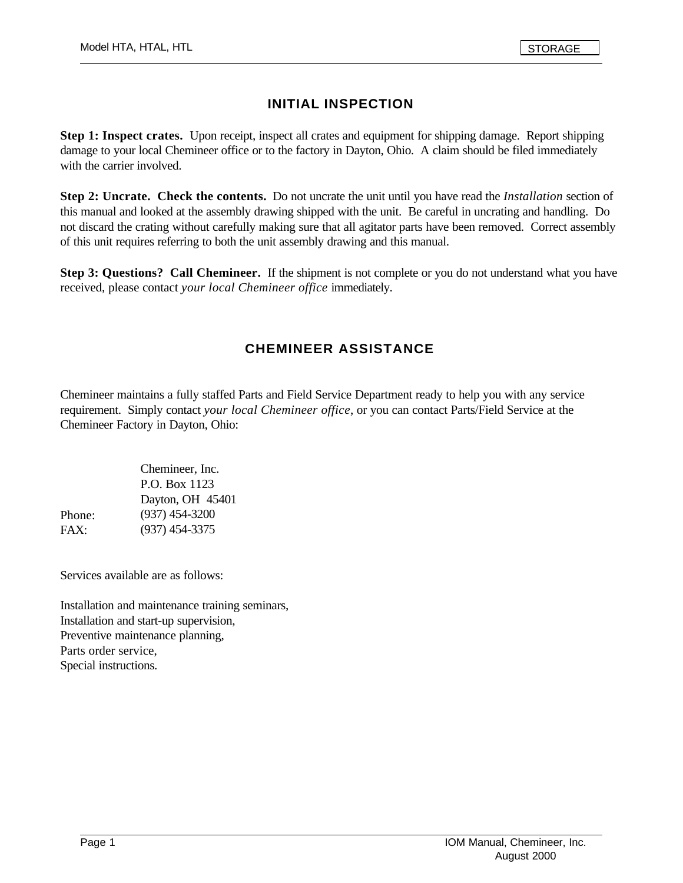## INITIAL INSPECTION

**Step 1: Inspect crates.** Upon receipt, inspect all crates and equipment for shipping damage. Report shipping damage to your local Chemineer office or to the factory in Dayton, Ohio. A claim should be filed immediately with the carrier involved.

**Step 2: Uncrate. Check the contents.** Do not uncrate the unit until you have read the *Installation* section of this manual and looked at the assembly drawing shipped with the unit. Be careful in uncrating and handling. Do not discard the crating without carefully making sure that all agitator parts have been removed. Correct assembly of this unit requires referring to both the unit assembly drawing and this manual.

**Step 3: Questions? Call Chemineer.** If the shipment is not complete or you do not understand what you have received, please contact *your local Chemineer office* immediately.

## CHEMINEER ASSISTANCE

Chemineer maintains a fully staffed Parts and Field Service Department ready to help you with any service requirement. Simply contact *your local Chemineer office*, or you can contact Parts/Field Service at the Chemineer Factory in Dayton, Ohio:

Chemineer, Inc.
P.O. Box 1123
Dayton, OH 45401
Phone: (937) 454-3200
FAX: (937) 454-3375

Services available are as follows:

Installation and maintenance training seminars,
Installation and start-up supervision,
Preventive maintenance planning,
Parts order service,
Special instructions.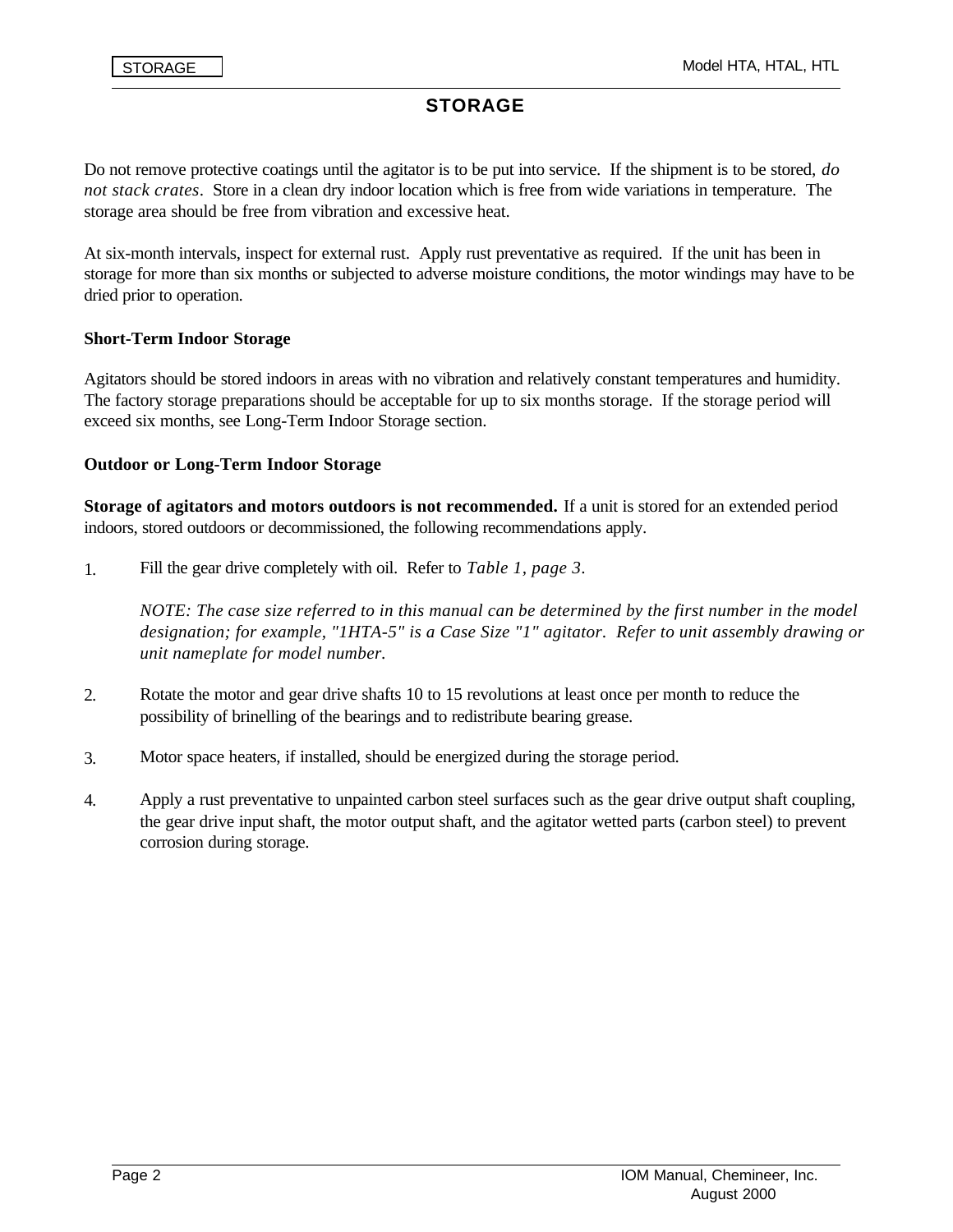# STORAGE

Do not remove protective coatings until the agitator is to be put into service. If the shipment is to be stored, *do not stack crates*. Store in a clean dry indoor location which is free from wide variations in temperature. The storage area should be free from vibration and excessive heat.

At six-month intervals, inspect for external rust. Apply rust preventative as required. If the unit has been in storage for more than six months or subjected to adverse moisture conditions, the motor windings may have to be dried prior to operation.

**Short-Term Indoor Storage**

Agitators should be stored indoors in areas with no vibration and relatively constant temperatures and humidity. The factory storage preparations should be acceptable for up to six months storage. If the storage period will exceed six months, see Long-Term Indoor Storage section.

**Outdoor or Long-Term Indoor Storage**

**Storage of agitators and motors outdoors is not recommended.** If a unit is stored for an extended period indoors, stored outdoors or decommissioned, the following recommendations apply.

1. Fill the gear drive completely with oil. Refer to *Table 1, page 3*.

   *NOTE: The case size referred to in this manual can be determined by the first number in the model designation; for example, "1HTA-5" is a Case Size "1" agitator. Refer to unit assembly drawing or unit nameplate for model number.*

2. Rotate the motor and gear drive shafts 10 to 15 revolutions at least once per month to reduce the possibility of brinelling of the bearings and to redistribute bearing grease.

3. Motor space heaters, if installed, should be energized during the storage period.

4. Apply a rust preventative to unpainted carbon steel surfaces such as the gear drive output shaft coupling, the gear drive input shaft, the motor output shaft, and the agitator wetted parts (carbon steel) to prevent corrosion during storage.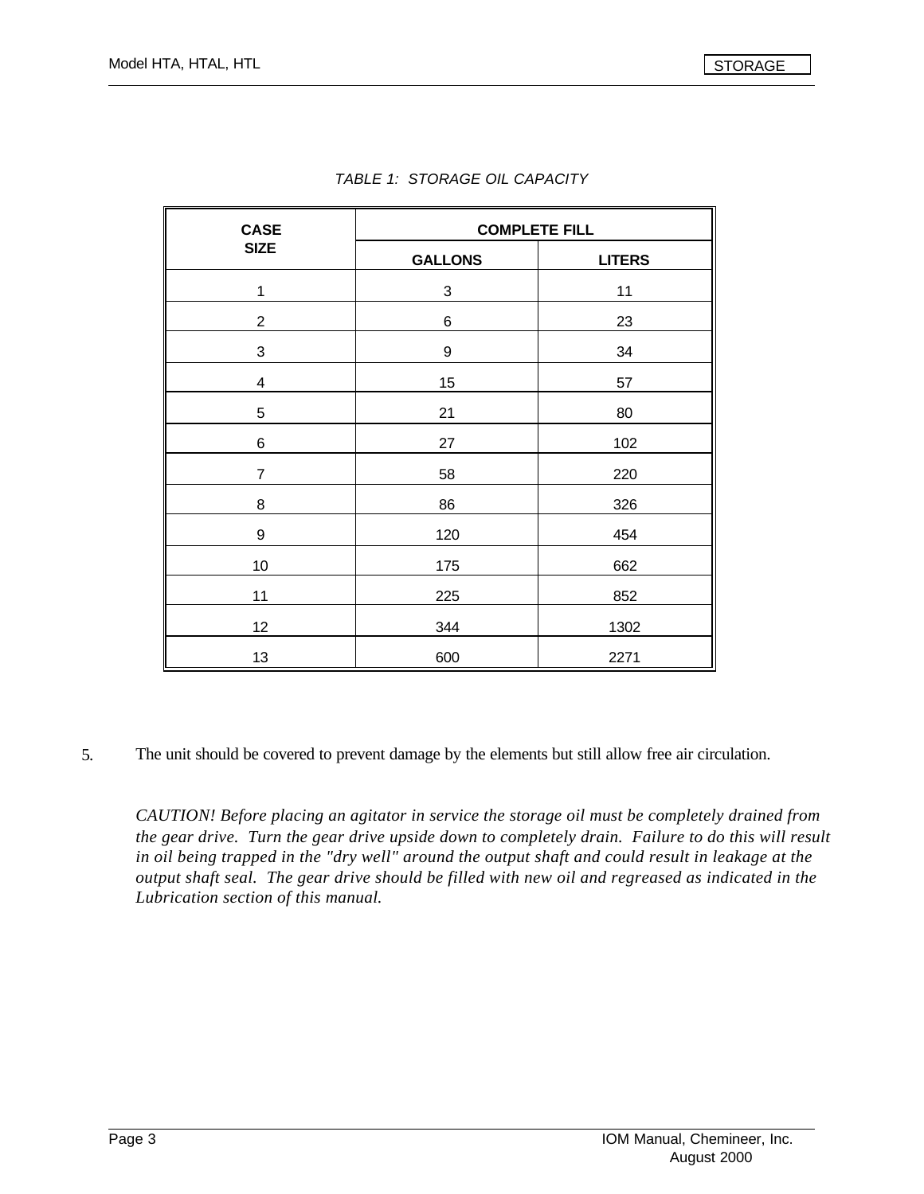*TABLE 1: STORAGE OIL CAPACITY*

| CASE SIZE | COMPLETE FILL | |
|---|---|---|
| | GALLONS | LITERS |
| 1 | 3 | 11 |
| 2 | 6 | 23 |
| 3 | 9 | 34 |
| 4 | 15 | 57 |
| 5 | 21 | 80 |
| 6 | 27 | 102 |
| 7 | 58 | 220 |
| 8 | 86 | 326 |
| 9 | 120 | 454 |
| 10 | 175 | 662 |
| 11 | 225 | 852 |
| 12 | 344 | 1302 |
| 13 | 600 | 2271 |

5. The unit should be covered to prevent damage by the elements but still allow free air circulation.

*CAUTION! Before placing an agitator in service the storage oil must be completely drained from the gear drive. Turn the gear drive upside down to completely drain. Failure to do this will result in oil being trapped in the "dry well" around the output shaft and could result in leakage at the output shaft seal. The gear drive should be filled with new oil and regreased as indicated in the Lubrication section of this manual.*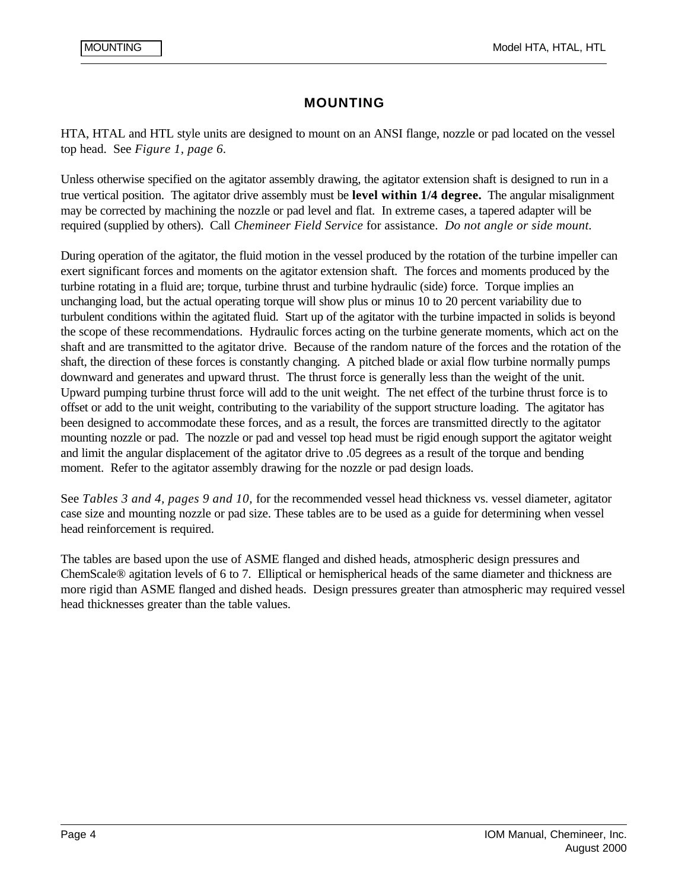# MOUNTING

HTA, HTAL and HTL style units are designed to mount on an ANSI flange, nozzle or pad located on the vessel top head. See *Figure 1, page 6*.

Unless otherwise specified on the agitator assembly drawing, the agitator extension shaft is designed to run in a true vertical position. The agitator drive assembly must be **level within 1/4 degree.** The angular misalignment may be corrected by machining the nozzle or pad level and flat. In extreme cases, a tapered adapter will be required (supplied by others). Call *Chemineer Field Service* for assistance. *Do not angle or side mount.*

During operation of the agitator, the fluid motion in the vessel produced by the rotation of the turbine impeller can exert significant forces and moments on the agitator extension shaft. The forces and moments produced by the turbine rotating in a fluid are; torque, turbine thrust and turbine hydraulic (side) force. Torque implies an unchanging load, but the actual operating torque will show plus or minus 10 to 20 percent variability due to turbulent conditions within the agitated fluid. Start up of the agitator with the turbine impacted in solids is beyond the scope of these recommendations. Hydraulic forces acting on the turbine generate moments, which act on the shaft and are transmitted to the agitator drive. Because of the random nature of the forces and the rotation of the shaft, the direction of these forces is constantly changing. A pitched blade or axial flow turbine normally pumps downward and generates and upward thrust. The thrust force is generally less than the weight of the unit. Upward pumping turbine thrust force will add to the unit weight. The net effect of the turbine thrust force is to offset or add to the unit weight, contributing to the variability of the support structure loading. The agitator has been designed to accommodate these forces, and as a result, the forces are transmitted directly to the agitator mounting nozzle or pad. The nozzle or pad and vessel top head must be rigid enough support the agitator weight and limit the angular displacement of the agitator drive to .05 degrees as a result of the torque and bending moment. Refer to the agitator assembly drawing for the nozzle or pad design loads.

See *Tables 3 and 4, pages 9 and 10,* for the recommended vessel head thickness vs. vessel diameter, agitator case size and mounting nozzle or pad size. These tables are to be used as a guide for determining when vessel head reinforcement is required.

The tables are based upon the use of ASME flanged and dished heads, atmospheric design pressures and ChemScale® agitation levels of 6 to 7. Elliptical or hemispherical heads of the same diameter and thickness are more rigid than ASME flanged and dished heads. Design pressures greater than atmospheric may required vessel head thicknesses greater than the table values.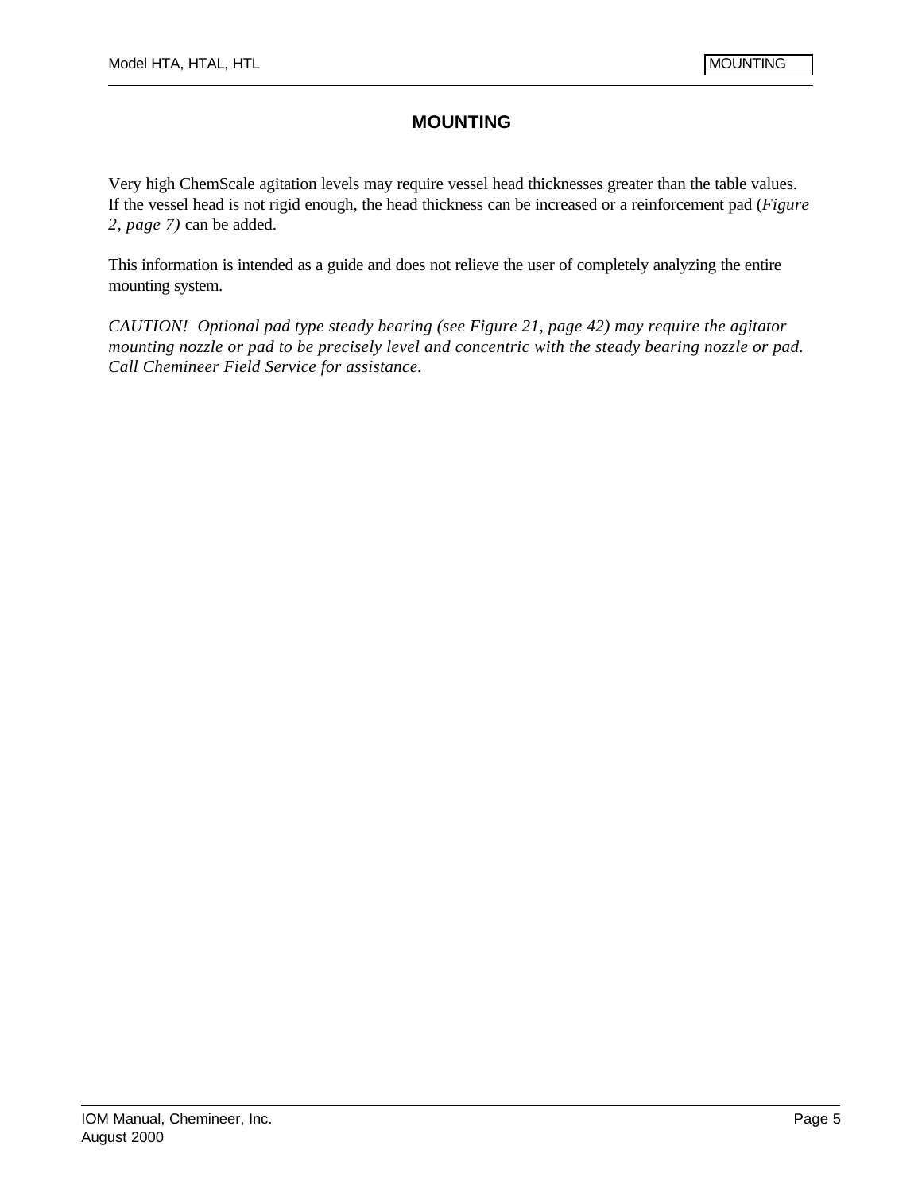# MOUNTING

Very high ChemScale agitation levels may require vessel head thicknesses greater than the table values. If the vessel head is not rigid enough, the head thickness can be increased or a reinforcement pad (*Figure 2, page 7)* can be added.

This information is intended as a guide and does not relieve the user of completely analyzing the entire mounting system.

*CAUTION! Optional pad type steady bearing (see Figure 21, page 42) may require the agitator mounting nozzle or pad to be precisely level and concentric with the steady bearing nozzle or pad. Call Chemineer Field Service for assistance.*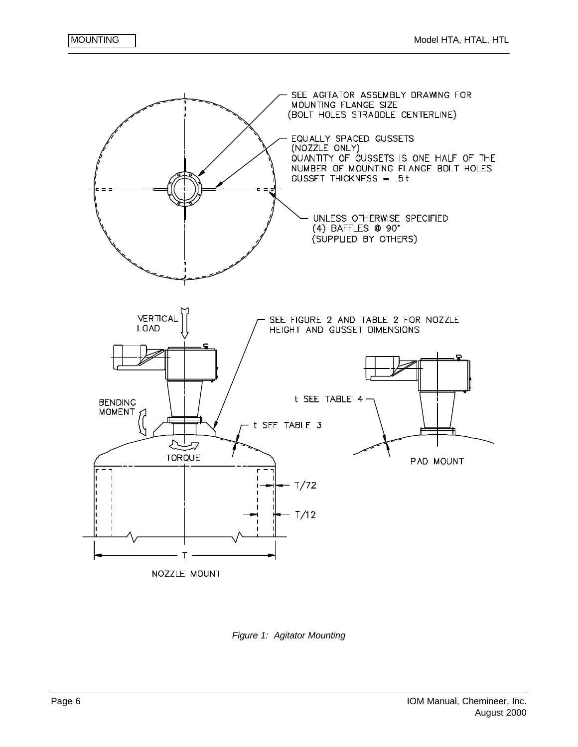SEE AGITATOR ASSEMBLY DRAWING FOR MOUNTING FLANGE SIZE (BOLT HOLES STRADDLE CENTERLINE)

EQUALLY SPACED GUSSETS (NOZZLE ONLY) QUANTITY OF GUSSETS IS ONE HALF OF THE NUMBER OF MOUNTING FLANGE BOLT HOLES GUSSET THICKNESS = .5 t

UNLESS OTHERWISE SPECIFIED (4) BAFFLES @ 90° (SUPPLIED BY OTHERS)

VERTICAL LOAD

SEE FIGURE 2 AND TABLE 2 FOR NOZZLE HEIGHT AND GUSSET DIMENSIONS

BENDING MOMENT

t SEE TABLE 4

t SEE TABLE 3

TORQUE

PAD MOUNT

T/72

T/12

T

NOZZLE MOUNT

*Figure 1: Agitator Mounting*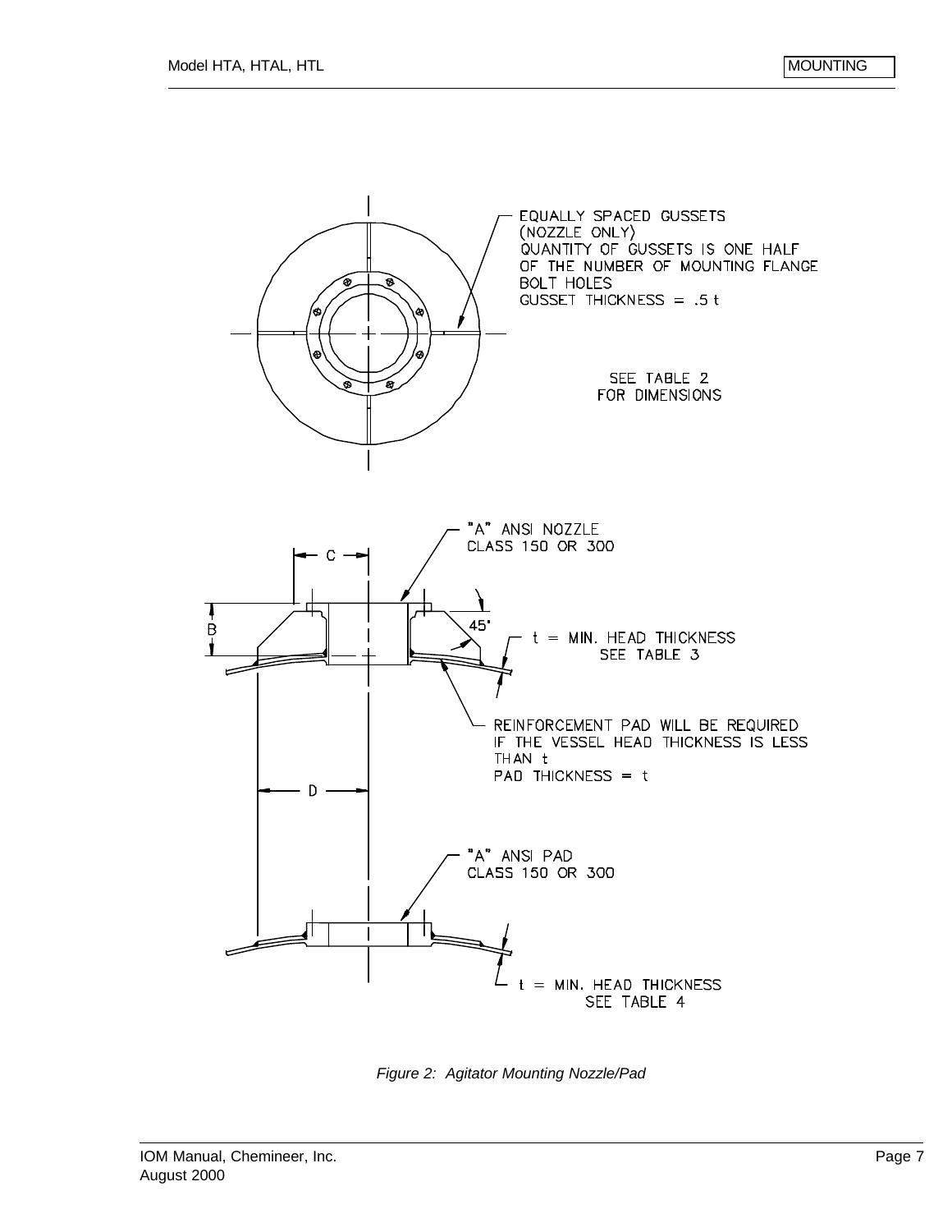EQUALLY SPACED GUSSETS
(NOZZLE ONLY)
QUANTITY OF GUSSETS IS ONE HALF
OF THE NUMBER OF MOUNTING FLANGE
BOLT HOLES
GUSSET THICKNESS = .5 t

SEE TABLE 2
FOR DIMENSIONS

"A" ANSI NOZZLE
CLASS 150 OR 300

C

B

45°

t = MIN. HEAD THICKNESS
SEE TABLE 3

REINFORCEMENT PAD WILL BE REQUIRED
IF THE VESSEL HEAD THICKNESS IS LESS
THAN t
PAD THICKNESS = t

D

"A" ANSI PAD
CLASS 150 OR 300

t = MIN. HEAD THICKNESS
SEE TABLE 4

*Figure 2: Agitator Mounting Nozzle/Pad*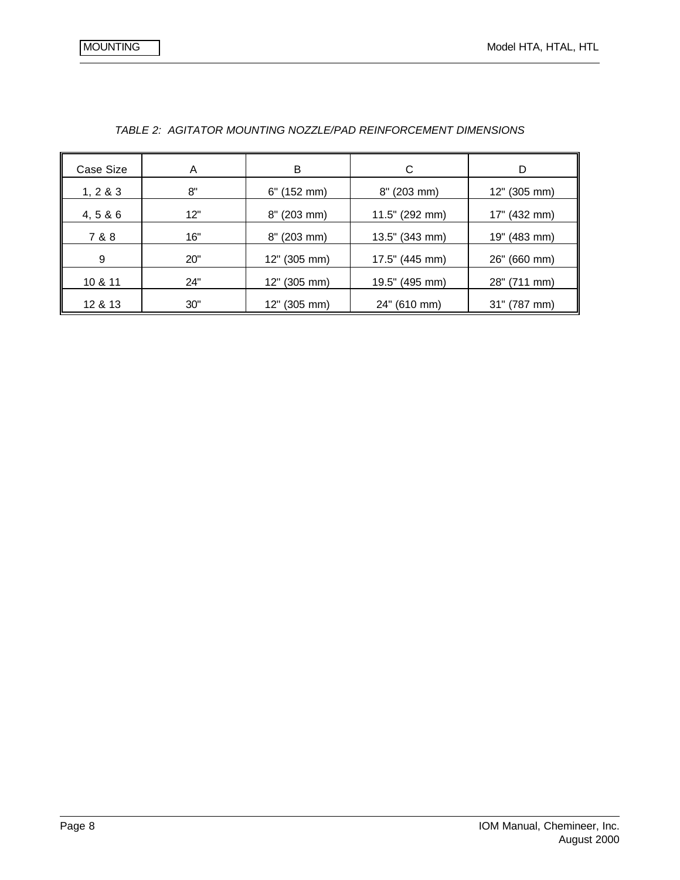*TABLE 2: AGITATOR MOUNTING NOZZLE/PAD REINFORCEMENT DIMENSIONS*

| Case Size | A | B | C | D |
|---|---|---|---|---|
| 1, 2 & 3 | 8" | 6" (152 mm) | 8" (203 mm) | 12" (305 mm) |
| 4, 5 & 6 | 12" | 8" (203 mm) | 11.5" (292 mm) | 17" (432 mm) |
| 7 & 8 | 16" | 8" (203 mm) | 13.5" (343 mm) | 19" (483 mm) |
| 9 | 20" | 12" (305 mm) | 17.5" (445 mm) | 26" (660 mm) |
| 10 & 11 | 24" | 12" (305 mm) | 19.5" (495 mm) | 28" (711 mm) |
| 12 & 13 | 30" | 12" (305 mm) | 24" (610 mm) | 31" (787 mm) |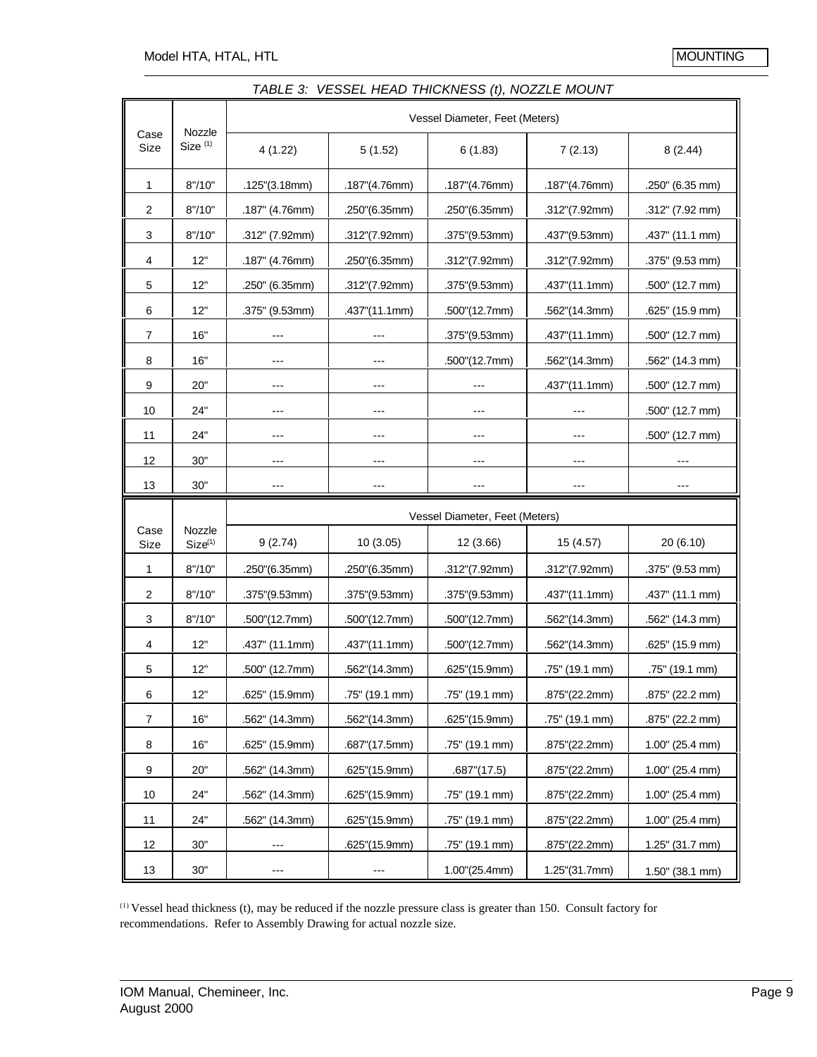TABLE 3: VESSEL HEAD THICKNESS (t), NOZZLE MOUNT

| Case Size | Nozzle Size [(1)] | Vessel Diameter, Feet (Meters) | | | | |
|---|---|---|---|---|---|---|
| | | 4 (1.22) | 5 (1.52) | 6 (1.83) | 7 (2.13) | 8 (2.44) |
| 1 | 8"/10" | .125"(3.18mm) | .187"(4.76mm) | .187"(4.76mm) | .187"(4.76mm) | .250" (6.35 mm) |
| 2 | 8"/10" | .187" (4.76mm) | .250"(6.35mm) | .250"(6.35mm) | .312"(7.92mm) | .312" (7.92 mm) |
| 3 | 8"/10" | .312" (7.92mm) | .312"(7.92mm) | .375"(9.53mm) | .437"(9.53mm) | .437" (11.1 mm) |
| 4 | 12" | .187" (4.76mm) | .250"(6.35mm) | .312"(7.92mm) | .312"(7.92mm) | .375" (9.53 mm) |
| 5 | 12" | .250" (6.35mm) | .312"(7.92mm) | .375"(9.53mm) | .437"(11.1mm) | .500" (12.7 mm) |
| 6 | 12" | .375" (9.53mm) | .437"(11.1mm) | .500"(12.7mm) | .562"(14.3mm) | .625" (15.9 mm) |
| 7 | 16" | --- | --- | .375"(9.53mm) | .437"(11.1mm) | .500" (12.7 mm) |
| 8 | 16" | --- | --- | .500"(12.7mm) | .562"(14.3mm) | .562" (14.3 mm) |
| 9 | 20" | --- | --- | --- | .437"(11.1mm) | .500" (12.7 mm) |
| 10 | 24" | --- | --- | --- | --- | .500" (12.7 mm) |
| 11 | 24" | --- | --- | --- | --- | .500" (12.7 mm) |
| 12 | 30" | --- | --- | --- | --- | --- |
| 13 | 30" | --- | --- | --- | --- | --- |

| Case Size | Nozzle Size[(1)] | Vessel Diameter, Feet (Meters) | | | | |
|---|---|---|---|---|---|---|
| | | 9 (2.74) | 10 (3.05) | 12 (3.66) | 15 (4.57) | 20 (6.10) |
| 1 | 8"/10" | .250"(6.35mm) | .250"(6.35mm) | .312"(7.92mm) | .312"(7.92mm) | .375" (9.53 mm) |
| 2 | 8"/10" | .375"(9.53mm) | .375"(9.53mm) | .375"(9.53mm) | .437"(11.1mm) | .437" (11.1 mm) |
| 3 | 8"/10" | .500"(12.7mm) | .500"(12.7mm) | .500"(12.7mm) | .562"(14.3mm) | .562" (14.3 mm) |
| 4 | 12" | .437" (11.1mm) | .437"(11.1mm) | .500"(12.7mm) | .562"(14.3mm) | .625" (15.9 mm) |
| 5 | 12" | .500" (12.7mm) | .562"(14.3mm) | .625"(15.9mm) | .75" (19.1 mm) | .75" (19.1 mm) |
| 6 | 12" | .625" (15.9mm) | .75" (19.1 mm) | .75" (19.1 mm) | .875"(22.2mm) | .875" (22.2 mm) |
| 7 | 16" | .562" (14.3mm) | .562"(14.3mm) | .625"(15.9mm) | .75" (19.1 mm) | .875" (22.2 mm) |
| 8 | 16" | .625" (15.9mm) | .687"(17.5mm) | .75" (19.1 mm) | .875"(22.2mm) | 1.00" (25.4 mm) |
| 9 | 20" | .562" (14.3mm) | .625"(15.9mm) | .687"(17.5) | .875"(22.2mm) | 1.00" (25.4 mm) |
| 10 | 24" | .562" (14.3mm) | .625"(15.9mm) | .75" (19.1 mm) | .875"(22.2mm) | 1.00" (25.4 mm) |
| 11 | 24" | .562" (14.3mm) | .625"(15.9mm) | .75" (19.1 mm) | .875"(22.2mm) | 1.00" (25.4 mm) |
| 12 | 30" | --- | .625"(15.9mm) | .75" (19.1 mm) | .875"(22.2mm) | 1.25" (31.7 mm) |
| 13 | 30" | --- | --- | 1.00"(25.4mm) | 1.25"(31.7mm) | 1.50" (38.1 mm) |

[(1)] Vessel head thickness (t), may be reduced if the nozzle pressure class is greater than 150. Consult factory for recommendations. Refer to Assembly Drawing for actual nozzle size.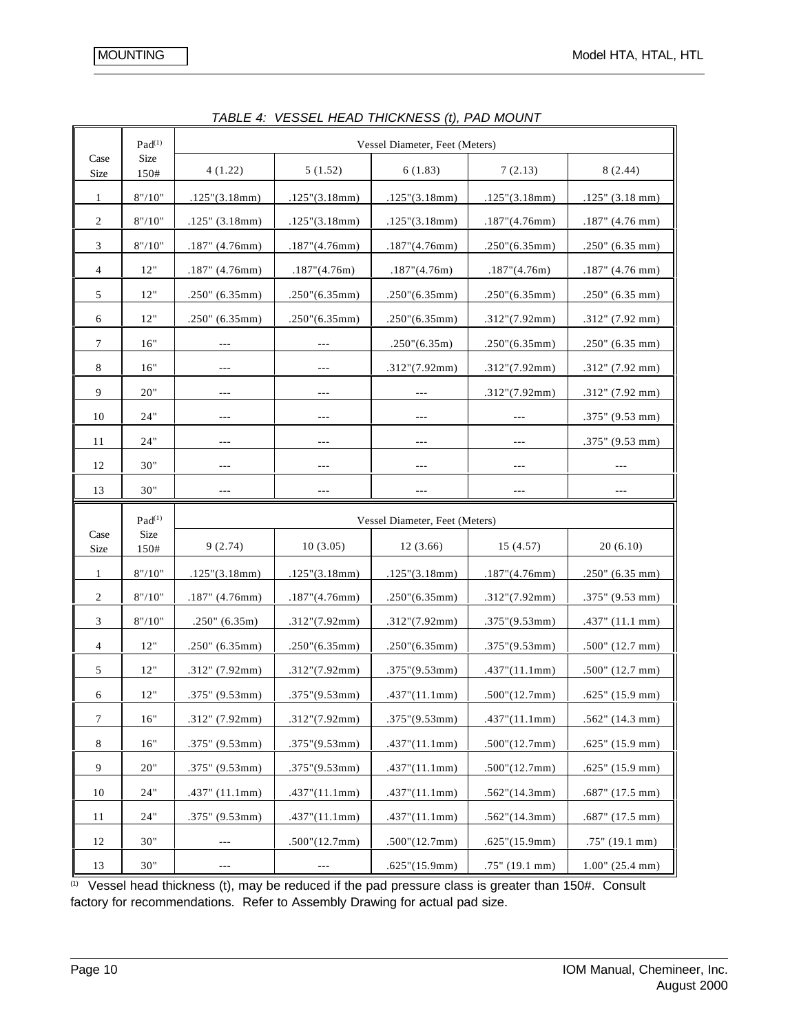*TABLE 4: VESSEL HEAD THICKNESS (t), PAD MOUNT*

| Case Size | Pad(1) Size 150# | Vessel Diameter, Feet (Meters) | | | | |
|---|---|---|---|---|---|---|
| | | 4 (1.22) | 5 (1.52) | 6 (1.83) | 7 (2.13) | 8 (2.44) |
| 1 | 8"/10" | .125"(3.18mm) | .125"(3.18mm) | .125"(3.18mm) | .125"(3.18mm) | .125" (3.18 mm) |
| 2 | 8"/10" | .125" (3.18mm) | .125"(3.18mm) | .125"(3.18mm) | .187"(4.76mm) | .187" (4.76 mm) |
| 3 | 8"/10" | .187" (4.76mm) | .187"(4.76mm) | .187"(4.76mm) | .250"(6.35mm) | .250" (6.35 mm) |
| 4 | 12" | .187" (4.76mm) | .187"(4.76m) | .187"(4.76m) | .187"(4.76m) | .187" (4.76 mm) |
| 5 | 12" | .250" (6.35mm) | .250"(6.35mm) | .250"(6.35mm) | .250"(6.35mm) | .250" (6.35 mm) |
| 6 | 12" | .250" (6.35mm) | .250"(6.35mm) | .250"(6.35mm) | .312"(7.92mm) | .312" (7.92 mm) |
| 7 | 16" | --- | --- | .250"(6.35m) | .250"(6.35mm) | .250" (6.35 mm) |
| 8 | 16" | --- | --- | .312"(7.92mm) | .312"(7.92mm) | .312" (7.92 mm) |
| 9 | 20" | --- | --- | --- | .312"(7.92mm) | .312" (7.92 mm) |
| 10 | 24" | --- | --- | --- | --- | .375" (9.53 mm) |
| 11 | 24" | --- | --- | --- | --- | .375" (9.53 mm) |
| 12 | 30" | --- | --- | --- | --- | --- |
| 13 | 30" | --- | --- | --- | --- | --- |

| Case Size | Pad(1) Size 150# | Vessel Diameter, Feet (Meters) | | | | |
|---|---|---|---|---|---|---|
| | | 9 (2.74) | 10 (3.05) | 12 (3.66) | 15 (4.57) | 20 (6.10) |
| 1 | 8"/10" | .125"(3.18mm) | .125"(3.18mm) | .125"(3.18mm) | .187"(4.76mm) | .250" (6.35 mm) |
| 2 | 8"/10" | .187" (4.76mm) | .187"(4.76mm) | .250"(6.35mm) | .312"(7.92mm) | .375" (9.53 mm) |
| 3 | 8"/10" | .250" (6.35m) | .312"(7.92mm) | .312"(7.92mm) | .375"(9.53mm) | .437" (11.1 mm) |
| 4 | 12" | .250" (6.35mm) | .250"(6.35mm) | .250"(6.35mm) | .375"(9.53mm) | .500" (12.7 mm) |
| 5 | 12" | .312" (7.92mm) | .312"(7.92mm) | .375"(9.53mm) | .437"(11.1mm) | .500" (12.7 mm) |
| 6 | 12" | .375" (9.53mm) | .375"(9.53mm) | .437"(11.1mm) | .500"(12.7mm) | .625" (15.9 mm) |
| 7 | 16" | .312" (7.92mm) | .312"(7.92mm) | .375"(9.53mm) | .437"(11.1mm) | .562" (14.3 mm) |
| 8 | 16" | .375" (9.53mm) | .375"(9.53mm) | .437"(11.1mm) | .500"(12.7mm) | .625" (15.9 mm) |
| 9 | 20" | .375" (9.53mm) | .375"(9.53mm) | .437"(11.1mm) | .500"(12.7mm) | .625" (15.9 mm) |
| 10 | 24" | .437" (11.1mm) | .437"(11.1mm) | .437"(11.1mm) | .562"(14.3mm) | .687" (17.5 mm) |
| 11 | 24" | .375" (9.53mm) | .437"(11.1mm) | .437"(11.1mm) | .562"(14.3mm) | .687" (17.5 mm) |
| 12 | 30" | --- | .500"(12.7mm) | .500"(12.7mm) | .625"(15.9mm) | .75" (19.1 mm) |
| 13 | 30" | --- | --- | .625"(15.9mm) | .75" (19.1 mm) | 1.00" (25.4 mm) |

(1) Vessel head thickness (t), may be reduced if the pad pressure class is greater than 150#. Consult factory for recommendations. Refer to Assembly Drawing for actual pad size.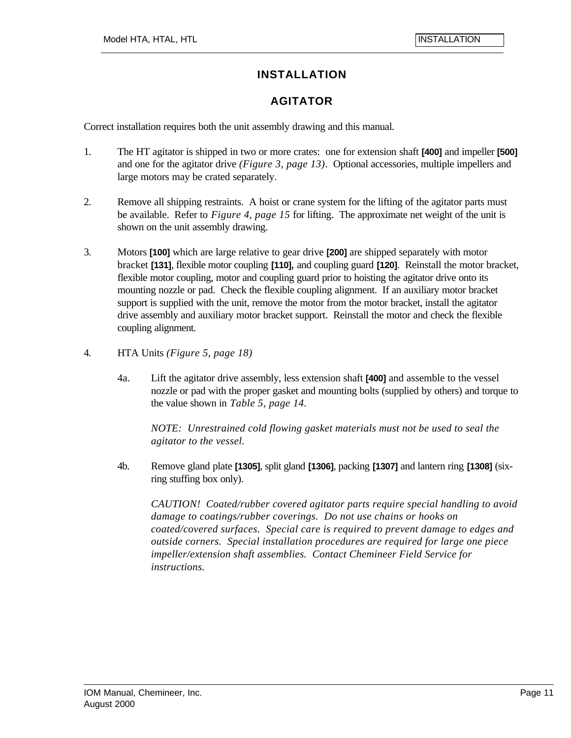# INSTALLATION

## AGITATOR

Correct installation requires both the unit assembly drawing and this manual.

1. The HT agitator is shipped in two or more crates: one for extension shaft **[400]** and impeller **[500]** and one for the agitator drive *(Figure 3, page 13)*. Optional accessories, multiple impellers and large motors may be crated separately.

2. Remove all shipping restraints. A hoist or crane system for the lifting of the agitator parts must be available. Refer to *Figure 4, page 15* for lifting. The approximate net weight of the unit is shown on the unit assembly drawing.

3. Motors **[100]** which are large relative to gear drive **[200]** are shipped separately with motor bracket **[131]**, flexible motor coupling **[110],** and coupling guard **[120]**. Reinstall the motor bracket, flexible motor coupling, motor and coupling guard prior to hoisting the agitator drive onto its mounting nozzle or pad. Check the flexible coupling alignment. If an auxiliary motor bracket support is supplied with the unit, remove the motor from the motor bracket, install the agitator drive assembly and auxiliary motor bracket support. Reinstall the motor and check the flexible coupling alignment.

4. HTA Units *(Figure 5, page 18)*

   4a. Lift the agitator drive assembly, less extension shaft **[400]** and assemble to the vessel nozzle or pad with the proper gasket and mounting bolts (supplied by others) and torque to the value shown in *Table 5, page 14*.

   *NOTE: Unrestrained cold flowing gasket materials must not be used to seal the agitator to the vessel.*

   4b. Remove gland plate **[1305]**, split gland **[1306]**, packing **[1307]** and lantern ring **[1308]** (six-ring stuffing box only).

   *CAUTION! Coated/rubber covered agitator parts require special handling to avoid damage to coatings/rubber coverings. Do not use chains or hooks on coated/covered surfaces. Special care is required to prevent damage to edges and outside corners. Special installation procedures are required for large one piece impeller/extension shaft assemblies. Contact Chemineer Field Service for instructions.*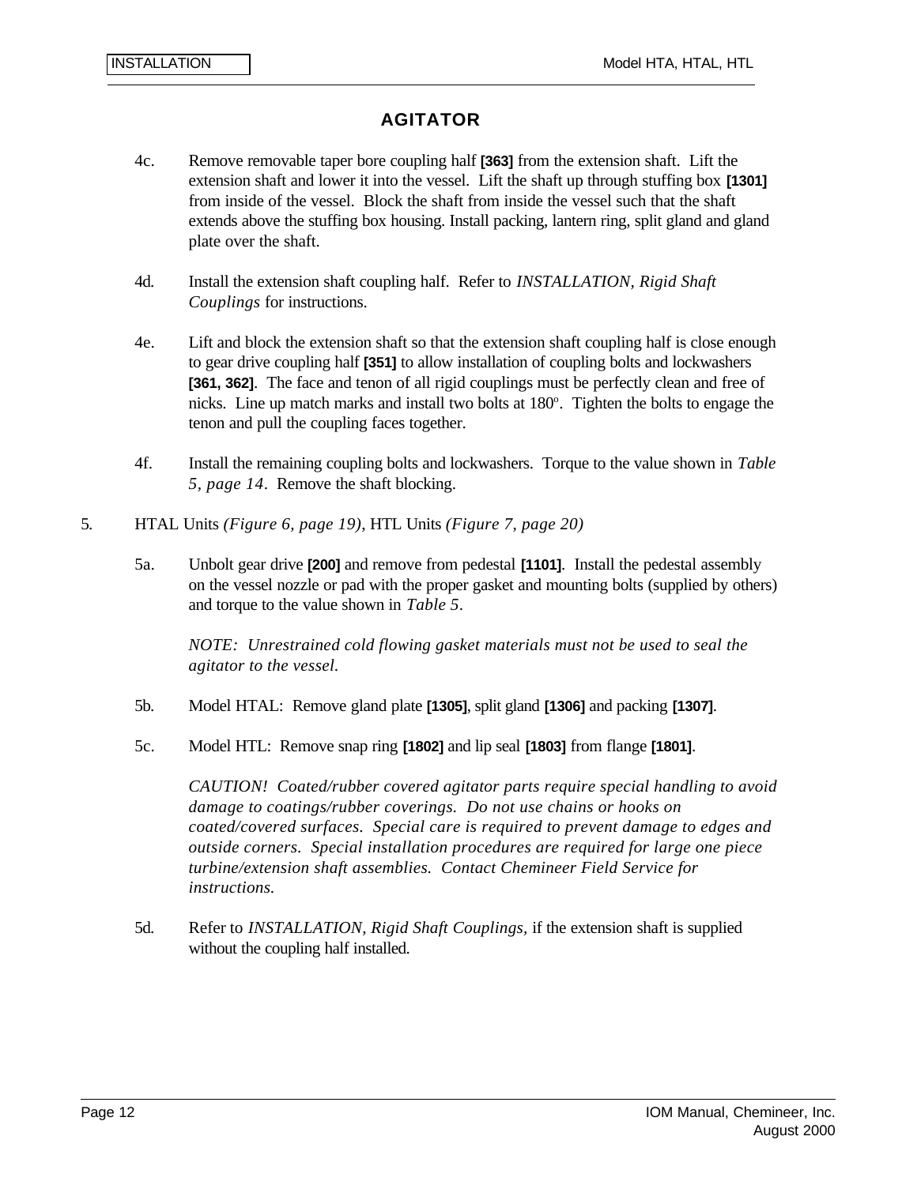## AGITATOR

4c. Remove removable taper bore coupling half **[363]** from the extension shaft. Lift the extension shaft and lower it into the vessel. Lift the shaft up through stuffing box **[1301]** from inside of the vessel. Block the shaft from inside the vessel such that the shaft extends above the stuffing box housing. Install packing, lantern ring, split gland and gland plate over the shaft.

4d. Install the extension shaft coupling half. Refer to *INSTALLATION, Rigid Shaft Couplings* for instructions.

4e. Lift and block the extension shaft so that the extension shaft coupling half is close enough to gear drive coupling half **[351]** to allow installation of coupling bolts and lockwashers **[361, 362]**. The face and tenon of all rigid couplings must be perfectly clean and free of nicks. Line up match marks and install two bolts at 180º. Tighten the bolts to engage the tenon and pull the coupling faces together.

4f. Install the remaining coupling bolts and lockwashers. Torque to the value shown in *Table 5, page 14*. Remove the shaft blocking.

5. HTAL Units *(Figure 6, page 19)*, HTL Units *(Figure 7, page 20)*

5a. Unbolt gear drive **[200]** and remove from pedestal **[1101]**. Install the pedestal assembly on the vessel nozzle or pad with the proper gasket and mounting bolts (supplied by others) and torque to the value shown in *Table 5*.

*NOTE: Unrestrained cold flowing gasket materials must not be used to seal the agitator to the vessel.*

5b. Model HTAL: Remove gland plate **[1305]**, split gland **[1306]** and packing **[1307]**.

5c. Model HTL: Remove snap ring **[1802]** and lip seal **[1803]** from flange **[1801]**.

*CAUTION! Coated/rubber covered agitator parts require special handling to avoid damage to coatings/rubber coverings. Do not use chains or hooks on coated/covered surfaces. Special care is required to prevent damage to edges and outside corners. Special installation procedures are required for large one piece turbine/extension shaft assemblies. Contact Chemineer Field Service for instructions.*

5d. Refer to *INSTALLATION, Rigid Shaft Couplings,* if the extension shaft is supplied without the coupling half installed.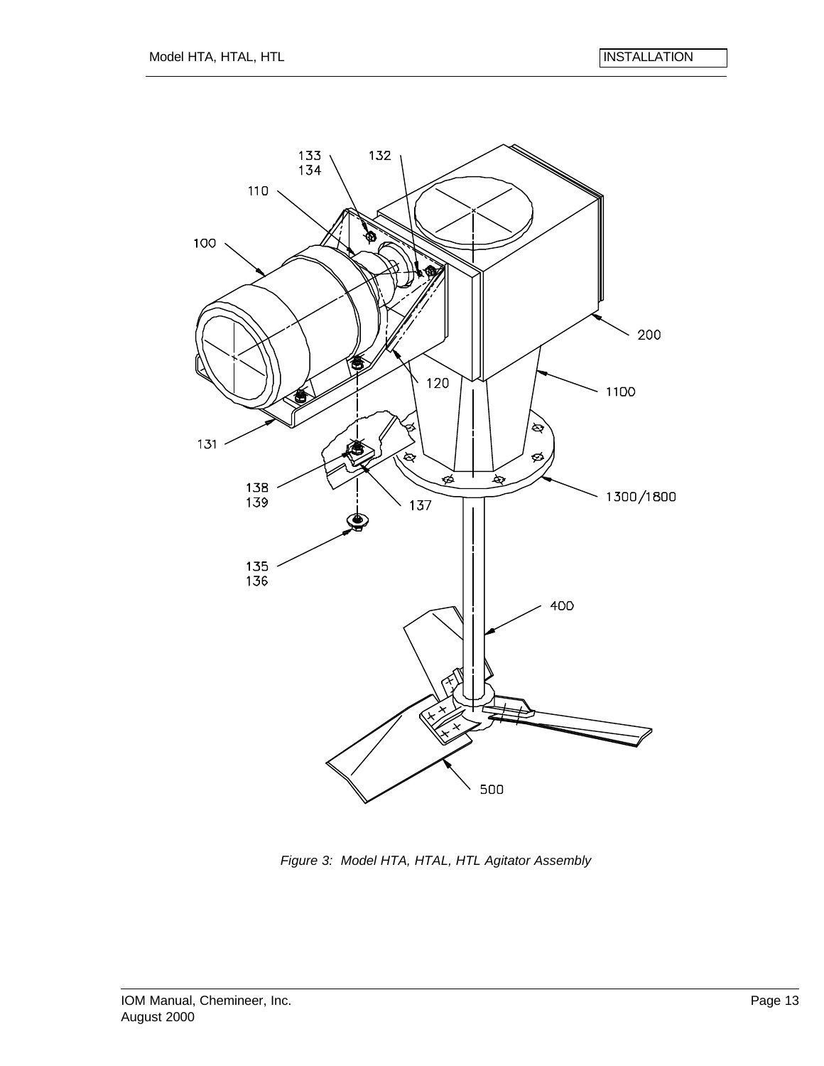133
134
132
110
100
200
120
1100
131
1300/1800
138
139
137
135
136
400
500

*Figure 3: Model HTA, HTAL, HTL Agitator Assembly*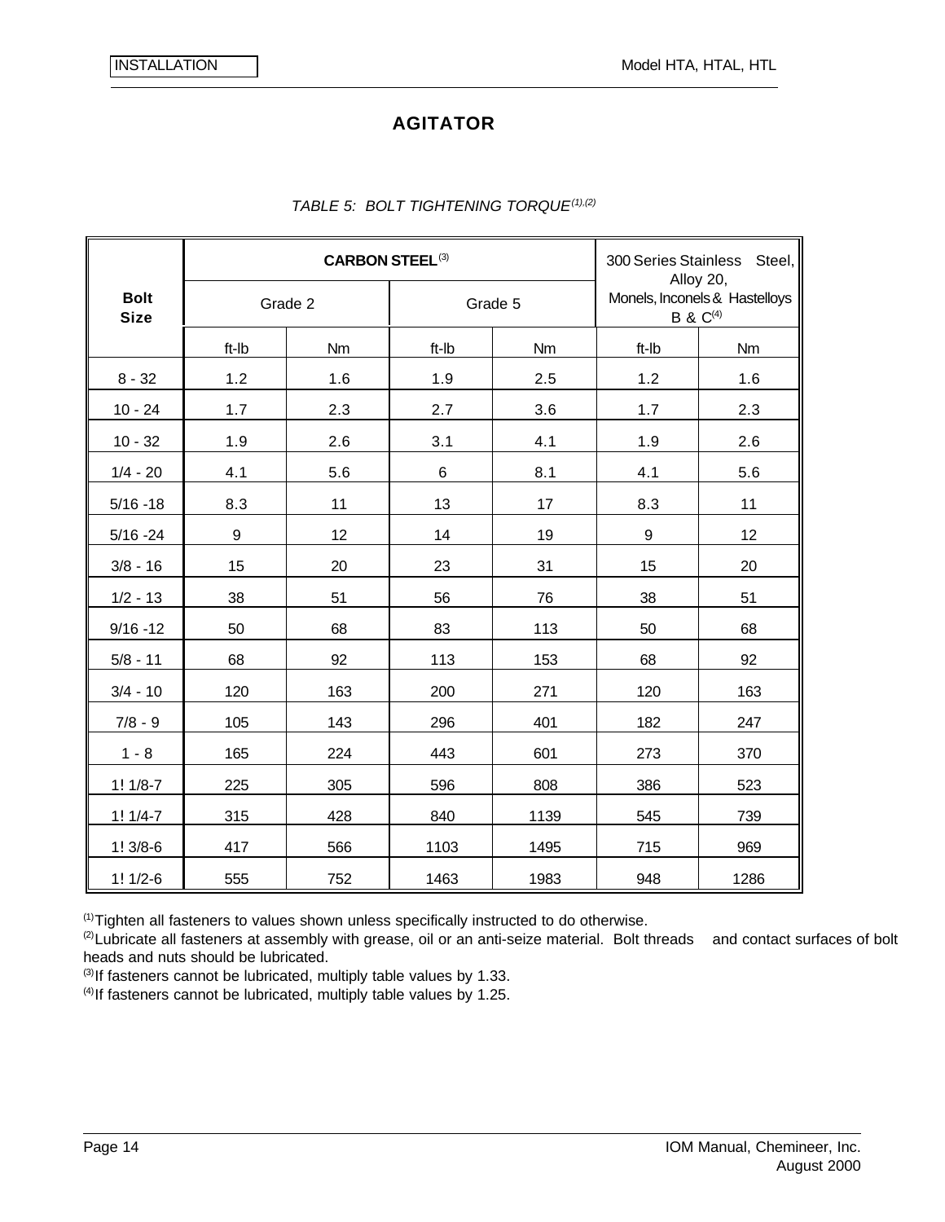## AGITATOR

*TABLE 5: BOLT TIGHTENING TORQUE[(1),(2)]*

| Bolt Size | CARBON STEEL[(3)] | | | | 300 Series Stainless Steel, Alloy 20, Monels, Inconels & Hastelloys B & C[(4)] | |
|---|---|---|---|---|---|---|
| | Grade 2 | | Grade 5 | | | |
| | ft-lb | Nm | ft-lb | Nm | ft-lb | Nm |
| 8 - 32 | 1.2 | 1.6 | 1.9 | 2.5 | 1.2 | 1.6 |
| 10 - 24 | 1.7 | 2.3 | 2.7 | 3.6 | 1.7 | 2.3 |
| 10 - 32 | 1.9 | 2.6 | 3.1 | 4.1 | 1.9 | 2.6 |
| 1/4 - 20 | 4.1 | 5.6 | 6 | 8.1 | 4.1 | 5.6 |
| 5/16 -18 | 8.3 | 11 | 13 | 17 | 8.3 | 11 |
| 5/16 -24 | 9 | 12 | 14 | 19 | 9 | 12 |
| 3/8 - 16 | 15 | 20 | 23 | 31 | 15 | 20 |
| 1/2 - 13 | 38 | 51 | 56 | 76 | 38 | 51 |
| 9/16 -12 | 50 | 68 | 83 | 113 | 50 | 68 |
| 5/8 - 11 | 68 | 92 | 113 | 153 | 68 | 92 |
| 3/4 - 10 | 120 | 163 | 200 | 271 | 120 | 163 |
| 7/8 - 9 | 105 | 143 | 296 | 401 | 182 | 247 |
| 1 - 8 | 165 | 224 | 443 | 601 | 273 | 370 |
| 1! 1/8-7 | 225 | 305 | 596 | 808 | 386 | 523 |
| 1! 1/4-7 | 315 | 428 | 840 | 1139 | 545 | 739 |
| 1! 3/8-6 | 417 | 566 | 1103 | 1495 | 715 | 969 |
| 1! 1/2-6 | 555 | 752 | 1463 | 1983 | 948 | 1286 |

(1) Tighten all fasteners to values shown unless specifically instructed to do otherwise.
(2) Lubricate all fasteners at assembly with grease, oil or an anti-seize material. Bolt threads and contact surfaces of bolt heads and nuts should be lubricated.
(3) If fasteners cannot be lubricated, multiply table values by 1.33.
(4) If fasteners cannot be lubricated, multiply table values by 1.25.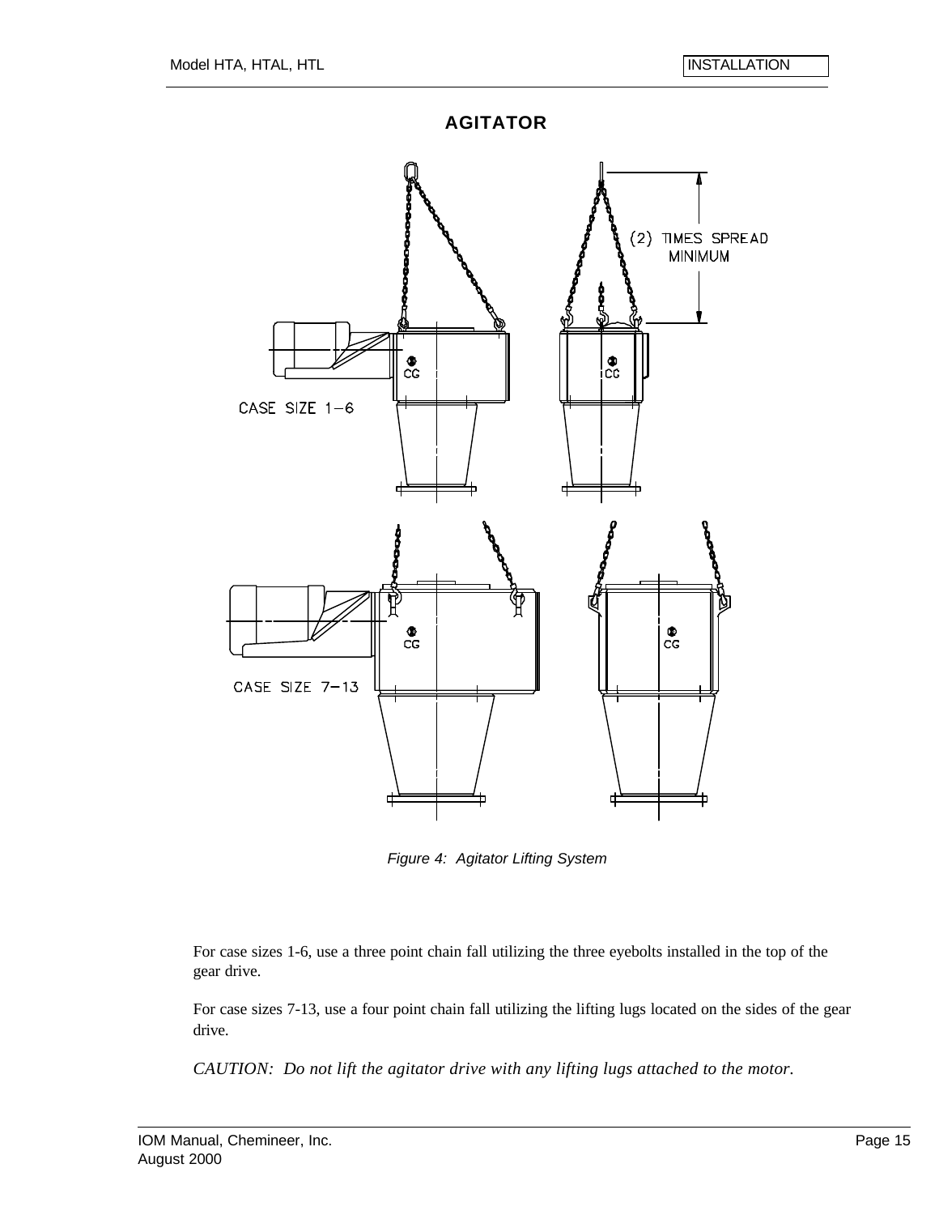## AGITATOR

(2) TIMES SPREAD MINIMUM

CG

CASE SIZE 1–6

CASE SIZE 7–13

*Figure 4: Agitator Lifting System*

For case sizes 1-6, use a three point chain fall utilizing the three eyebolts installed in the top of the gear drive.

For case sizes 7-13, use a four point chain fall utilizing the lifting lugs located on the sides of the gear drive.

*CAUTION: Do not lift the agitator drive with any lifting lugs attached to the motor.*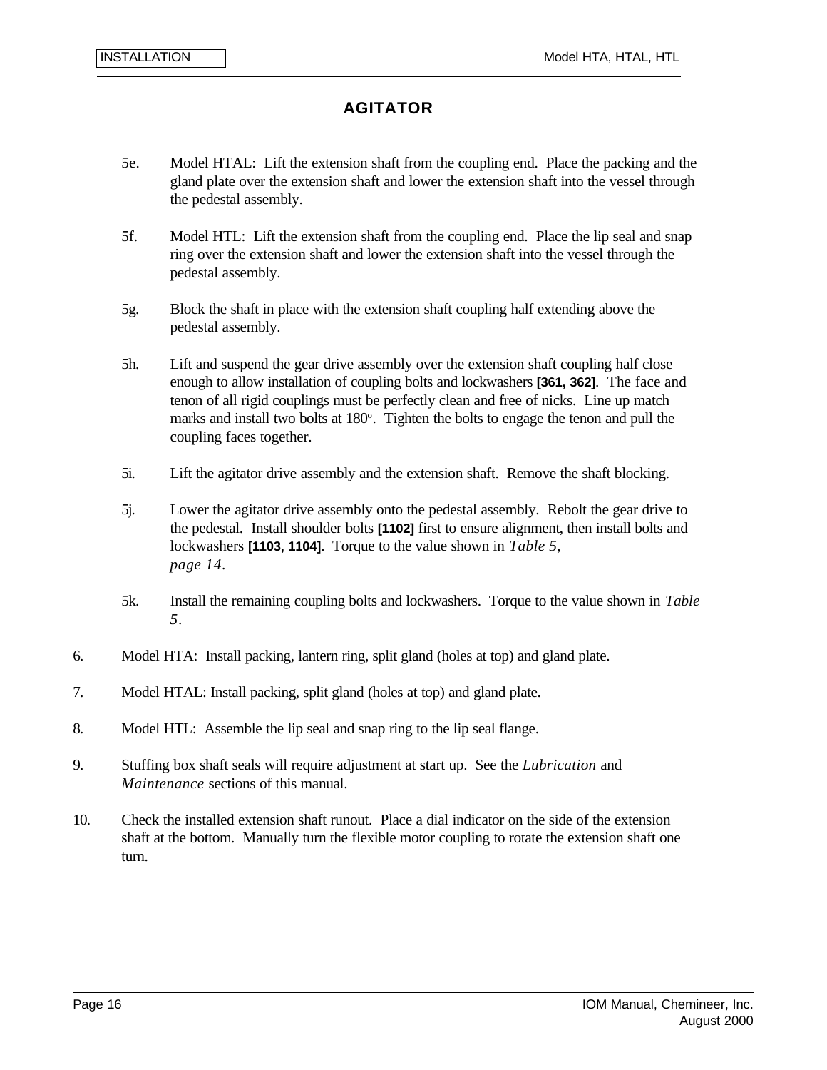## AGITATOR

5e. Model HTAL: Lift the extension shaft from the coupling end. Place the packing and the gland plate over the extension shaft and lower the extension shaft into the vessel through the pedestal assembly.

5f. Model HTL: Lift the extension shaft from the coupling end. Place the lip seal and snap ring over the extension shaft and lower the extension shaft into the vessel through the pedestal assembly.

5g. Block the shaft in place with the extension shaft coupling half extending above the pedestal assembly.

5h. Lift and suspend the gear drive assembly over the extension shaft coupling half close enough to allow installation of coupling bolts and lockwashers **[361, 362]**. The face and tenon of all rigid couplings must be perfectly clean and free of nicks. Line up match marks and install two bolts at 180°. Tighten the bolts to engage the tenon and pull the coupling faces together.

5i. Lift the agitator drive assembly and the extension shaft. Remove the shaft blocking.

5j. Lower the agitator drive assembly onto the pedestal assembly. Rebolt the gear drive to the pedestal. Install shoulder bolts **[1102]** first to ensure alignment, then install bolts and lockwashers **[1103, 1104]**. Torque to the value shown in *Table 5, page 14*.

5k. Install the remaining coupling bolts and lockwashers. Torque to the value shown in *Table 5*.

6. Model HTA: Install packing, lantern ring, split gland (holes at top) and gland plate.

7. Model HTAL: Install packing, split gland (holes at top) and gland plate.

8. Model HTL: Assemble the lip seal and snap ring to the lip seal flange.

9. Stuffing box shaft seals will require adjustment at start up. See the *Lubrication* and *Maintenance* sections of this manual.

10. Check the installed extension shaft runout. Place a dial indicator on the side of the extension shaft at the bottom. Manually turn the flexible motor coupling to rotate the extension shaft one turn.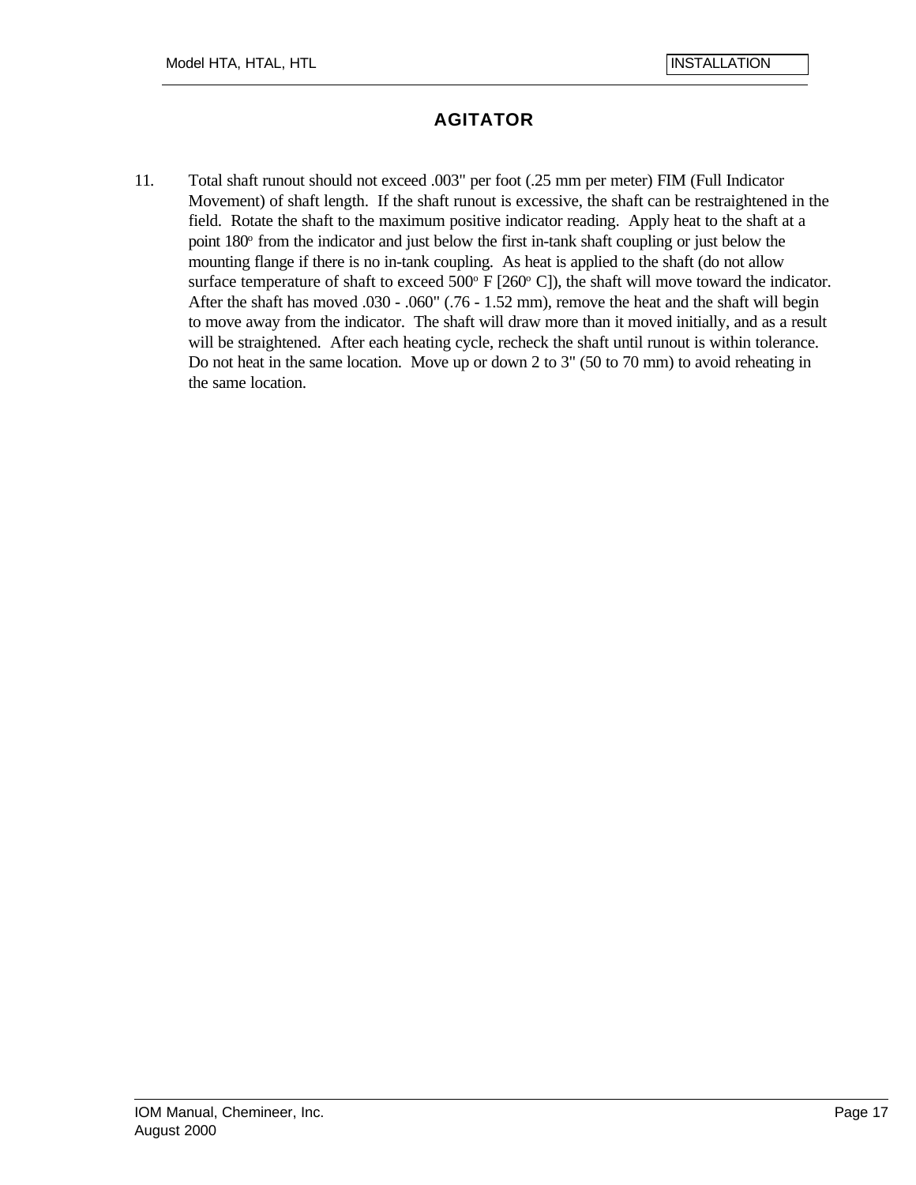## AGITATOR

11. Total shaft runout should not exceed .003" per foot (.25 mm per meter) FIM (Full Indicator Movement) of shaft length. If the shaft runout is excessive, the shaft can be restraightened in the field. Rotate the shaft to the maximum positive indicator reading. Apply heat to the shaft at a point 180º from the indicator and just below the first in-tank shaft coupling or just below the mounting flange if there is no in-tank coupling. As heat is applied to the shaft (do not allow surface temperature of shaft to exceed 500º F [260º C]), the shaft will move toward the indicator. After the shaft has moved .030 - .060" (.76 - 1.52 mm), remove the heat and the shaft will begin to move away from the indicator. The shaft will draw more than it moved initially, and as a result will be straightened. After each heating cycle, recheck the shaft until runout is within tolerance. Do not heat in the same location. Move up or down 2 to 3" (50 to 70 mm) to avoid reheating in the same location.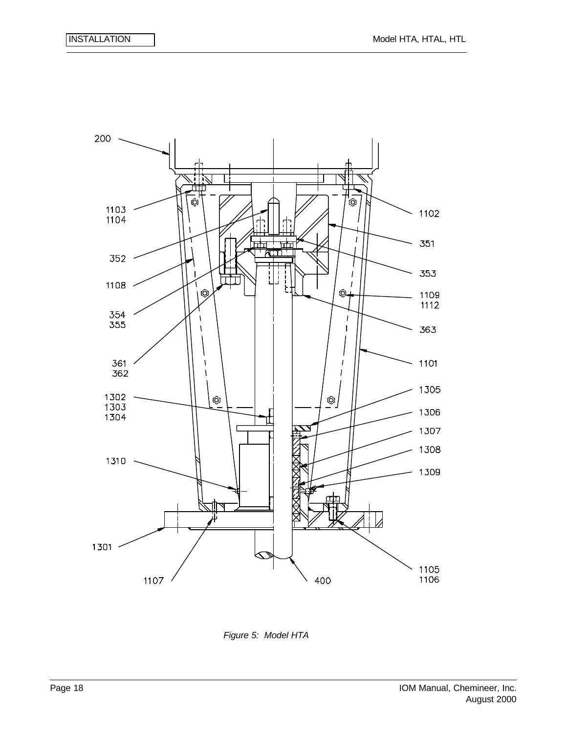200

1103
1104

352

1108

354
355

361
362

1302
1303
1304

1310

1301

1107

400

1105
1106

1102

351

353

1109
1112

363

1101

1305

1306

1307

1308

1309

*Figure 5: Model HTA*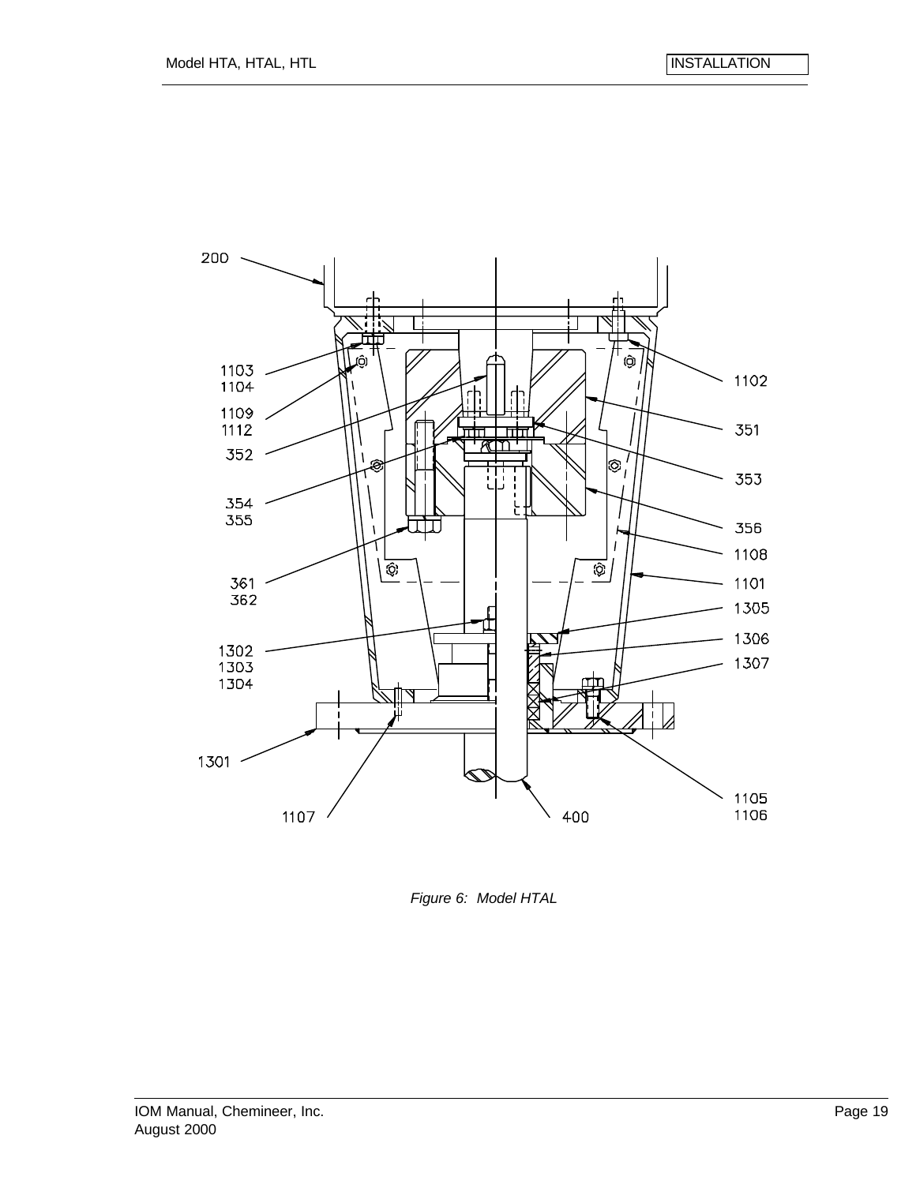200

1103
1104

1109
1112

352

354
355

361
362

1302
1303
1304

1301

1107

400

1102

351

353

356

1108

1101

1305

1306

1307

1105
1106

*Figure 6: Model HTAL*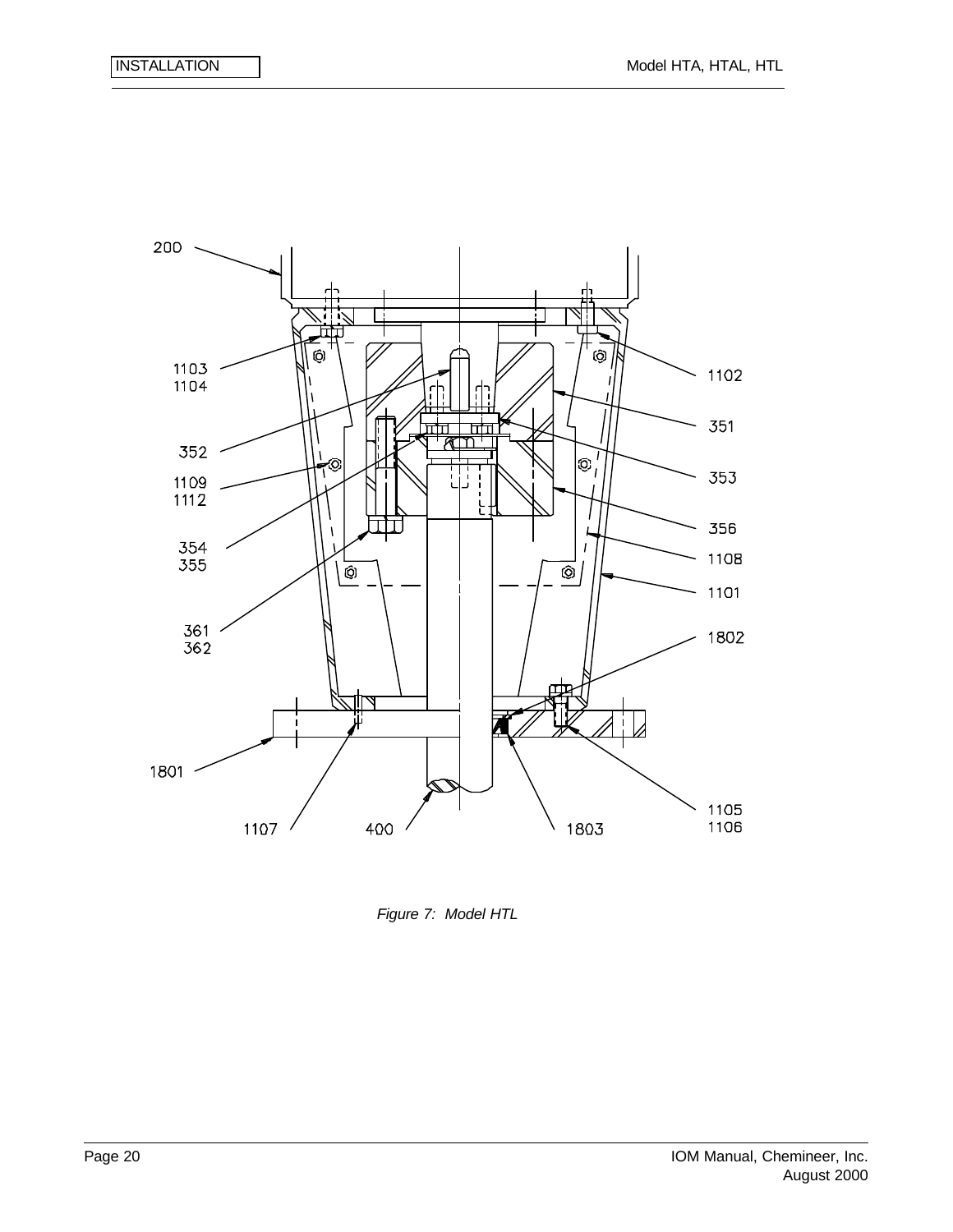200

1103
1104

352

1109
1112

354
355

361
362

1801

1107

400

1803

1105
1106

1802

1101

1108

356

353

351

1102

*Figure 7: Model HTL*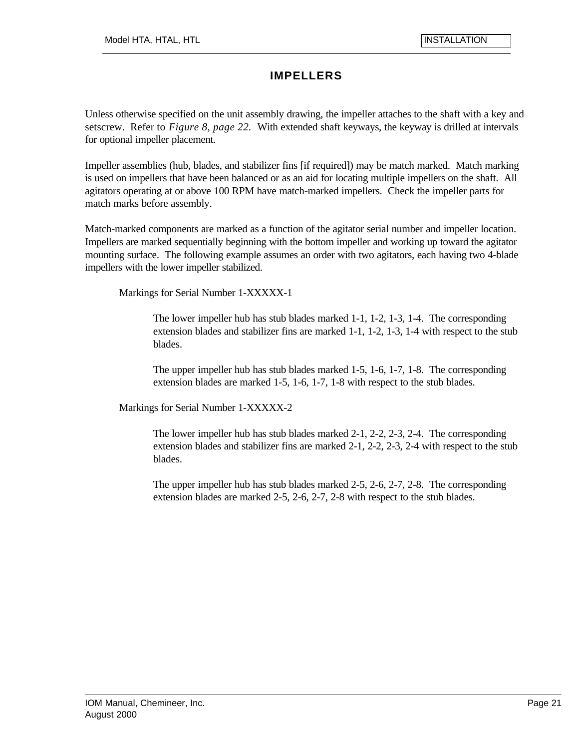# IMPELLERS

Unless otherwise specified on the unit assembly drawing, the impeller attaches to the shaft with a key and setscrew. Refer to *Figure 8, page 22*. With extended shaft keyways, the keyway is drilled at intervals for optional impeller placement.

Impeller assemblies (hub, blades, and stabilizer fins [if required]) may be match marked. Match marking is used on impellers that have been balanced or as an aid for locating multiple impellers on the shaft. All agitators operating at or above 100 RPM have match-marked impellers. Check the impeller parts for match marks before assembly.

Match-marked components are marked as a function of the agitator serial number and impeller location. Impellers are marked sequentially beginning with the bottom impeller and working up toward the agitator mounting surface. The following example assumes an order with two agitators, each having two 4-blade impellers with the lower impeller stabilized.

Markings for Serial Number 1-XXXXX-1

> The lower impeller hub has stub blades marked 1-1, 1-2, 1-3, 1-4. The corresponding extension blades and stabilizer fins are marked 1-1, 1-2, 1-3, 1-4 with respect to the stub blades.
>
> The upper impeller hub has stub blades marked 1-5, 1-6, 1-7, 1-8. The corresponding extension blades are marked 1-5, 1-6, 1-7, 1-8 with respect to the stub blades.

Markings for Serial Number 1-XXXXX-2

> The lower impeller hub has stub blades marked 2-1, 2-2, 2-3, 2-4. The corresponding extension blades and stabilizer fins are marked 2-1, 2-2, 2-3, 2-4 with respect to the stub blades.
>
> The upper impeller hub has stub blades marked 2-5, 2-6, 2-7, 2-8. The corresponding extension blades are marked 2-5, 2-6, 2-7, 2-8 with respect to the stub blades.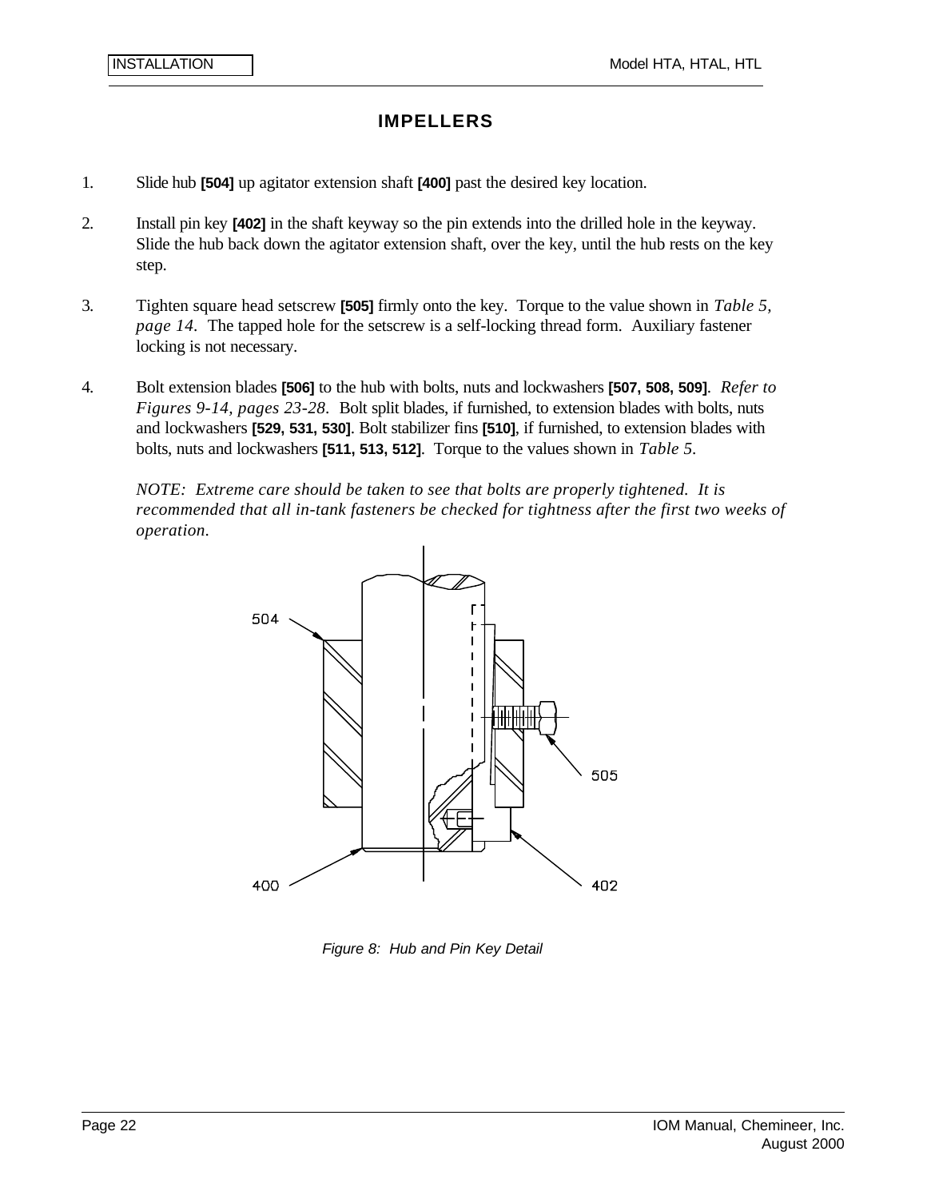# IMPELLERS

1. Slide hub **[504]** up agitator extension shaft **[400]** past the desired key location.

2. Install pin key **[402]** in the shaft keyway so the pin extends into the drilled hole in the keyway. Slide the hub back down the agitator extension shaft, over the key, until the hub rests on the key step.

3. Tighten square head setscrew **[505]** firmly onto the key. Torque to the value shown in *Table 5, page 14*. The tapped hole for the setscrew is a self-locking thread form. Auxiliary fastener locking is not necessary.

4. Bolt extension blades **[506]** to the hub with bolts, nuts and lockwashers **[507, 508, 509]**. *Refer to Figures 9-14, pages 23-28*. Bolt split blades, if furnished, to extension blades with bolts, nuts and lockwashers **[529, 531, 530]**. Bolt stabilizer fins **[510]**, if furnished, to extension blades with bolts, nuts and lockwashers **[511, 513, 512]**. Torque to the values shown in *Table 5*.

   *NOTE: Extreme care should be taken to see that bolts are properly tightened. It is recommended that all in-tank fasteners be checked for tightness after the first two weeks of operation.*

*Figure 8: Hub and Pin Key Detail*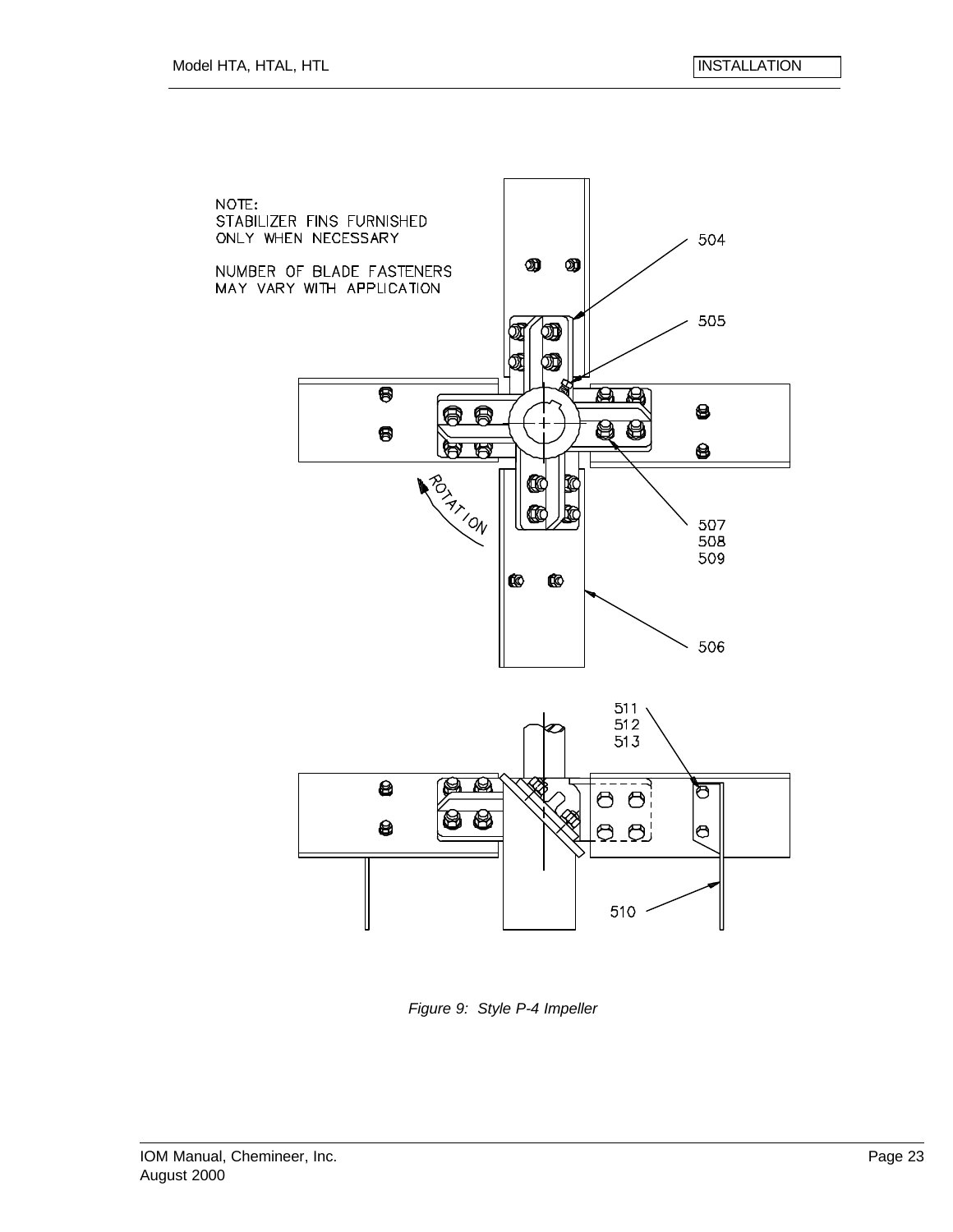NOTE:
STABILIZER FINS FURNISHED
ONLY WHEN NECESSARY

NUMBER OF BLADE FASTENERS
MAY VARY WITH APPLICATION

504

505

ROTATION

507
508
509

506

511
512
513

510

*Figure 9: Style P-4 Impeller*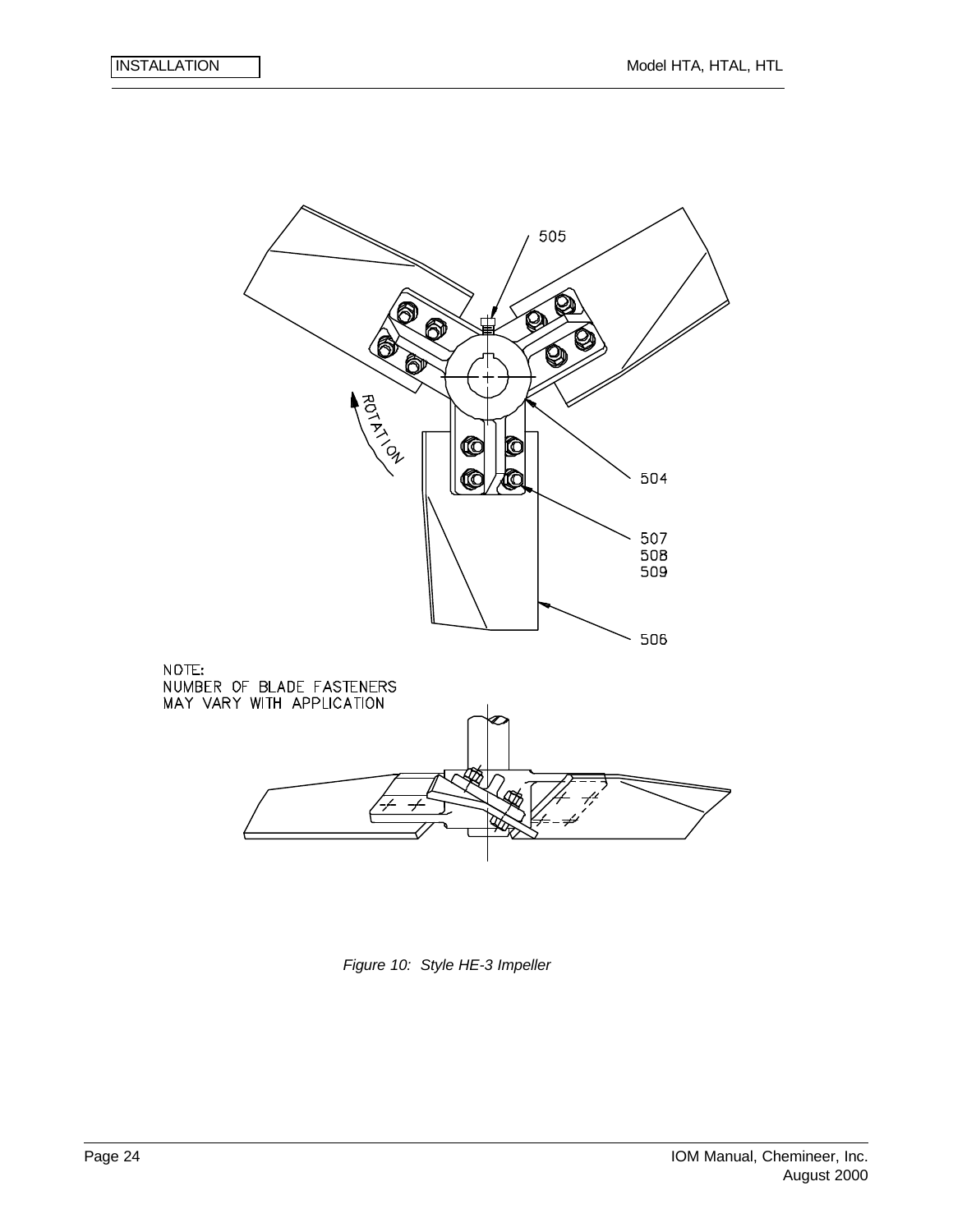505

ROTATION

504

507
508
509

506

NOTE:
NUMBER OF BLADE FASTENERS
MAY VARY WITH APPLICATION

*Figure 10: Style HE-3 Impeller*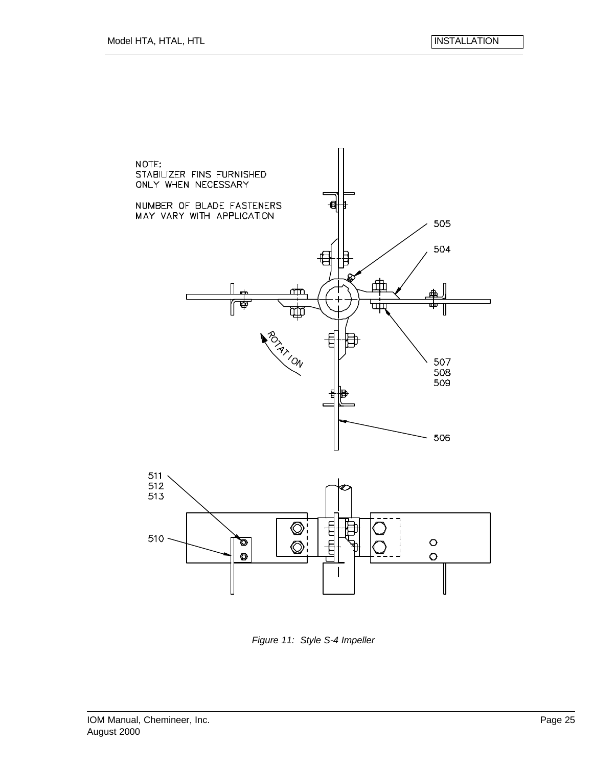NOTE:
STABILIZER FINS FURNISHED
ONLY WHEN NECESSARY

NUMBER OF BLADE FASTENERS
MAY VARY WITH APPLICATION

505

504

ROTATION

507
508
509

506

511
512
513

510

*Figure 11: Style S-4 Impeller*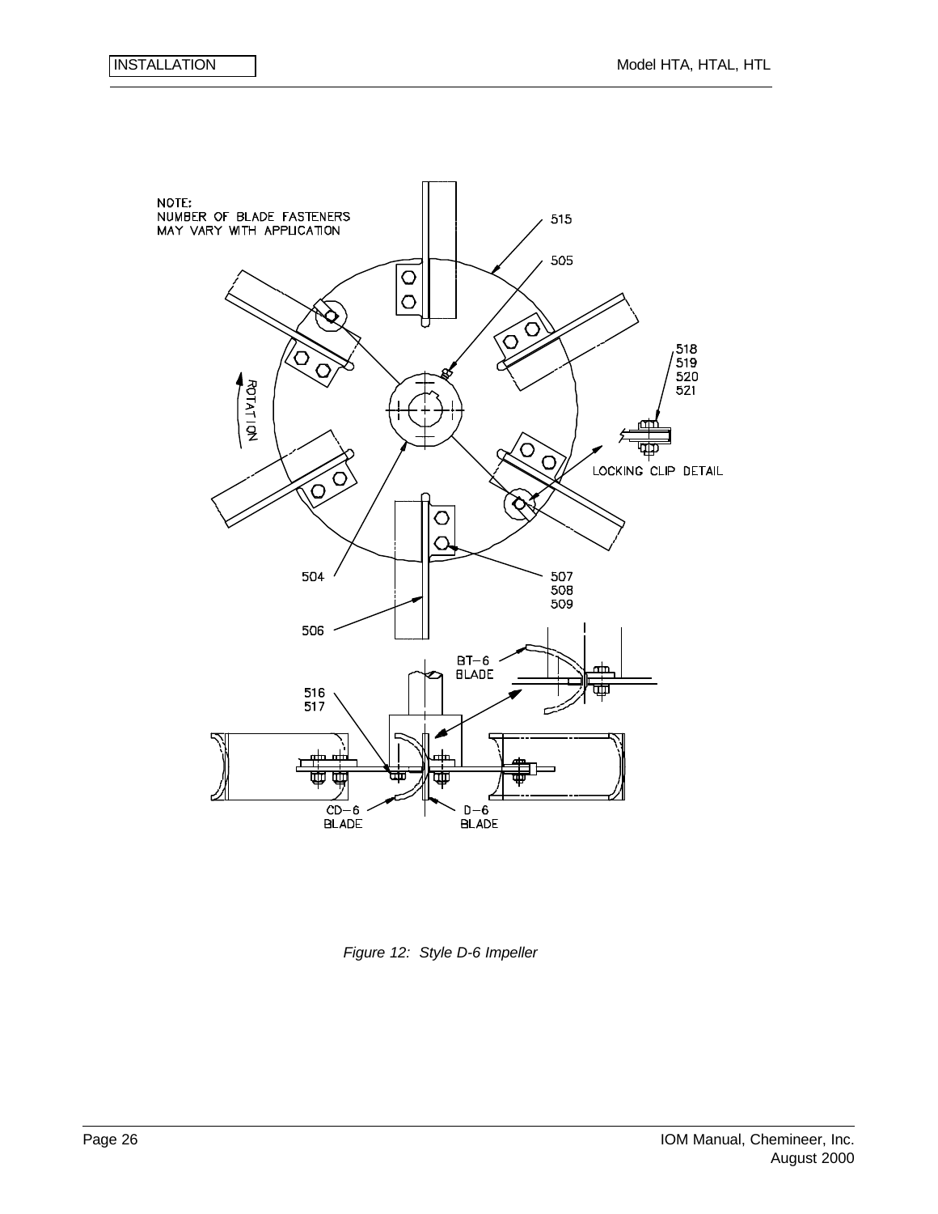NOTE:
NUMBER OF BLADE FASTENERS
MAY VARY WITH APPLICATION

515
505
518
519
520
521
LOCKING CLIP DETAIL
ROTATION
504
507
508
509
506
BT-6
BLADE
516
517
CD-6
BLADE
D-6
BLADE

*Figure 12: Style D-6 Impeller*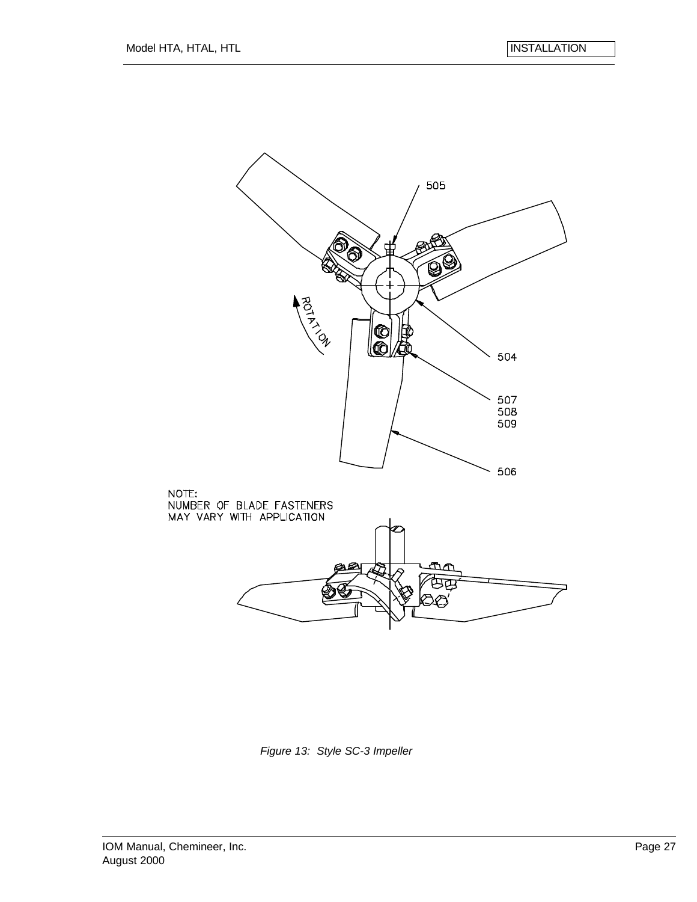505

ROTATION

504

507
508
509

506

NOTE:
NUMBER OF BLADE FASTENERS
MAY VARY WITH APPLICATION

*Figure 13: Style SC-3 Impeller*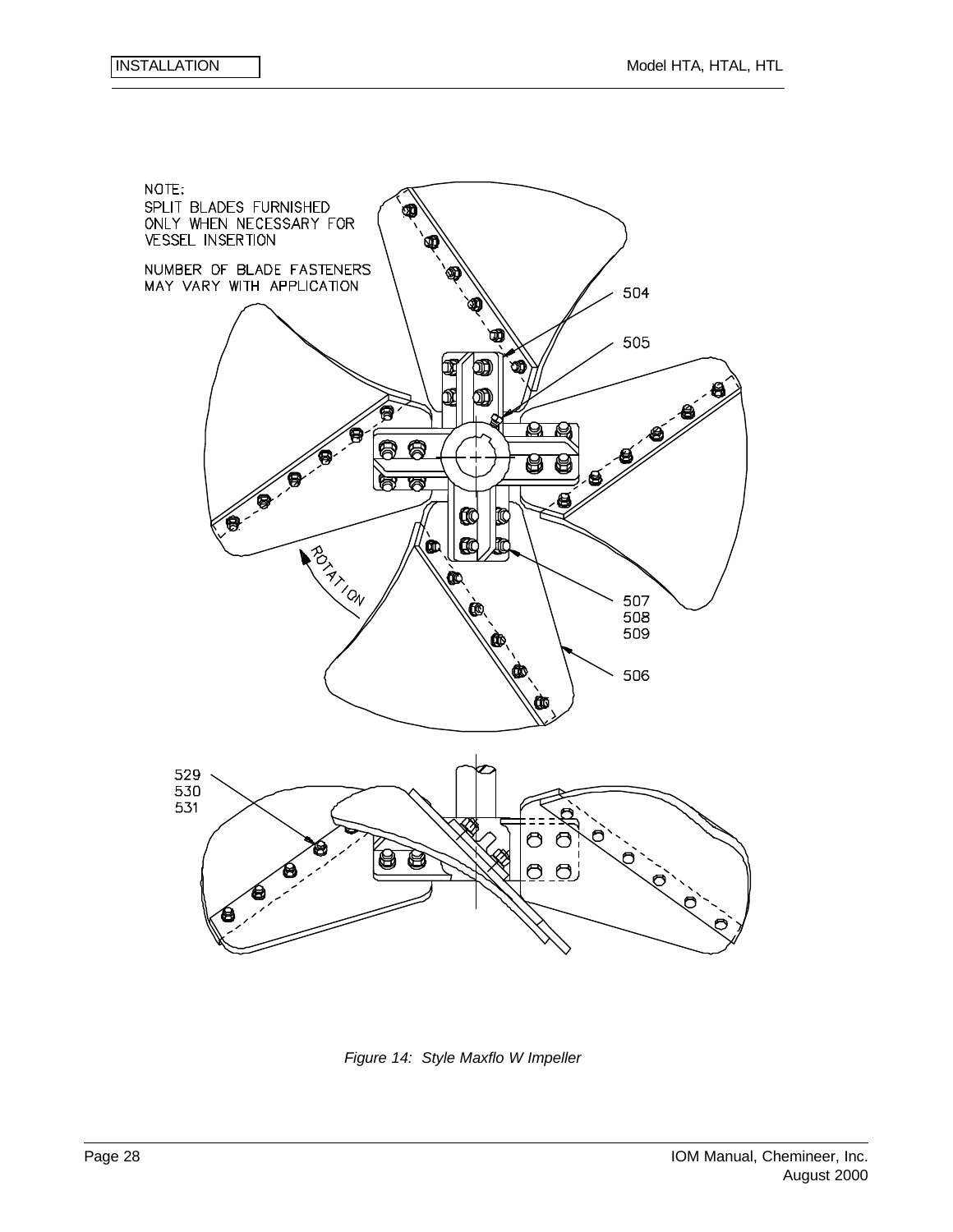NOTE:
SPLIT BLADES FURNISHED ONLY WHEN NECESSARY FOR VESSEL INSERTION

NUMBER OF BLADE FASTENERS MAY VARY WITH APPLICATION

504

505

ROTATION

507
508
509

506

529
530
531

*Figure 14: Style Maxflo W Impeller*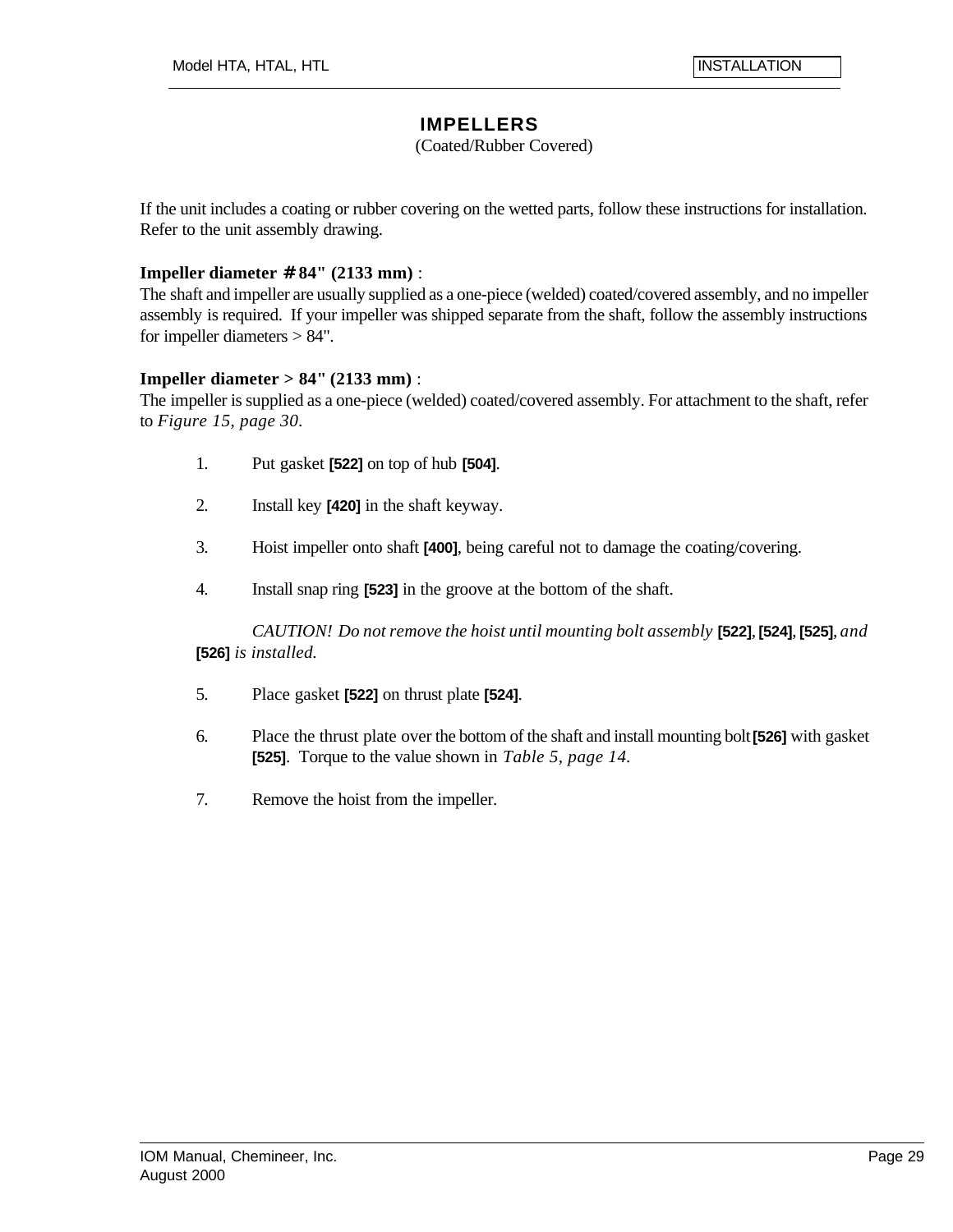# IMPELLERS

(Coated/Rubber Covered)

If the unit includes a coating or rubber covering on the wetted parts, follow these instructions for installation. Refer to the unit assembly drawing.

**Impeller diameter ≤ 84" (2133 mm)** :
The shaft and impeller are usually supplied as a one-piece (welded) coated/covered assembly, and no impeller assembly is required. If your impeller was shipped separate from the shaft, follow the assembly instructions for impeller diameters > 84".

**Impeller diameter > 84" (2133 mm)** :
The impeller is supplied as a one-piece (welded) coated/covered assembly. For attachment to the shaft, refer to *Figure 15, page 30*.

1. Put gasket **[522]** on top of hub **[504]**.

2. Install key **[420]** in the shaft keyway.

3. Hoist impeller onto shaft **[400]**, being careful not to damage the coating/covering.

4. Install snap ring **[523]** in the groove at the bottom of the shaft.

   *CAUTION! Do not remove the hoist until mounting bolt assembly* **[522]**, **[524]**, **[525]**, *and* **[526]** *is installed.*

5. Place gasket **[522]** on thrust plate **[524]**.

6. Place the thrust plate over the bottom of the shaft and install mounting bolt **[526]** with gasket **[525]**. Torque to the value shown in *Table 5, page 14*.

7. Remove the hoist from the impeller.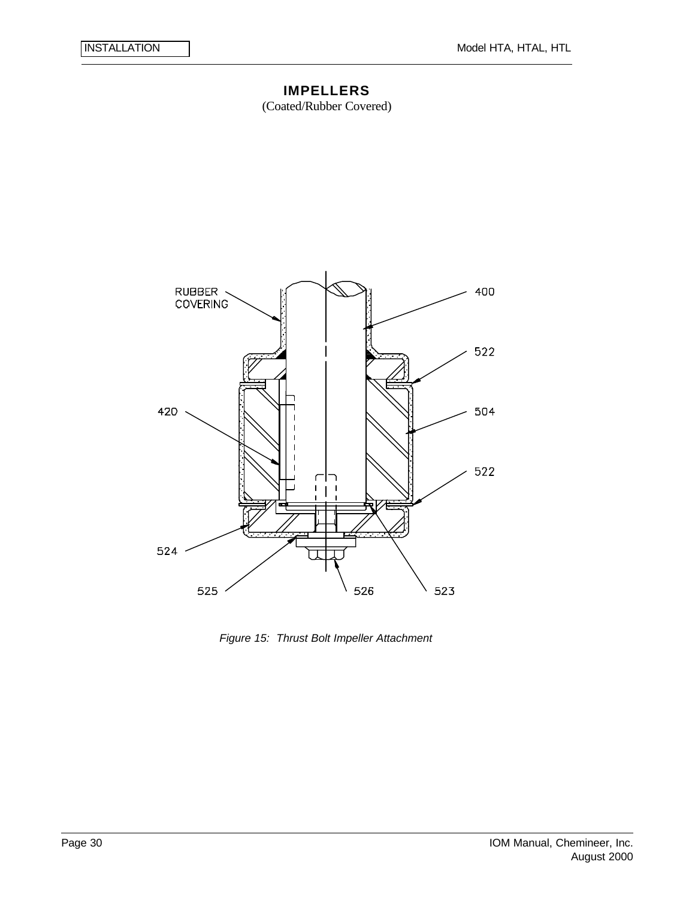## IMPELLERS

(Coated/Rubber Covered)

RUBBER COVERING

400

522

420

504

522

524

525

526

523

*Figure 15: Thrust Bolt Impeller Attachment*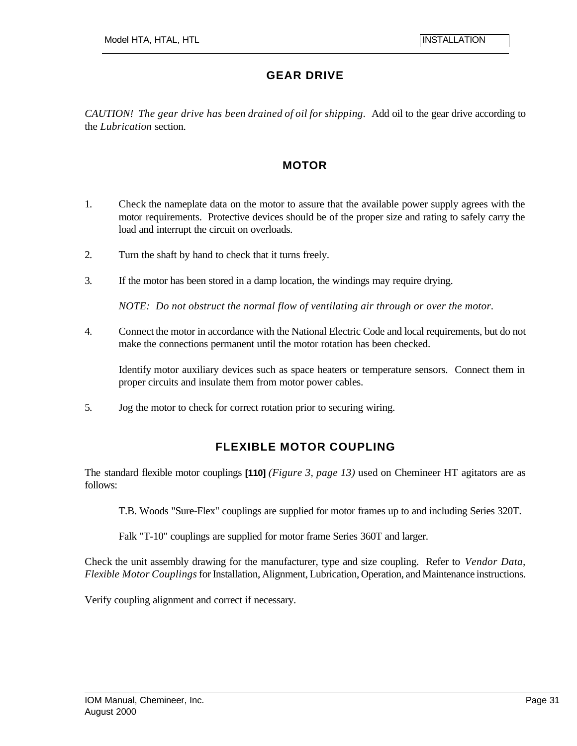## GEAR DRIVE

*CAUTION! The gear drive has been drained of oil for shipping.* Add oil to the gear drive according to the *Lubrication* section.

## MOTOR

1. Check the nameplate data on the motor to assure that the available power supply agrees with the motor requirements. Protective devices should be of the proper size and rating to safely carry the load and interrupt the circuit on overloads.

2. Turn the shaft by hand to check that it turns freely.

3. If the motor has been stored in a damp location, the windings may require drying.

   *NOTE: Do not obstruct the normal flow of ventilating air through or over the motor.*

4. Connect the motor in accordance with the National Electric Code and local requirements, but do not make the connections permanent until the motor rotation has been checked.

   Identify motor auxiliary devices such as space heaters or temperature sensors. Connect them in proper circuits and insulate them from motor power cables.

5. Jog the motor to check for correct rotation prior to securing wiring.

## FLEXIBLE MOTOR COUPLING

The standard flexible motor couplings **[110]** *(Figure 3, page 13)* used on Chemineer HT agitators are as follows:

T.B. Woods "Sure-Flex" couplings are supplied for motor frames up to and including Series 320T.

Falk "T-10" couplings are supplied for motor frame Series 360T and larger.

Check the unit assembly drawing for the manufacturer, type and size coupling. Refer to *Vendor Data, Flexible Motor Couplings* for Installation, Alignment, Lubrication, Operation, and Maintenance instructions.

Verify coupling alignment and correct if necessary.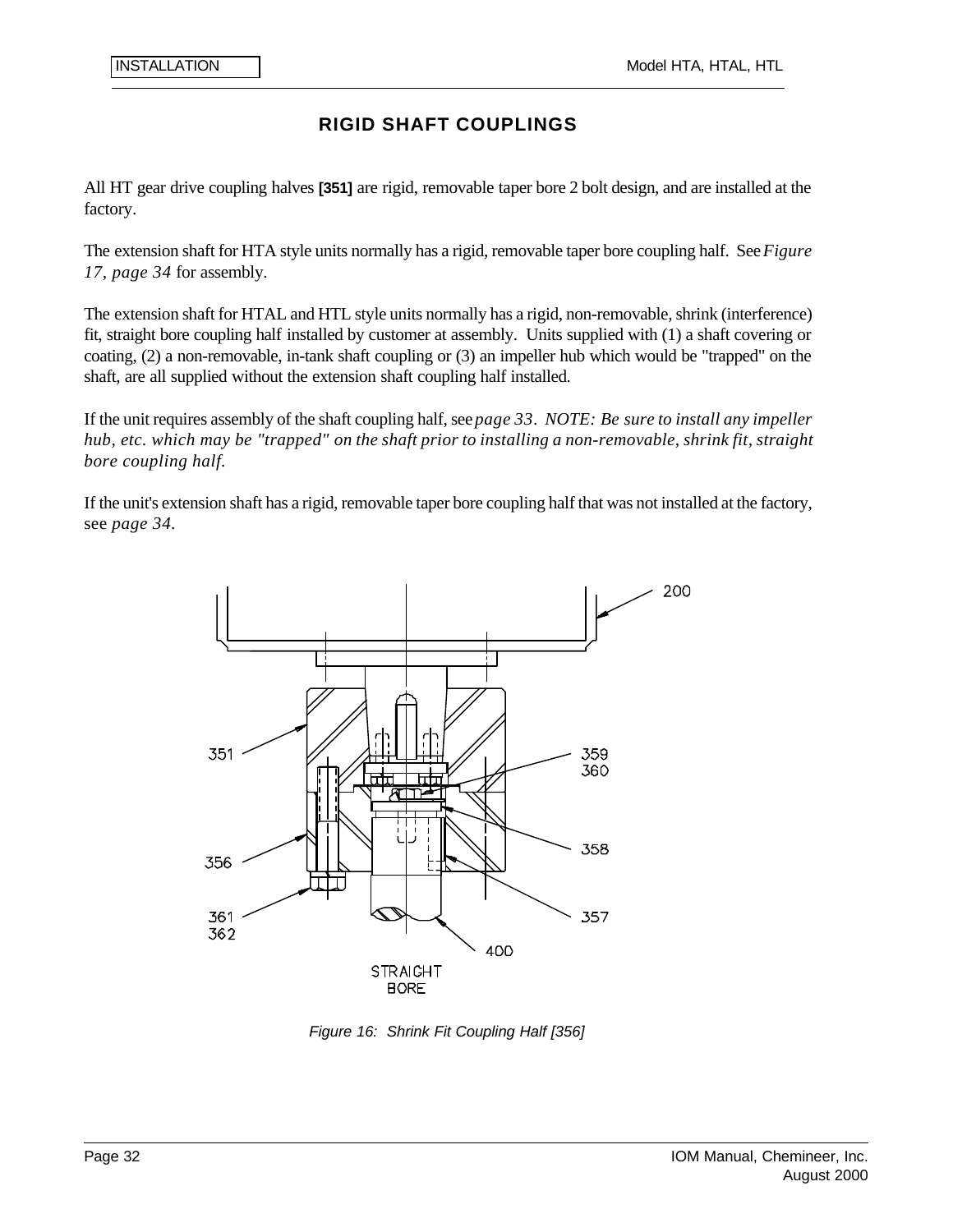## RIGID SHAFT COUPLINGS

All HT gear drive coupling halves **[351]** are rigid, removable taper bore 2 bolt design, and are installed at the factory.

The extension shaft for HTA style units normally has a rigid, removable taper bore coupling half. See *Figure 17, page 34* for assembly.

The extension shaft for HTAL and HTL style units normally has a rigid, non-removable, shrink (interference) fit, straight bore coupling half installed by customer at assembly. Units supplied with (1) a shaft covering or coating, (2) a non-removable, in-tank shaft coupling or (3) an impeller hub which would be "trapped" on the shaft, are all supplied without the extension shaft coupling half installed.

If the unit requires assembly of the shaft coupling half, see *page 33*. *NOTE: Be sure to install any impeller hub, etc. which may be "trapped" on the shaft prior to installing a non-removable, shrink fit, straight bore coupling half.*

If the unit's extension shaft has a rigid, removable taper bore coupling half that was not installed at the factory, see *page 34*.

200
351
359
360
358
356
357
361
362
400
STRAIGHT
BORE

*Figure 16: Shrink Fit Coupling Half [356]*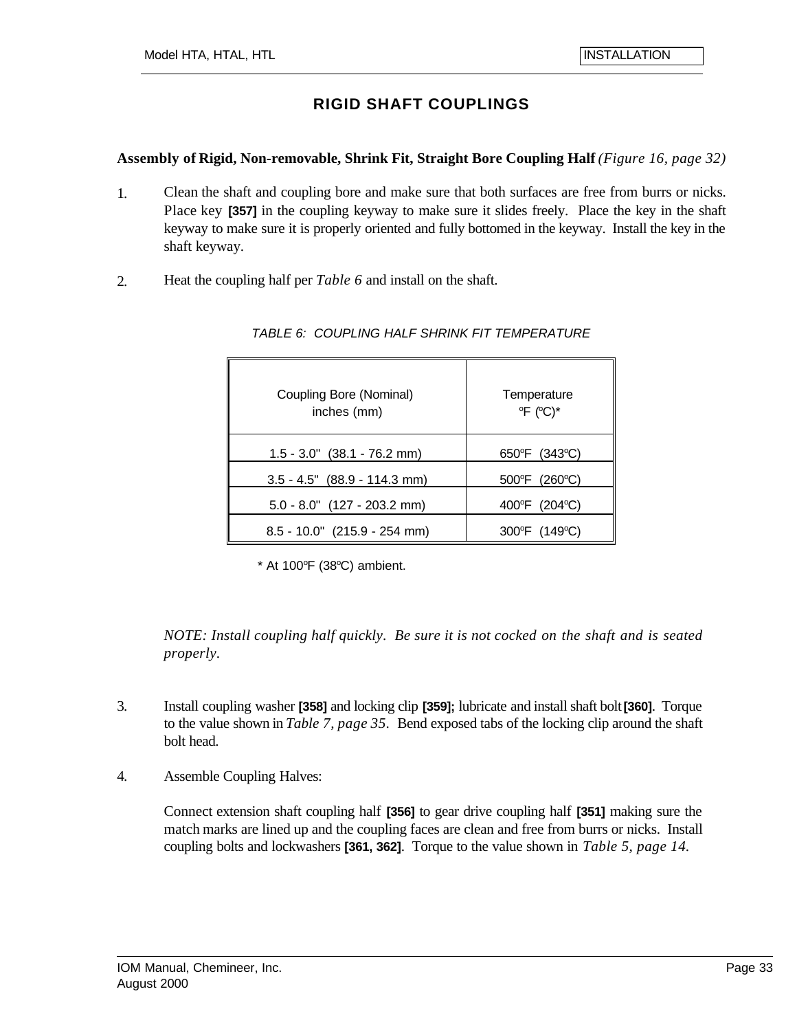# RIGID SHAFT COUPLINGS

**Assembly of Rigid, Non-removable, Shrink Fit, Straight Bore Coupling Half** *(Figure 16, page 32)*

1. Clean the shaft and coupling bore and make sure that both surfaces are free from burrs or nicks. Place key **[357]** in the coupling keyway to make sure it slides freely. Place the key in the shaft keyway to make sure it is properly oriented and fully bottomed in the keyway. Install the key in the shaft keyway.

2. Heat the coupling half per *Table 6* and install on the shaft.

*TABLE 6: COUPLING HALF SHRINK FIT TEMPERATURE*

| Coupling Bore (Nominal) inches (mm) | Temperature °F (°C)* |
|---|---|
| 1.5 - 3.0" (38.1 - 76.2 mm) | 650°F (343°C) |
| 3.5 - 4.5" (88.9 - 114.3 mm) | 500°F (260°C) |
| 5.0 - 8.0" (127 - 203.2 mm) | 400°F (204°C) |
| 8.5 - 10.0" (215.9 - 254 mm) | 300°F (149°C) |

\* At 100°F (38°C) ambient.

*NOTE: Install coupling half quickly. Be sure it is not cocked on the shaft and is seated properly.*

3. Install coupling washer **[358]** and locking clip **[359];** lubricate and install shaft bolt **[360]**. Torque to the value shown in *Table 7, page 35*. Bend exposed tabs of the locking clip around the shaft bolt head.

4. Assemble Coupling Halves:

   Connect extension shaft coupling half **[356]** to gear drive coupling half **[351]** making sure the match marks are lined up and the coupling faces are clean and free from burrs or nicks. Install coupling bolts and lockwashers **[361, 362]**. Torque to the value shown in *Table 5, page 14.*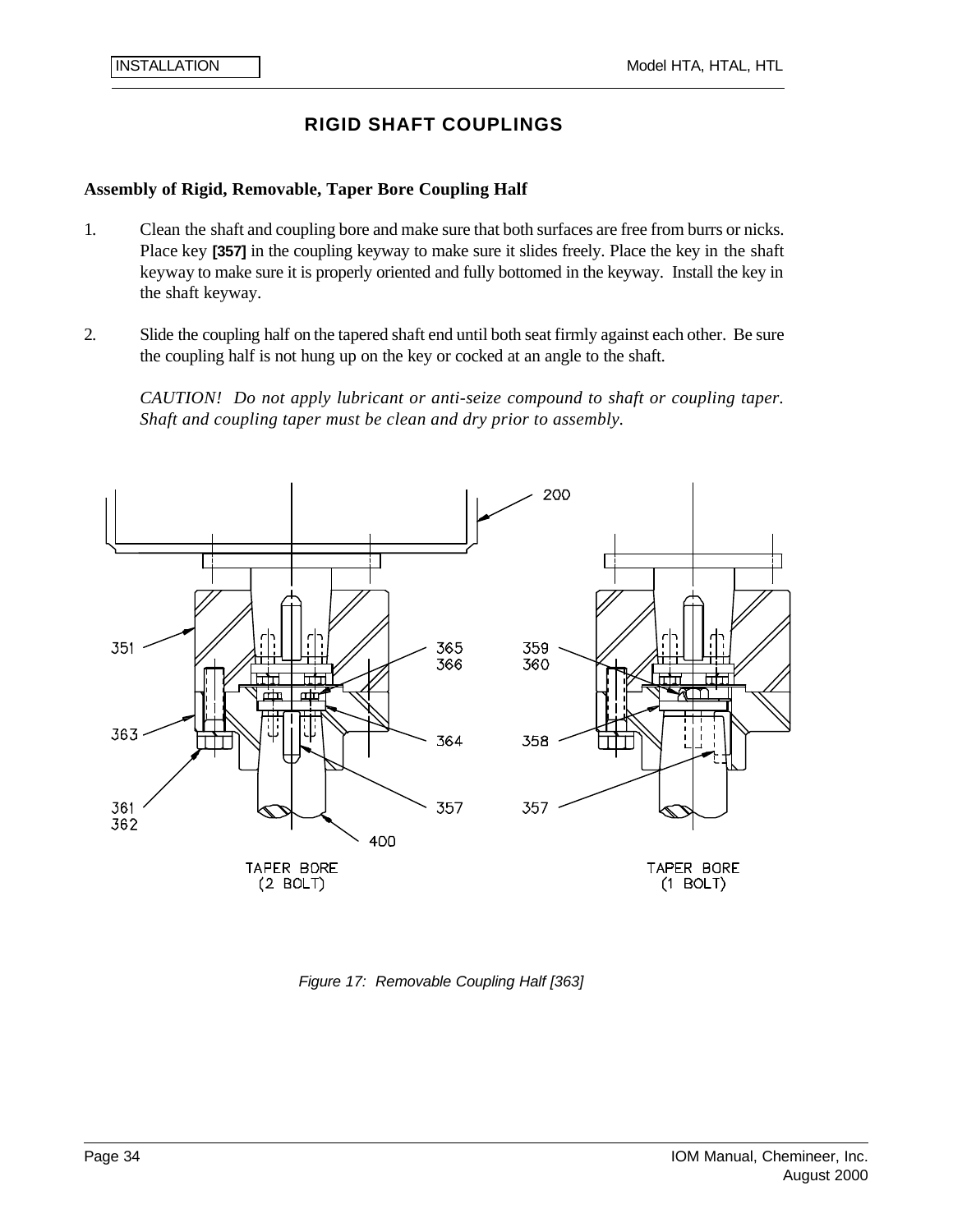# RIGID SHAFT COUPLINGS

**Assembly of Rigid, Removable, Taper Bore Coupling Half**

1. Clean the shaft and coupling bore and make sure that both surfaces are free from burrs or nicks. Place key **[357]** in the coupling keyway to make sure it slides freely. Place the key in the shaft keyway to make sure it is properly oriented and fully bottomed in the keyway. Install the key in the shaft keyway.

2. Slide the coupling half on the tapered shaft end until both seat firmly against each other. Be sure the coupling half is not hung up on the key or cocked at an angle to the shaft.

   *CAUTION! Do not apply lubricant or anti-seize compound to shaft or coupling taper. Shaft and coupling taper must be clean and dry prior to assembly.*

200

351

365
366

359
360

363

364

358

361
362

357

357

400

TAPER BORE
(2 BOLT)

TAPER BORE
(1 BOLT)

*Figure 17: Removable Coupling Half [363]*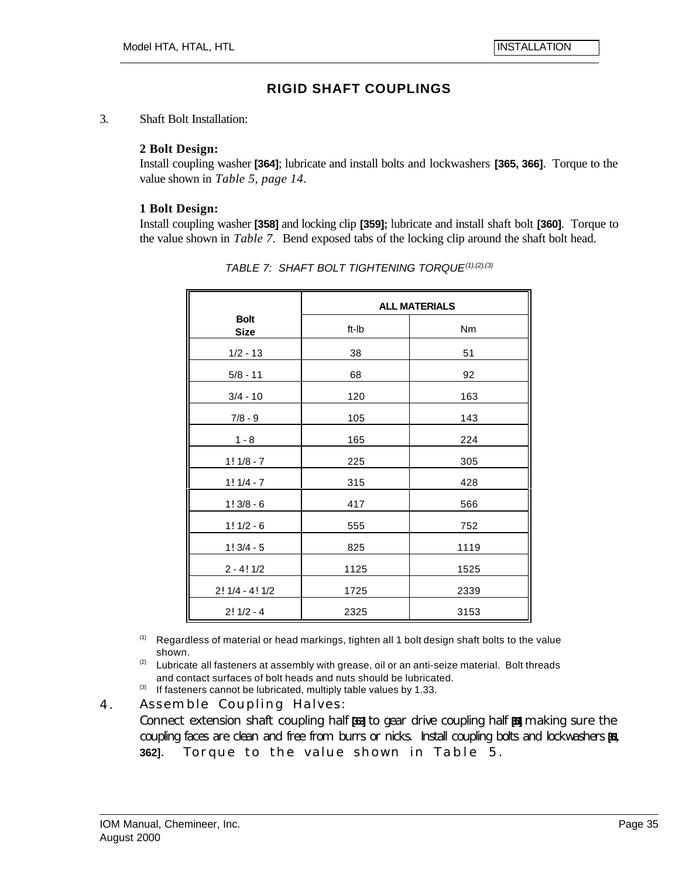## RIGID SHAFT COUPLINGS

3. Shaft Bolt Installation:

**2 Bolt Design:**
Install coupling washer **[364]**; lubricate and install bolts and lockwashers **[365, 366]**. Torque to the value shown in *Table 5, page 14*.

**1 Bolt Design:**
Install coupling washer **[358]** and locking clip **[359];** lubricate and install shaft bolt **[360]**. Torque to the value shown in *Table 7*. Bend exposed tabs of the locking clip around the shaft bolt head.

*TABLE 7: SHAFT BOLT TIGHTENING TORQUE(1),(2),(3)*

| Bolt Size | ALL MATERIALS | |
|---|---|---|
| | ft-lb | Nm |
| 1/2 - 13 | 38 | 51 |
| 5/8 - 11 | 68 | 92 |
| 3/4 - 10 | 120 | 163 |
| 7/8 - 9 | 105 | 143 |
| 1 - 8 | 165 | 224 |
| 1! 1/8 - 7 | 225 | 305 |
| 1! 1/4 - 7 | 315 | 428 |
| 1! 3/8 - 6 | 417 | 566 |
| 1! 1/2 - 6 | 555 | 752 |
| 1! 3/4 - 5 | 825 | 1119 |
| 2 - 4! 1/2 | 1125 | 1525 |
| 2! 1/4 - 4! 1/2 | 1725 | 2339 |
| 2! 1/2 - 4 | 2325 | 3153 |

(1) Regardless of material or head markings, tighten all 1 bolt design shaft bolts to the value shown.
(2) Lubricate all fasteners at assembly with grease, oil or an anti-seize material. Bolt threads and contact surfaces of bolt heads and nuts should be lubricated.
(3) If fasteners cannot be lubricated, multiply table values by 1.33.

4. Assemble Coupling Halves:
Connect extension shaft coupling half **[363]** to gear drive coupling half **[351]** making sure the coupling faces are clean and free from burrs or nicks. Install coupling bolts and lockwashers **[361, 362]**. Torque to the value shown in Table 5.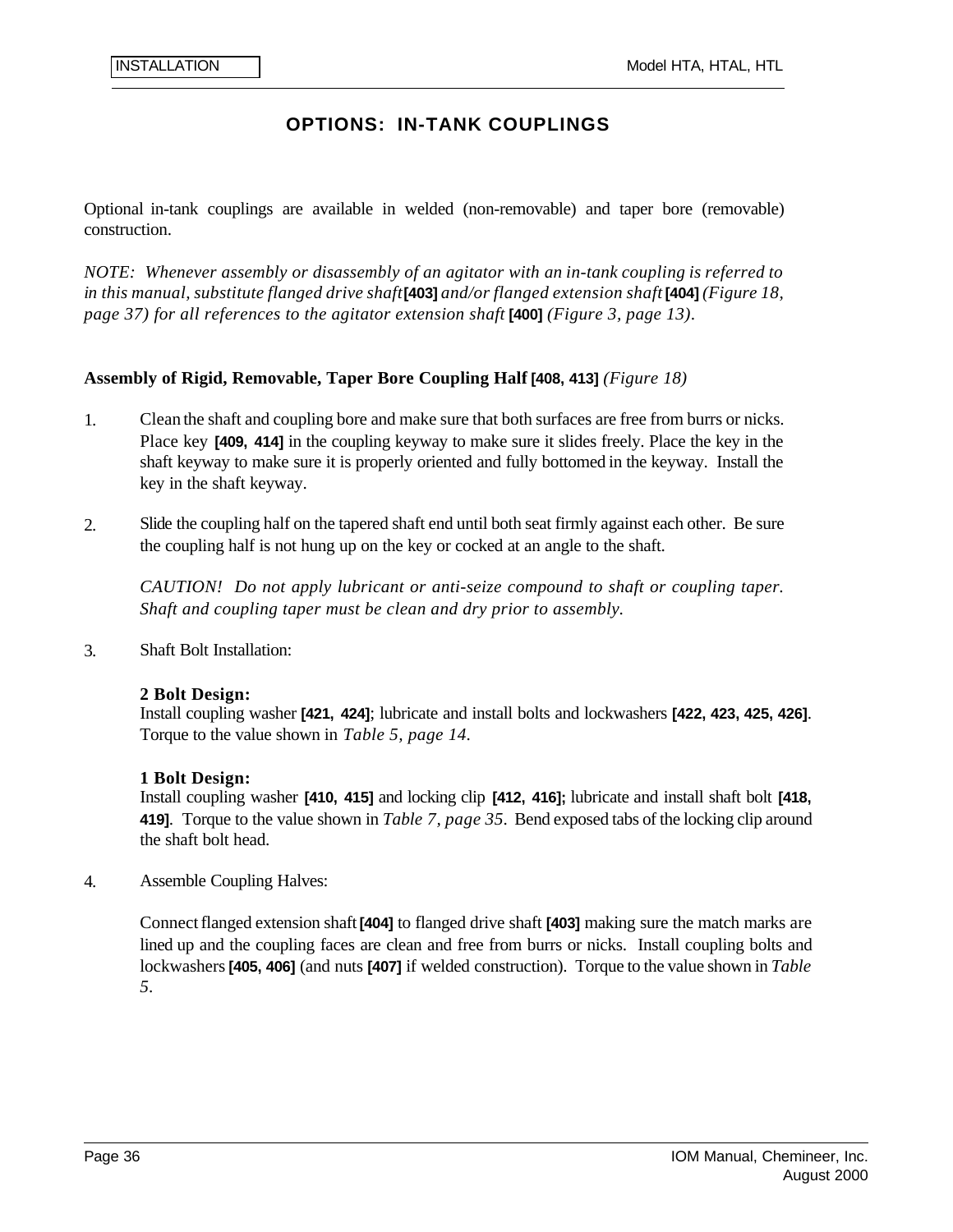## OPTIONS: IN-TANK COUPLINGS

Optional in-tank couplings are available in welded (non-removable) and taper bore (removable) construction.

*NOTE: Whenever assembly or disassembly of an agitator with an in-tank coupling is referred to in this manual, substitute flanged drive shaft* **[403]** *and/or flanged extension shaft* **[404]** *(Figure 18, page 37) for all references to the agitator extension shaft* **[400]** *(Figure 3, page 13).*

### Assembly of Rigid, Removable, Taper Bore Coupling Half [408, 413] *(Figure 18)*

1. Clean the shaft and coupling bore and make sure that both surfaces are free from burrs or nicks. Place key **[409, 414]** in the coupling keyway to make sure it slides freely. Place the key in the shaft keyway to make sure it is properly oriented and fully bottomed in the keyway. Install the key in the shaft keyway.

2. Slide the coupling half on the tapered shaft end until both seat firmly against each other. Be sure the coupling half is not hung up on the key or cocked at an angle to the shaft.

   *CAUTION! Do not apply lubricant or anti-seize compound to shaft or coupling taper. Shaft and coupling taper must be clean and dry prior to assembly.*

3. Shaft Bolt Installation:

   **2 Bolt Design:**
   Install coupling washer **[421, 424]**; lubricate and install bolts and lockwashers **[422, 423, 425, 426]**. Torque to the value shown in *Table 5, page 14*.

   **1 Bolt Design:**
   Install coupling washer **[410, 415]** and locking clip **[412, 416];** lubricate and install shaft bolt **[418, 419]**. Torque to the value shown in *Table 7, page 35*. Bend exposed tabs of the locking clip around the shaft bolt head.

4. Assemble Coupling Halves:

   Connect flanged extension shaft **[404]** to flanged drive shaft **[403]** making sure the match marks are lined up and the coupling faces are clean and free from burrs or nicks. Install coupling bolts and lockwashers **[405, 406]** (and nuts **[407]** if welded construction). Torque to the value shown in *Table 5*.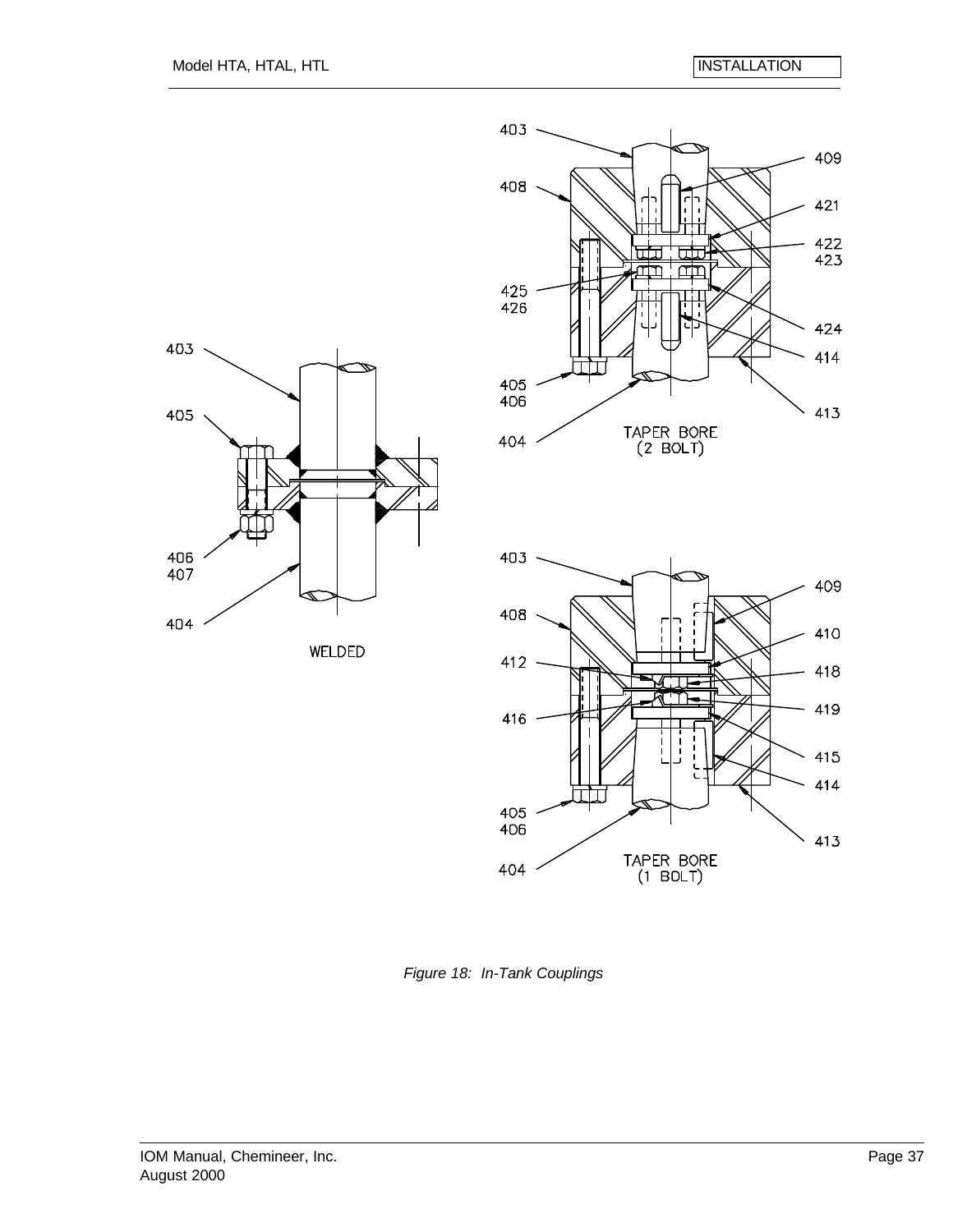403

405

406
407

404

WELDED

403

408

409

421

422
423

425
426

424

414

405
406

413

404

TAPER BORE
(2 BOLT)

403

408

409

410

412

418

416

419

415

414

405
406

413

404

TAPER BORE
(1 BOLT)

*Figure 18: In-Tank Couplings*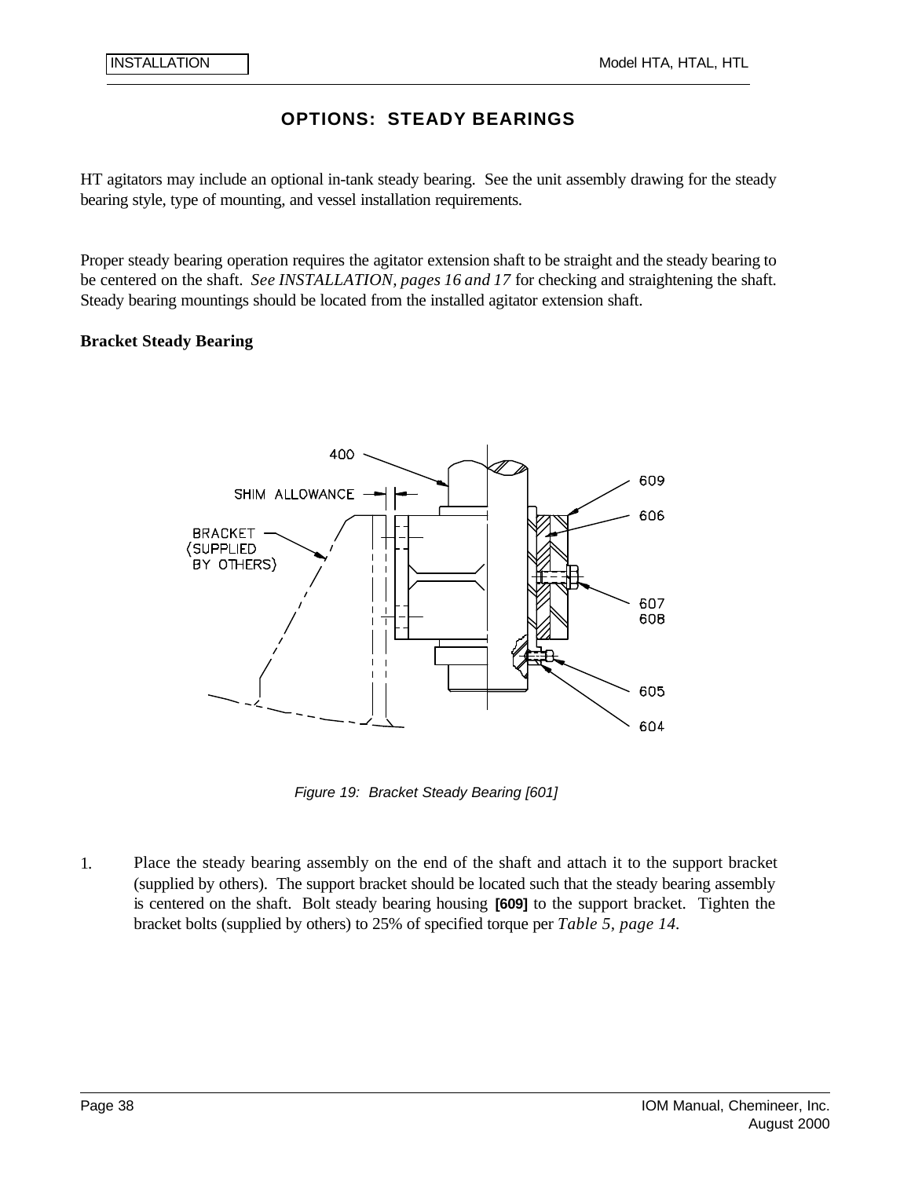# OPTIONS: STEADY BEARINGS

HT agitators may include an optional in-tank steady bearing. See the unit assembly drawing for the steady bearing style, type of mounting, and vessel installation requirements.

Proper steady bearing operation requires the agitator extension shaft to be straight and the steady bearing to be centered on the shaft. *See INSTALLATION, pages 16 and 17* for checking and straightening the shaft. Steady bearing mountings should be located from the installed agitator extension shaft.

### Bracket Steady Bearing

400
SHIM ALLOWANCE
BRACKET (SUPPLIED BY OTHERS)
609
606
607
608
605
604

*Figure 19: Bracket Steady Bearing [601]*

1. Place the steady bearing assembly on the end of the shaft and attach it to the support bracket (supplied by others). The support bracket should be located such that the steady bearing assembly is centered on the shaft. Bolt steady bearing housing **[609]** to the support bracket. Tighten the bracket bolts (supplied by others) to 25% of specified torque per *Table 5, page 14.*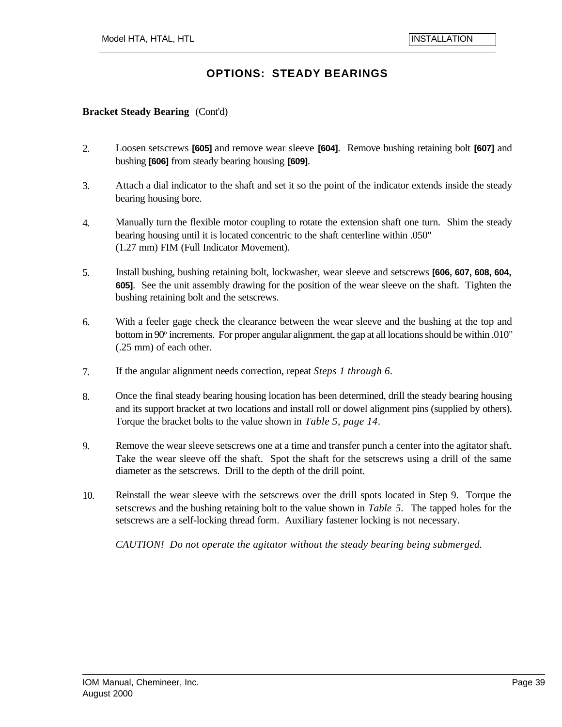## OPTIONS: STEADY BEARINGS

**Bracket Steady Bearing** (Cont'd)

2. Loosen setscrews **[605]** and remove wear sleeve **[604]**. Remove bushing retaining bolt **[607]** and bushing **[606]** from steady bearing housing **[609]**.

3. Attach a dial indicator to the shaft and set it so the point of the indicator extends inside the steady bearing housing bore.

4. Manually turn the flexible motor coupling to rotate the extension shaft one turn. Shim the steady bearing housing until it is located concentric to the shaft centerline within .050" (1.27 mm) FIM (Full Indicator Movement).

5. Install bushing, bushing retaining bolt, lockwasher, wear sleeve and setscrews **[606, 607, 608, 604, 605]**. See the unit assembly drawing for the position of the wear sleeve on the shaft. Tighten the bushing retaining bolt and the setscrews.

6. With a feeler gage check the clearance between the wear sleeve and the bushing at the top and bottom in 90° increments. For proper angular alignment, the gap at all locations should be within .010" (.25 mm) of each other.

7. If the angular alignment needs correction, repeat *Steps 1 through 6*.

8. Once the final steady bearing housing location has been determined, drill the steady bearing housing and its support bracket at two locations and install roll or dowel alignment pins (supplied by others). Torque the bracket bolts to the value shown in *Table 5, page 14*.

9. Remove the wear sleeve setscrews one at a time and transfer punch a center into the agitator shaft. Take the wear sleeve off the shaft. Spot the shaft for the setscrews using a drill of the same diameter as the setscrews. Drill to the depth of the drill point.

10. Reinstall the wear sleeve with the setscrews over the drill spots located in Step 9. Torque the setscrews and the bushing retaining bolt to the value shown in *Table 5*. The tapped holes for the setscrews are a self-locking thread form. Auxiliary fastener locking is not necessary.

    *CAUTION! Do not operate the agitator without the steady bearing being submerged.*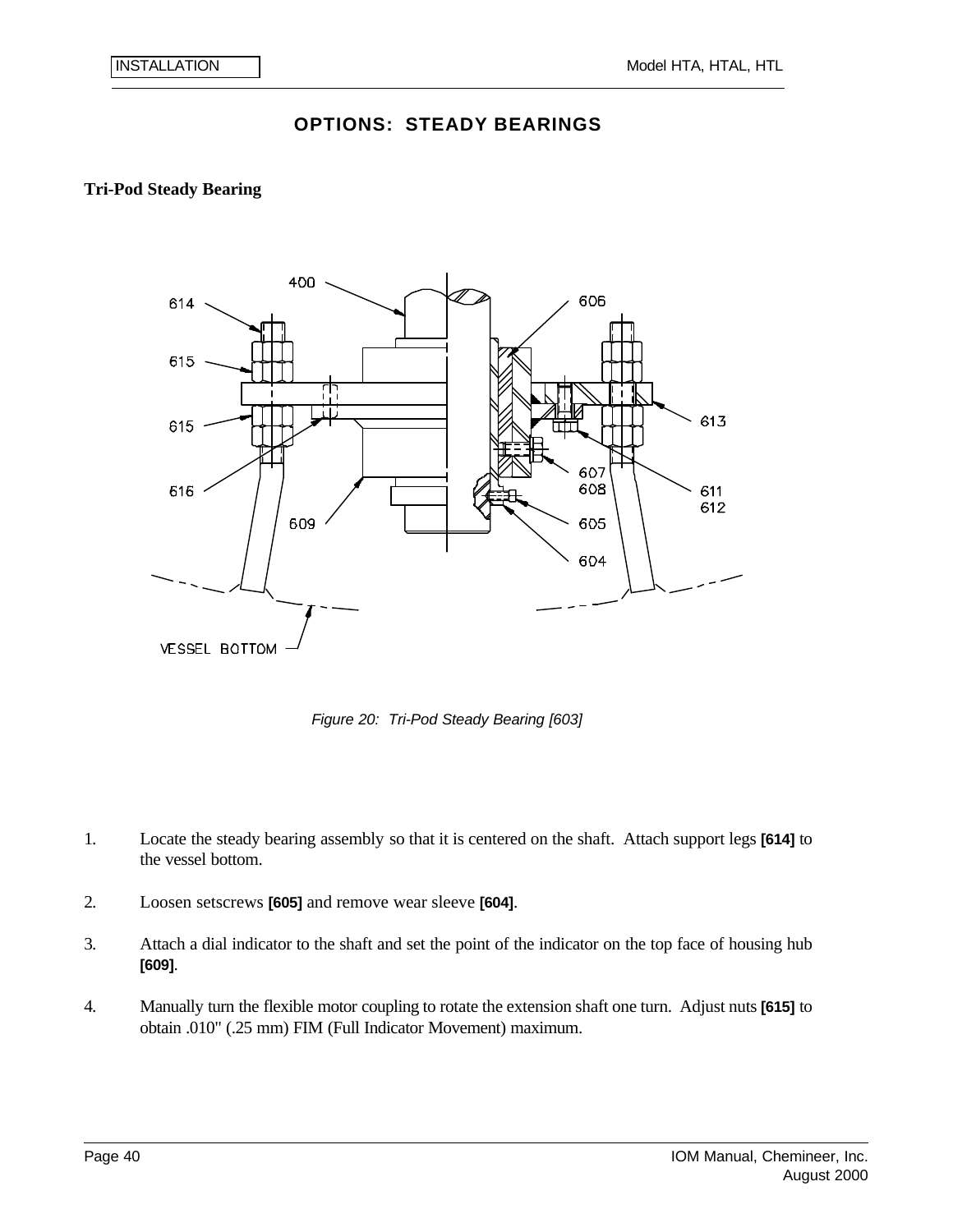# OPTIONS: STEADY BEARINGS

**Tri-Pod Steady Bearing**

400
614
606
615
615
613
607
608
616
611
612
609
605
604
VESSEL BOTTOM

*Figure 20: Tri-Pod Steady Bearing [603]*

1. Locate the steady bearing assembly so that it is centered on the shaft. Attach support legs **[614]** to the vessel bottom.

2. Loosen setscrews **[605]** and remove wear sleeve **[604]**.

3. Attach a dial indicator to the shaft and set the point of the indicator on the top face of housing hub **[609]**.

4. Manually turn the flexible motor coupling to rotate the extension shaft one turn. Adjust nuts **[615]** to obtain .010" (.25 mm) FIM (Full Indicator Movement) maximum.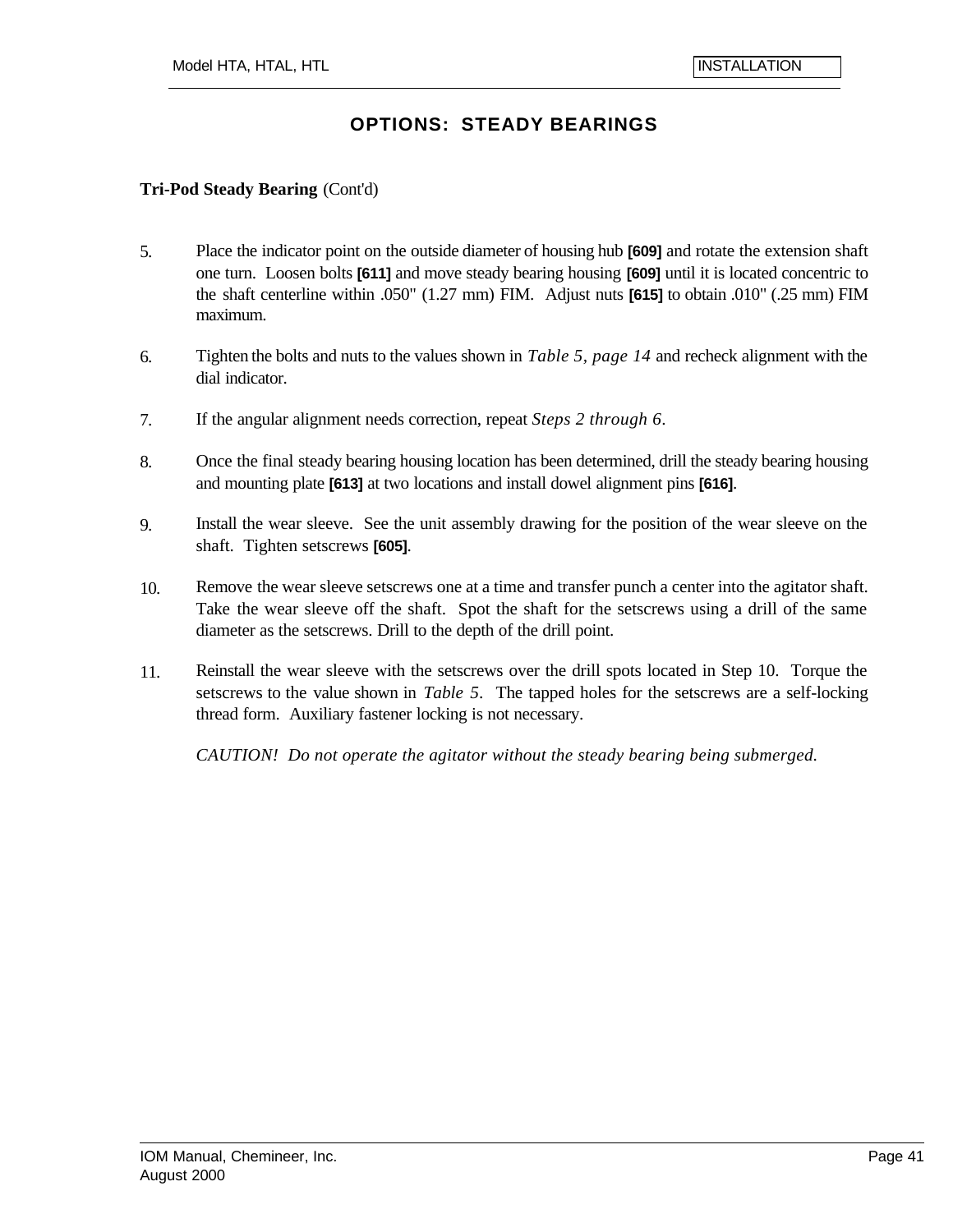## OPTIONS: STEADY BEARINGS

**Tri-Pod Steady Bearing** (Cont'd)

5. Place the indicator point on the outside diameter of housing hub **[609]** and rotate the extension shaft one turn. Loosen bolts **[611]** and move steady bearing housing **[609]** until it is located concentric to the shaft centerline within .050" (1.27 mm) FIM. Adjust nuts **[615]** to obtain .010" (.25 mm) FIM maximum.

6. Tighten the bolts and nuts to the values shown in *Table 5, page 14* and recheck alignment with the dial indicator.

7. If the angular alignment needs correction, repeat *Steps 2 through 6*.

8. Once the final steady bearing housing location has been determined, drill the steady bearing housing and mounting plate **[613]** at two locations and install dowel alignment pins **[616]**.

9. Install the wear sleeve. See the unit assembly drawing for the position of the wear sleeve on the shaft. Tighten setscrews **[605]**.

10. Remove the wear sleeve setscrews one at a time and transfer punch a center into the agitator shaft. Take the wear sleeve off the shaft. Spot the shaft for the setscrews using a drill of the same diameter as the setscrews. Drill to the depth of the drill point.

11. Reinstall the wear sleeve with the setscrews over the drill spots located in Step 10. Torque the setscrews to the value shown in *Table 5*. The tapped holes for the setscrews are a self-locking thread form. Auxiliary fastener locking is not necessary.

    *CAUTION! Do not operate the agitator without the steady bearing being submerged.*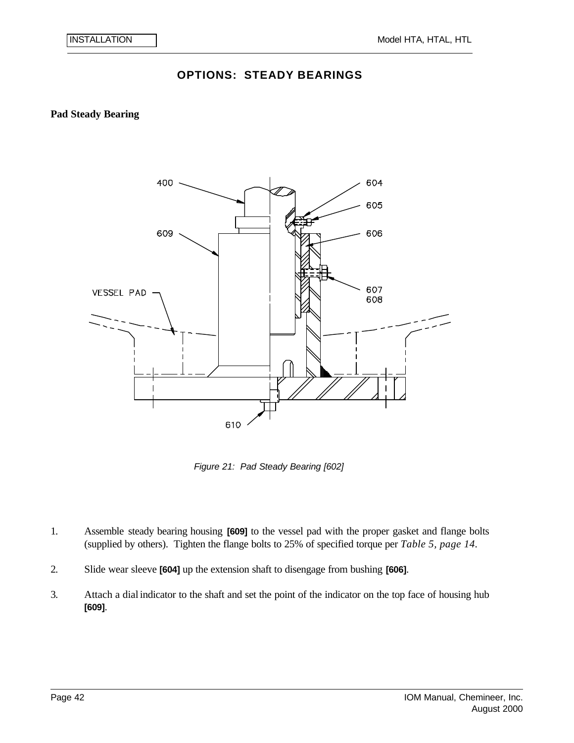# OPTIONS: STEADY BEARINGS

**Pad Steady Bearing**

400
604
605
609
606
VESSEL PAD
607
608
610

*Figure 21: Pad Steady Bearing [602]*

1. Assemble steady bearing housing **[609]** to the vessel pad with the proper gasket and flange bolts (supplied by others). Tighten the flange bolts to 25% of specified torque per *Table 5, page 14*.

2. Slide wear sleeve **[604]** up the extension shaft to disengage from bushing **[606]**.

3. Attach a dial indicator to the shaft and set the point of the indicator on the top face of housing hub **[609]**.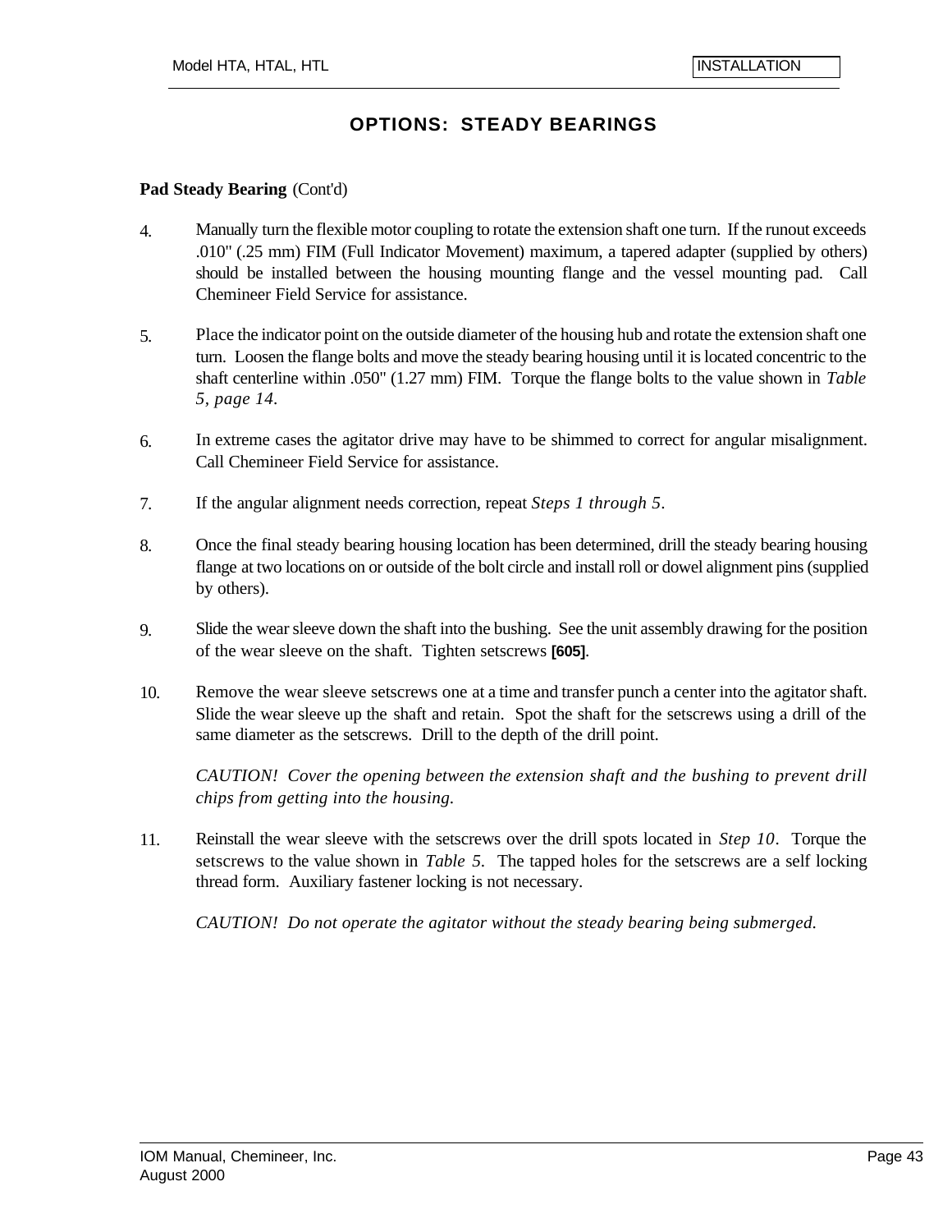## OPTIONS: STEADY BEARINGS

**Pad Steady Bearing** (Cont'd)

4. Manually turn the flexible motor coupling to rotate the extension shaft one turn. If the runout exceeds .010" (.25 mm) FIM (Full Indicator Movement) maximum, a tapered adapter (supplied by others) should be installed between the housing mounting flange and the vessel mounting pad. Call Chemineer Field Service for assistance.

5. Place the indicator point on the outside diameter of the housing hub and rotate the extension shaft one turn. Loosen the flange bolts and move the steady bearing housing until it is located concentric to the shaft centerline within .050" (1.27 mm) FIM. Torque the flange bolts to the value shown in *Table 5, page 14*.

6. In extreme cases the agitator drive may have to be shimmed to correct for angular misalignment. Call Chemineer Field Service for assistance.

7. If the angular alignment needs correction, repeat *Steps 1 through 5*.

8. Once the final steady bearing housing location has been determined, drill the steady bearing housing flange at two locations on or outside of the bolt circle and install roll or dowel alignment pins (supplied by others).

9. Slide the wear sleeve down the shaft into the bushing. See the unit assembly drawing for the position of the wear sleeve on the shaft. Tighten setscrews **[605]**.

10. Remove the wear sleeve setscrews one at a time and transfer punch a center into the agitator shaft. Slide the wear sleeve up the shaft and retain. Spot the shaft for the setscrews using a drill of the same diameter as the setscrews. Drill to the depth of the drill point.

    *CAUTION! Cover the opening between the extension shaft and the bushing to prevent drill chips from getting into the housing.*

11. Reinstall the wear sleeve with the setscrews over the drill spots located in *Step 10*. Torque the setscrews to the value shown in *Table 5*. The tapped holes for the setscrews are a self locking thread form. Auxiliary fastener locking is not necessary.

    *CAUTION! Do not operate the agitator without the steady bearing being submerged.*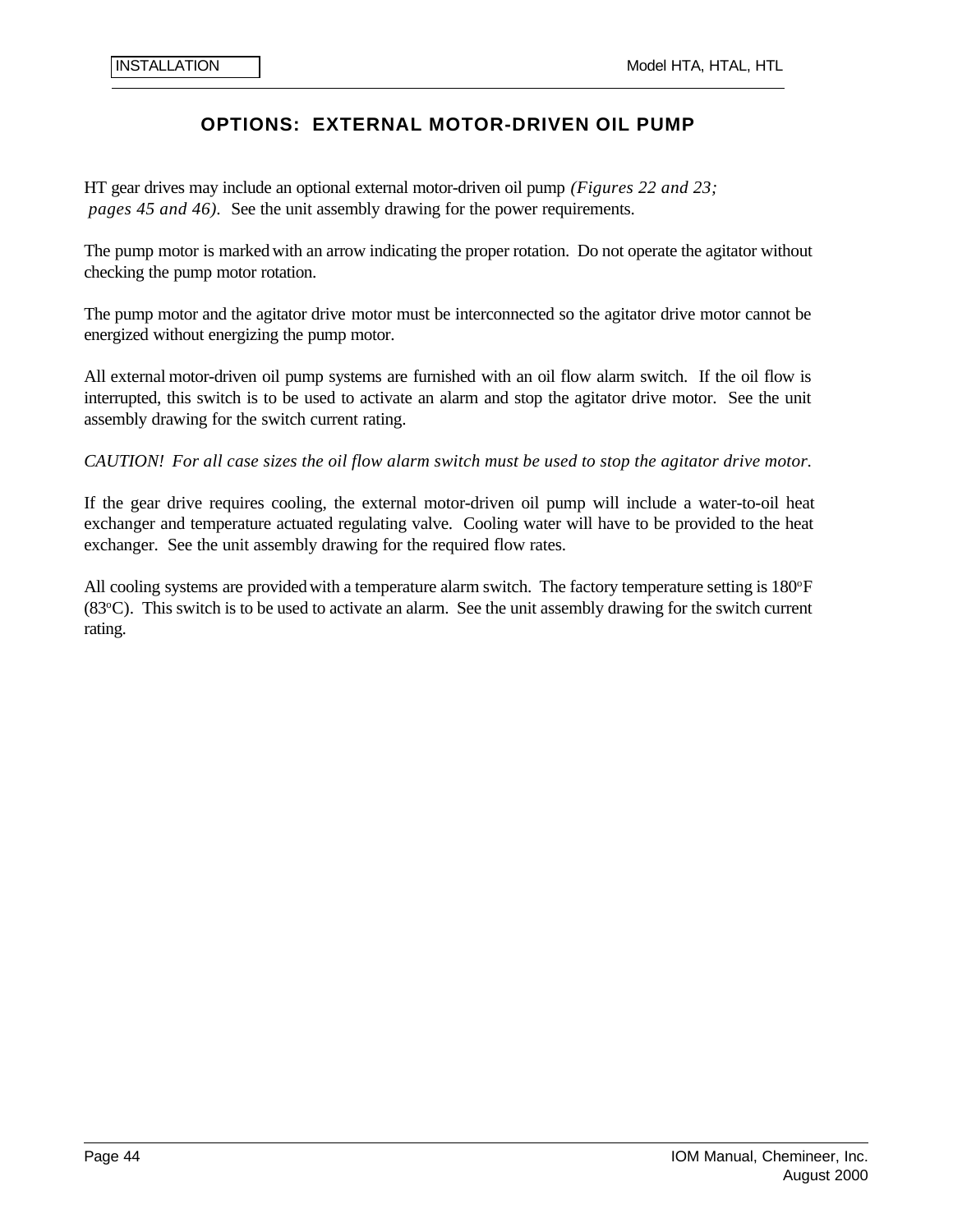## OPTIONS: EXTERNAL MOTOR-DRIVEN OIL PUMP

HT gear drives may include an optional external motor-driven oil pump *(Figures 22 and 23; pages 45 and 46)*. See the unit assembly drawing for the power requirements.

The pump motor is marked with an arrow indicating the proper rotation. Do not operate the agitator without checking the pump motor rotation.

The pump motor and the agitator drive motor must be interconnected so the agitator drive motor cannot be energized without energizing the pump motor.

All external motor-driven oil pump systems are furnished with an oil flow alarm switch. If the oil flow is interrupted, this switch is to be used to activate an alarm and stop the agitator drive motor. See the unit assembly drawing for the switch current rating.

*CAUTION! For all case sizes the oil flow alarm switch must be used to stop the agitator drive motor.*

If the gear drive requires cooling, the external motor-driven oil pump will include a water-to-oil heat exchanger and temperature actuated regulating valve. Cooling water will have to be provided to the heat exchanger. See the unit assembly drawing for the required flow rates.

All cooling systems are provided with a temperature alarm switch. The factory temperature setting is 180°F (83°C). This switch is to be used to activate an alarm. See the unit assembly drawing for the switch current rating.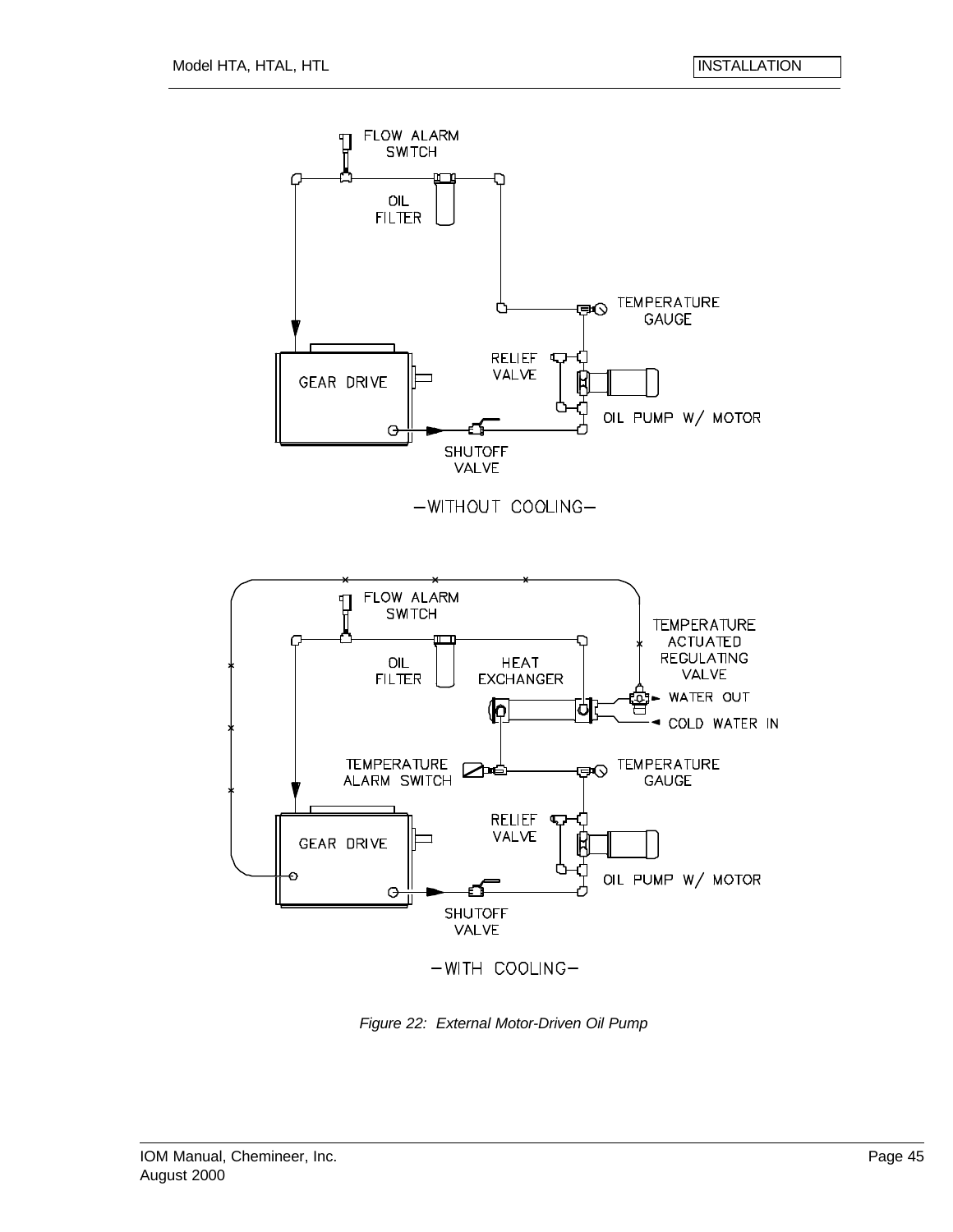FLOW ALARM SWITCH

OIL FILTER

TEMPERATURE GAUGE

RELIEF VALVE

GEAR DRIVE

OIL PUMP W/ MOTOR

SHUTOFF VALVE

–WITHOUT COOLING–

FLOW ALARM SWITCH

OIL FILTER

HEAT EXCHANGER

TEMPERATURE ACTUATED REGULATING VALVE

WATER OUT

COLD WATER IN

TEMPERATURE ALARM SWITCH

TEMPERATURE GAUGE

RELIEF VALVE

GEAR DRIVE

OIL PUMP W/ MOTOR

SHUTOFF VALVE

–WITH COOLING–

*Figure 22: External Motor-Driven Oil Pump*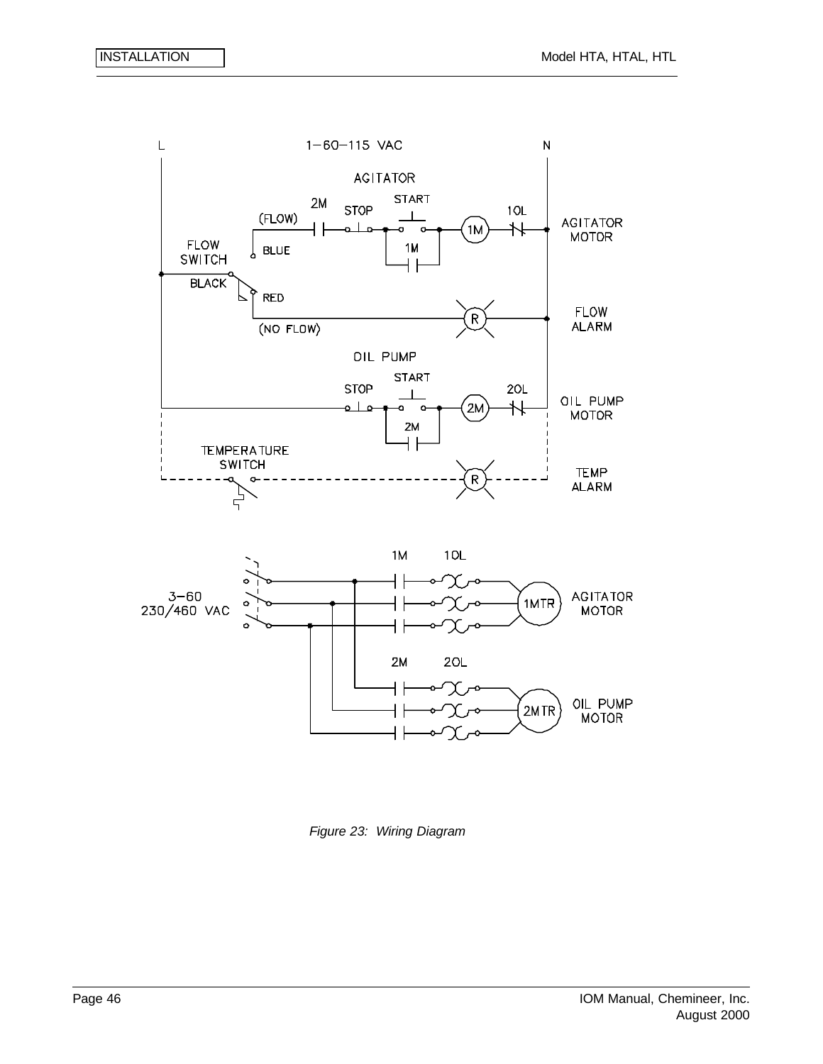L

1-60-115 VAC

N

AGITATOR

2M

STOP

START

(FLOW)

1M

1OL

AGITATOR MOTOR

FLOW SWITCH

BLUE

1M

BLACK

RED

R

FLOW ALARM

(NO FLOW)

OIL PUMP

STOP

START

2M

2OL

OIL PUMP MOTOR

2M

TEMPERATURE SWITCH

R

TEMP ALARM

1M

1OL

3-60 230/460 VAC

1MTR

AGITATOR MOTOR

2M

2OL

2MTR

OIL PUMP MOTOR

*Figure 23: Wiring Diagram*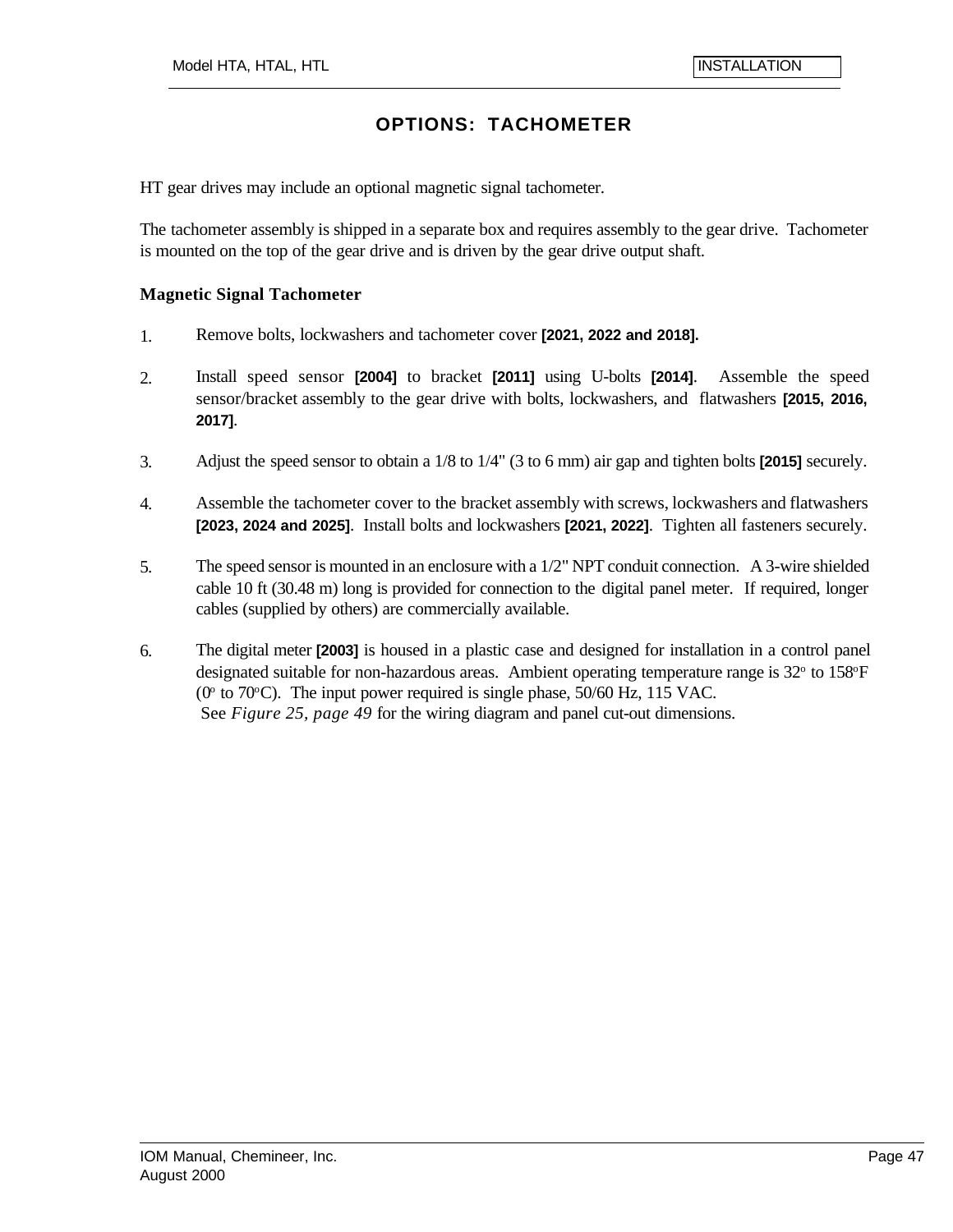# OPTIONS: TACHOMETER

HT gear drives may include an optional magnetic signal tachometer.

The tachometer assembly is shipped in a separate box and requires assembly to the gear drive. Tachometer is mounted on the top of the gear drive and is driven by the gear drive output shaft.

### Magnetic Signal Tachometer

1. Remove bolts, lockwashers and tachometer cover **[2021, 2022 and 2018].**
2. Install speed sensor **[2004]** to bracket **[2011]** using U-bolts **[2014]**. Assemble the speed sensor/bracket assembly to the gear drive with bolts, lockwashers, and flatwashers **[2015, 2016, 2017]**.
3. Adjust the speed sensor to obtain a 1/8 to 1/4" (3 to 6 mm) air gap and tighten bolts **[2015]** securely.
4. Assemble the tachometer cover to the bracket assembly with screws, lockwashers and flatwashers **[2023, 2024 and 2025]**. Install bolts and lockwashers **[2021, 2022]**. Tighten all fasteners securely.
5. The speed sensor is mounted in an enclosure with a 1/2" NPT conduit connection. A 3-wire shielded cable 10 ft (30.48 m) long is provided for connection to the digital panel meter. If required, longer cables (supplied by others) are commercially available.
6. The digital meter **[2003]** is housed in a plastic case and designed for installation in a control panel designated suitable for non-hazardous areas. Ambient operating temperature range is 32°F to 158°F (0° to 70°C). The input power required is single phase, 50/60 Hz, 115 VAC. See *Figure 25, page 49* for the wiring diagram and panel cut-out dimensions.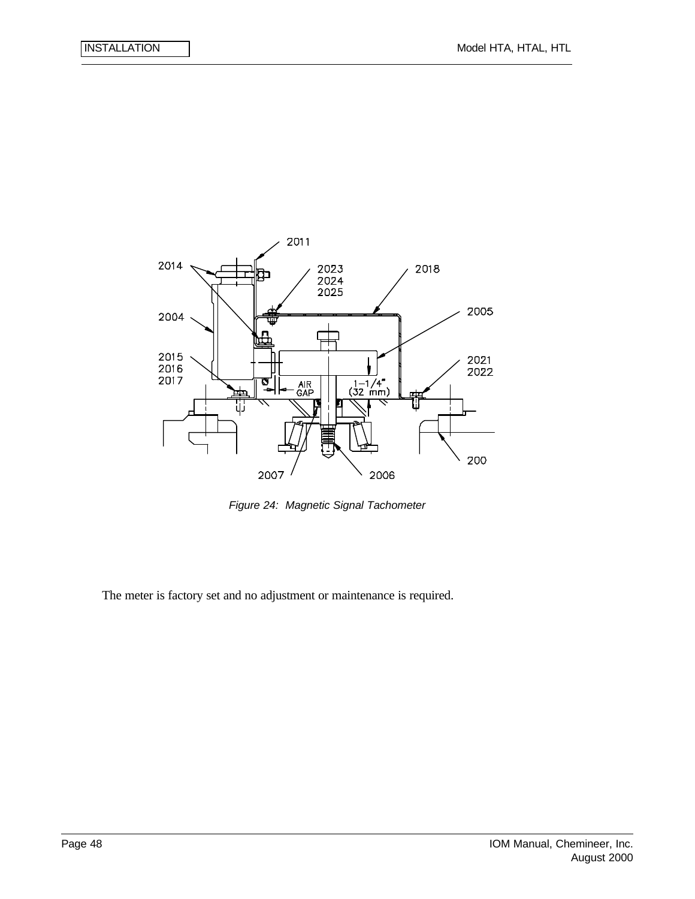2011

2014

2023
2024
2025

2018

2004

2005

2015
2016
2017

AIR GAP

1-1/4"
(32 mm)

2021
2022

200

2007

2006

*Figure 24: Magnetic Signal Tachometer*

The meter is factory set and no adjustment or maintenance is required.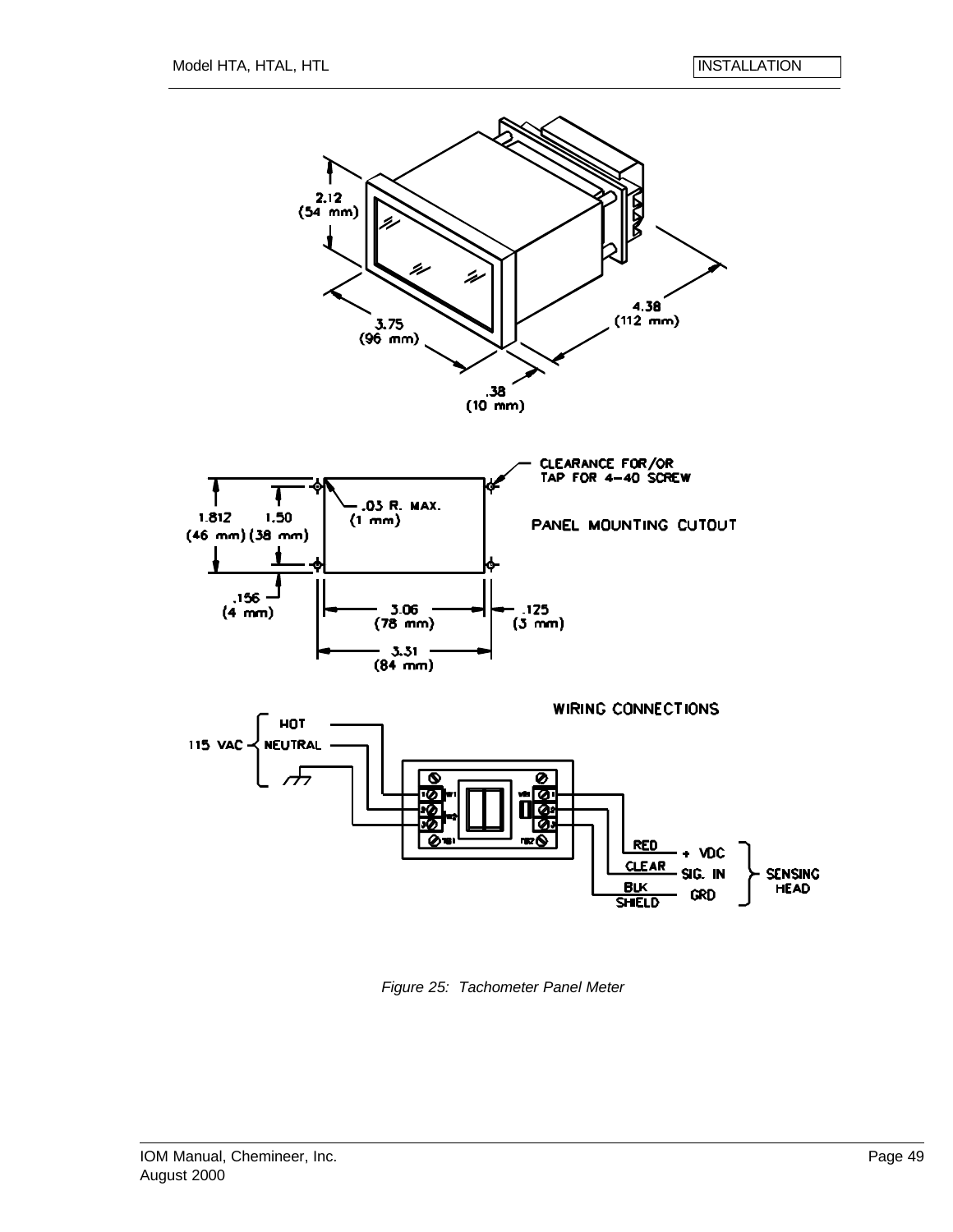2.12
(54 mm)

3.75
(96 mm)

.38
(10 mm)

4.38
(112 mm)

CLEARANCE FOR/OR
TAP FOR 4-40 SCREW

.03 R. MAX.
(1 mm)

PANEL MOUNTING CUTOUT

1.812
(46 mm)

1.50
(38 mm)

.156
(4 mm)

3.06
(78 mm)

.125
(3 mm)

3.31
(84 mm)

WIRING CONNECTIONS

115 VAC

HOT

NEUTRAL

RED

+ VDC

CLEAR

SIG. IN

BLK
SHIELD

GRD

SENSING
HEAD

*Figure 25: Tachometer Panel Meter*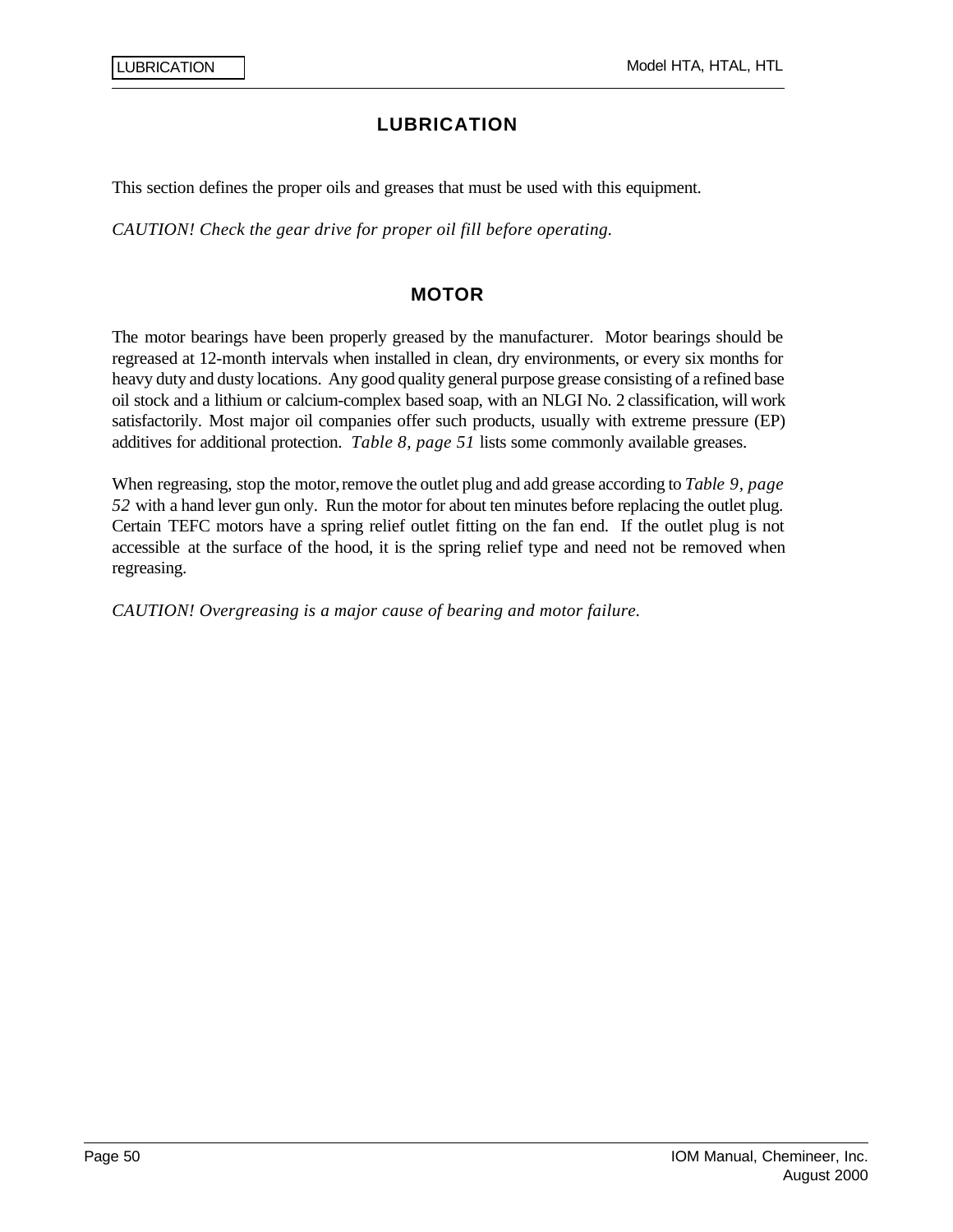# LUBRICATION

This section defines the proper oils and greases that must be used with this equipment.

*CAUTION! Check the gear drive for proper oil fill before operating.*

## MOTOR

The motor bearings have been properly greased by the manufacturer. Motor bearings should be regreased at 12-month intervals when installed in clean, dry environments, or every six months for heavy duty and dusty locations. Any good quality general purpose grease consisting of a refined base oil stock and a lithium or calcium-complex based soap, with an NLGI No. 2 classification, will work satisfactorily. Most major oil companies offer such products, usually with extreme pressure (EP) additives for additional protection. *Table 8, page 51* lists some commonly available greases.

When regreasing, stop the motor, remove the outlet plug and add grease according to *Table 9, page 52* with a hand lever gun only. Run the motor for about ten minutes before replacing the outlet plug. Certain TEFC motors have a spring relief outlet fitting on the fan end. If the outlet plug is not accessible at the surface of the hood, it is the spring relief type and need not be removed when regreasing.

*CAUTION! Overgreasing is a major cause of bearing and motor failure.*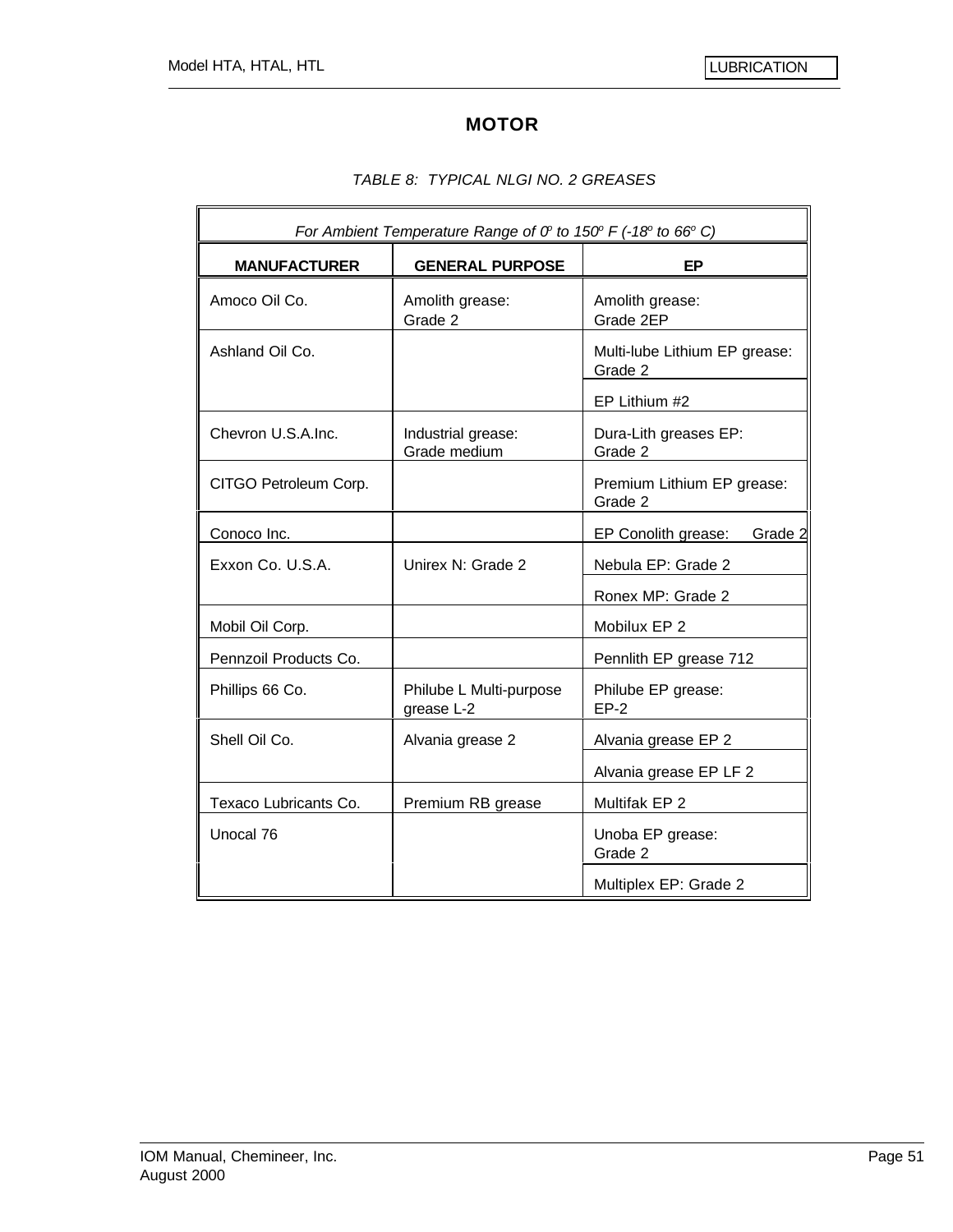# MOTOR

*TABLE 8: TYPICAL NLGI NO. 2 GREASES*

| *For Ambient Temperature Range of 0° to 150° F (-18° to 66° C)* | | |
|---|---|---|
| **MANUFACTURER** | **GENERAL PURPOSE** | **EP** |
| Amoco Oil Co. | Amolith grease: Grade 2 | Amolith grease: Grade 2EP |
| Ashland Oil Co. | | Multi-lube Lithium EP grease: Grade 2 |
| | | EP Lithium #2 |
| Chevron U.S.A.Inc. | Industrial grease: Grade medium | Dura-Lith greases EP: Grade 2 |
| CITGO Petroleum Corp. | | Premium Lithium EP grease: Grade 2 |
| Conoco Inc. | | EP Conolith grease: Grade 2 |
| Exxon Co. U.S.A. | Unirex N: Grade 2 | Nebula EP: Grade 2 |
| | | Ronex MP: Grade 2 |
| Mobil Oil Corp. | | Mobilux EP 2 |
| Pennzoil Products Co. | | Pennlith EP grease 712 |
| Phillips 66 Co. | Philube L Multi-purpose grease L-2 | Philube EP grease: EP-2 |
| Shell Oil Co. | Alvania grease 2 | Alvania grease EP 2 |
| | | Alvania grease EP LF 2 |
| Texaco Lubricants Co. | Premium RB grease | Multifak EP 2 |
| Unocal 76 | | Unoba EP grease: Grade 2 |
| | | Multiplex EP: Grade 2 |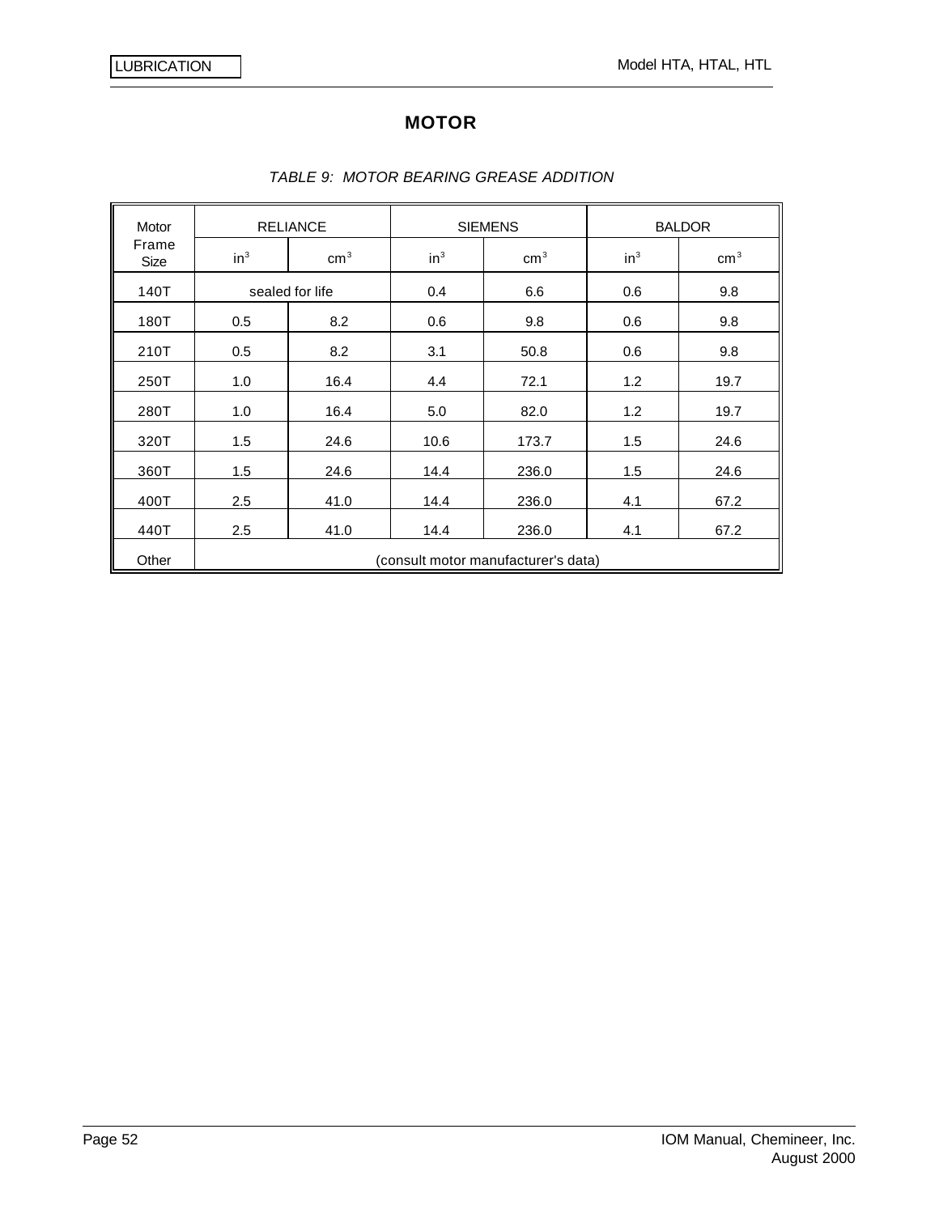# MOTOR

*TABLE 9: MOTOR BEARING GREASE ADDITION*

| Motor Frame Size | RELIANCE | | SIEMENS | | BALDOR | |
|---|---|---|---|---|---|---|
| | $in^3$ | $cm^3$ | $in^3$ | $cm^3$ | $in^3$ | $cm^3$ |
| 140T | sealed for life | | 0.4 | 6.6 | 0.6 | 9.8 |
| 180T | 0.5 | 8.2 | 0.6 | 9.8 | 0.6 | 9.8 |
| 210T | 0.5 | 8.2 | 3.1 | 50.8 | 0.6 | 9.8 |
| 250T | 1.0 | 16.4 | 4.4 | 72.1 | 1.2 | 19.7 |
| 280T | 1.0 | 16.4 | 5.0 | 82.0 | 1.2 | 19.7 |
| 320T | 1.5 | 24.6 | 10.6 | 173.7 | 1.5 | 24.6 |
| 360T | 1.5 | 24.6 | 14.4 | 236.0 | 1.5 | 24.6 |
| 400T | 2.5 | 41.0 | 14.4 | 236.0 | 4.1 | 67.2 |
| 440T | 2.5 | 41.0 | 14.4 | 236.0 | 4.1 | 67.2 |
| Other | (consult motor manufacturer's data) | | | | | |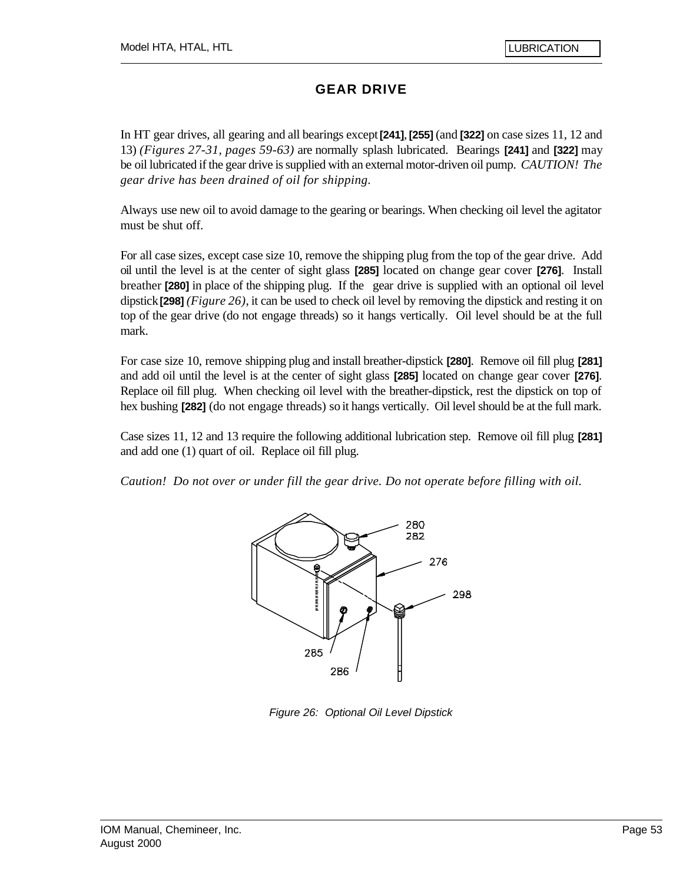## GEAR DRIVE

In HT gear drives, all gearing and all bearings except **[241]**, **[255]** (and **[322]** on case sizes 11, 12 and 13) *(Figures 27-31, pages 59-63)* are normally splash lubricated. Bearings **[241]** and **[322]** may be oil lubricated if the gear drive is supplied with an external motor-driven oil pump. *CAUTION! The gear drive has been drained of oil for shipping.*

Always use new oil to avoid damage to the gearing or bearings. When checking oil level the agitator must be shut off.

For all case sizes, except case size 10, remove the shipping plug from the top of the gear drive. Add oil until the level is at the center of sight glass **[285]** located on change gear cover **[276]**. Install breather **[280]** in place of the shipping plug. If the gear drive is supplied with an optional oil level dipstick **[298]** *(Figure 26)*, it can be used to check oil level by removing the dipstick and resting it on top of the gear drive (do not engage threads) so it hangs vertically. Oil level should be at the full mark.

For case size 10, remove shipping plug and install breather-dipstick **[280]**. Remove oil fill plug **[281]** and add oil until the level is at the center of sight glass **[285]** located on change gear cover **[276]**. Replace oil fill plug. When checking oil level with the breather-dipstick, rest the dipstick on top of hex bushing **[282]** (do not engage threads) so it hangs vertically. Oil level should be at the full mark.

Case sizes 11, 12 and 13 require the following additional lubrication step. Remove oil fill plug **[281]** and add one (1) quart of oil. Replace oil fill plug.

*Caution! Do not over or under fill the gear drive. Do not operate before filling with oil.*

280
282
276
298
285
286

*Figure 26: Optional Oil Level Dipstick*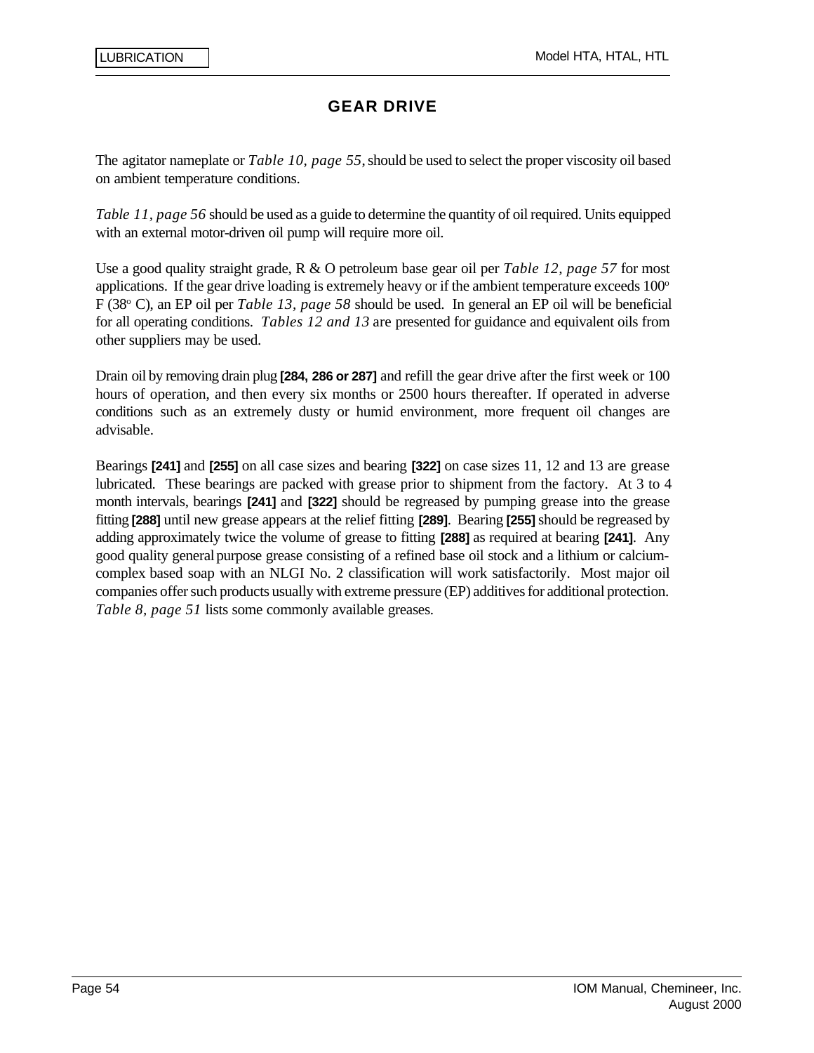## GEAR DRIVE

The agitator nameplate or *Table 10, page 55*, should be used to select the proper viscosity oil based on ambient temperature conditions.

*Table 11, page 56* should be used as a guide to determine the quantity of oil required. Units equipped with an external motor-driven oil pump will require more oil.

Use a good quality straight grade, R & O petroleum base gear oil per *Table 12, page 57* for most applications. If the gear drive loading is extremely heavy or if the ambient temperature exceeds 100° F (38° C), an EP oil per *Table 13, page 58* should be used. In general an EP oil will be beneficial for all operating conditions. *Tables 12 and 13* are presented for guidance and equivalent oils from other suppliers may be used.

Drain oil by removing drain plug **[284, 286 or 287]** and refill the gear drive after the first week or 100 hours of operation, and then every six months or 2500 hours thereafter. If operated in adverse conditions such as an extremely dusty or humid environment, more frequent oil changes are advisable.

Bearings **[241]** and **[255]** on all case sizes and bearing **[322]** on case sizes 11, 12 and 13 are grease lubricated. These bearings are packed with grease prior to shipment from the factory. At 3 to 4 month intervals, bearings **[241]** and **[322]** should be regreased by pumping grease into the grease fitting **[288]** until new grease appears at the relief fitting **[289]**. Bearing **[255]** should be regreased by adding approximately twice the volume of grease to fitting **[288]** as required at bearing **[241]**. Any good quality general purpose grease consisting of a refined base oil stock and a lithium or calcium-complex based soap with an NLGI No. 2 classification will work satisfactorily. Most major oil companies offer such products usually with extreme pressure (EP) additives for additional protection. *Table 8, page 51* lists some commonly available greases.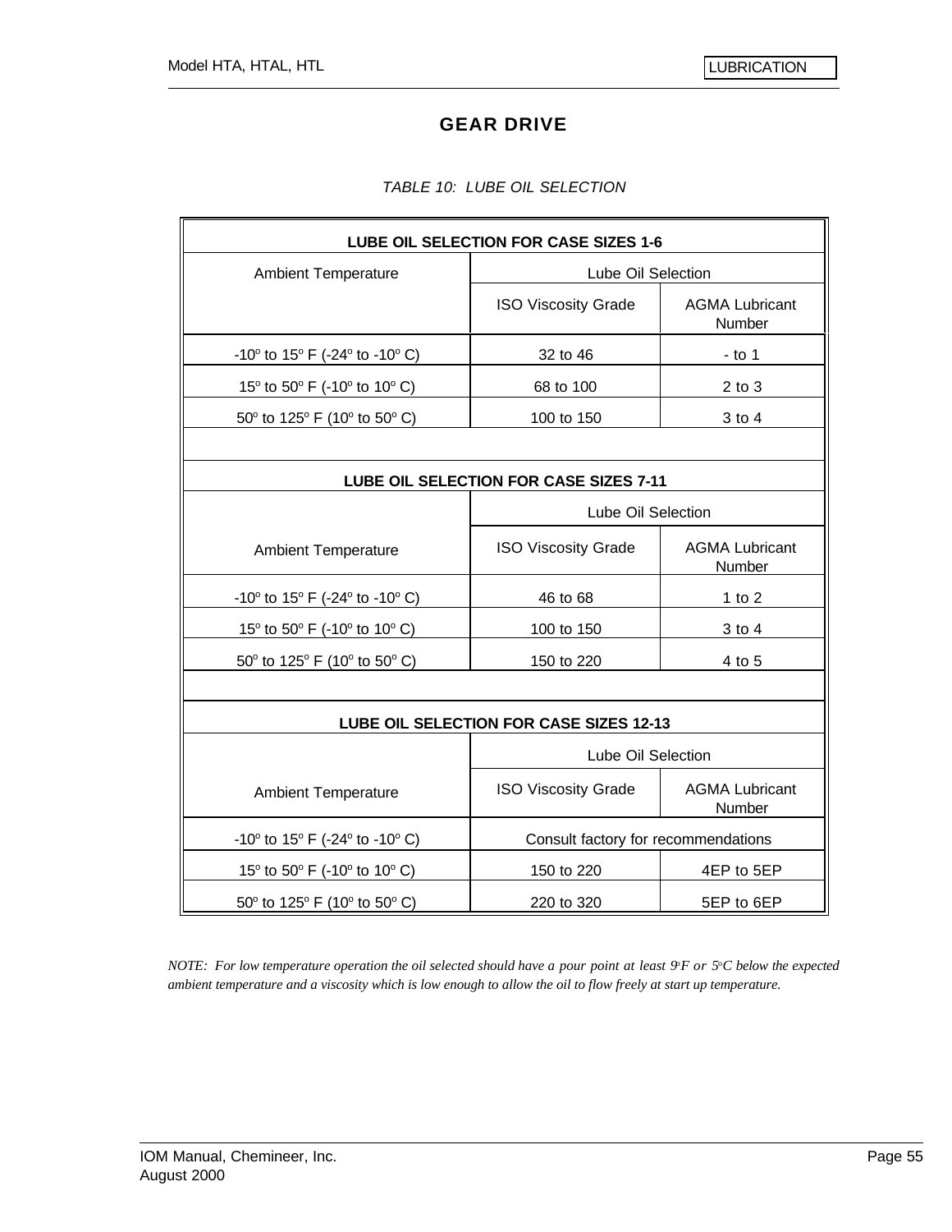# GEAR DRIVE

*TABLE 10: LUBE OIL SELECTION*

| LUBE OIL SELECTION FOR CASE SIZES 1-6 | | |
|---|---|---|
| Ambient Temperature | Lube Oil Selection | |
| | ISO Viscosity Grade | AGMA Lubricant Number |
| -10º to 15º F (-24º to -10º C) | 32 to 46 | - to 1 |
| 15º to 50º F (-10º to 10º C) | 68 to 100 | 2 to 3 |
| 50º to 125º F (10º to 50º C) | 100 to 150 | 3 to 4 |

| LUBE OIL SELECTION FOR CASE SIZES 7-11 | | |
|---|---|---|
| Ambient Temperature | Lube Oil Selection | |
| | ISO Viscosity Grade | AGMA Lubricant Number |
| -10º to 15º F (-24º to -10º C) | 46 to 68 | 1 to 2 |
| 15º to 50º F (-10º to 10º C) | 100 to 150 | 3 to 4 |
| 50º to 125º F (10º to 50º C) | 150 to 220 | 4 to 5 |

| LUBE OIL SELECTION FOR CASE SIZES 12-13 | | |
|---|---|---|
| Ambient Temperature | Lube Oil Selection | |
| | ISO Viscosity Grade | AGMA Lubricant Number |
| -10º to 15º F (-24º to -10º C) | Consult factory for recommendations | |
| 15º to 50º F (-10º to 10º C) | 150 to 220 | 4EP to 5EP |
| 50º to 125º F (10º to 50º C) | 220 to 320 | 5EP to 6EP |

*NOTE: For low temperature operation the oil selected should have a pour point at least 9ºF or 5ºC below the expected ambient temperature and a viscosity which is low enough to allow the oil to flow freely at start up temperature.*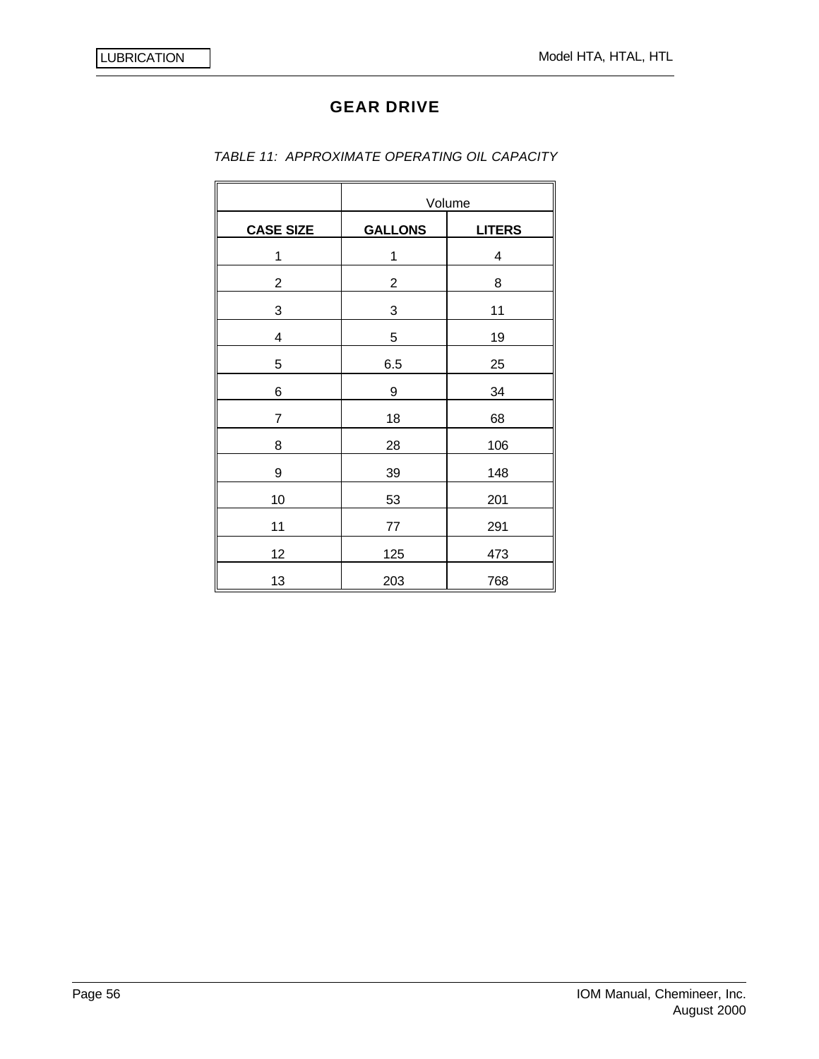# GEAR DRIVE

*TABLE 11: APPROXIMATE OPERATING OIL CAPACITY*

| | Volume | |
|---|---|---|
| **CASE SIZE** | **GALLONS** | **LITERS** |
| 1 | 1 | 4 |
| 2 | 2 | 8 |
| 3 | 3 | 11 |
| 4 | 5 | 19 |
| 5 | 6.5 | 25 |
| 6 | 9 | 34 |
| 7 | 18 | 68 |
| 8 | 28 | 106 |
| 9 | 39 | 148 |
| 10 | 53 | 201 |
| 11 | 77 | 291 |
| 12 | 125 | 473 |
| 13 | 203 | 768 |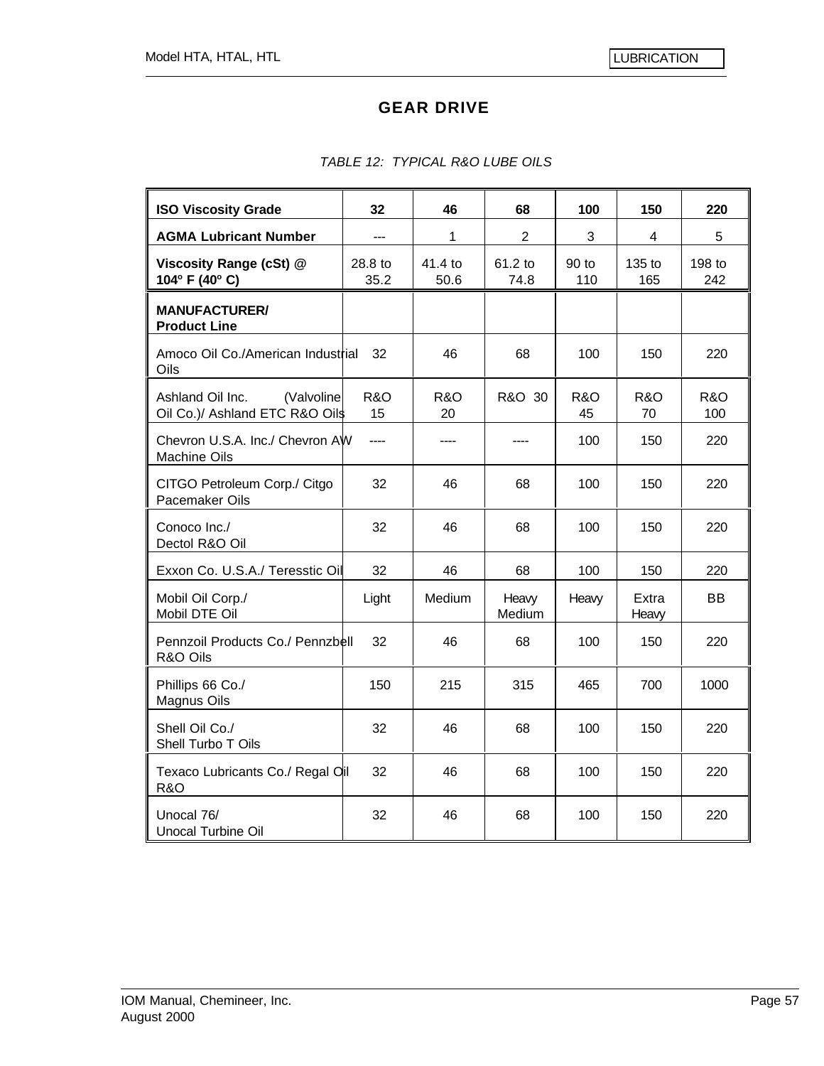## GEAR DRIVE

*TABLE 12: TYPICAL R&O LUBE OILS*

| **ISO Viscosity Grade** | **32** | **46** | **68** | **100** | **150** | **220** |
|---|---|---|---|---|---|---|
| **AGMA Lubricant Number** | --- | 1 | 2 | 3 | 4 | 5 |
| **Viscosity Range (cSt) @ 104º F (40º C)** | 28.8 to 35.2 | 41.4 to 50.6 | 61.2 to 74.8 | 90 to 110 | 135 to 165 | 198 to 242 |
| **MANUFACTURER/ Product Line** | | | | | | |
| Amoco Oil Co./American Industrial Oils | 32 | 46 | 68 | 100 | 150 | 220 |
| Ashland Oil Inc. (Valvoline Oil Co.)/ Ashland ETC R&O Oils | R&O 15 | R&O 20 | R&O 30 | R&O 45 | R&O 70 | R&O 100 |
| Chevron U.S.A. Inc./ Chevron AW Machine Oils | ---- | ---- | ---- | 100 | 150 | 220 |
| CITGO Petroleum Corp./ Citgo Pacemaker Oils | 32 | 46 | 68 | 100 | 150 | 220 |
| Conoco Inc./ Dectol R&O Oil | 32 | 46 | 68 | 100 | 150 | 220 |
| Exxon Co. U.S.A./ Teresstic Oil | 32 | 46 | 68 | 100 | 150 | 220 |
| Mobil Oil Corp./ Mobil DTE Oil | Light | Medium | Heavy Medium | Heavy | Extra Heavy | BB |
| Pennzoil Products Co./ Pennzbell R&O Oils | 32 | 46 | 68 | 100 | 150 | 220 |
| Phillips 66 Co./ Magnus Oils | 150 | 215 | 315 | 465 | 700 | 1000 |
| Shell Oil Co./ Shell Turbo T Oils | 32 | 46 | 68 | 100 | 150 | 220 |
| Texaco Lubricants Co./ Regal Oil R&O | 32 | 46 | 68 | 100 | 150 | 220 |
| Unocal 76/ Unocal Turbine Oil | 32 | 46 | 68 | 100 | 150 | 220 |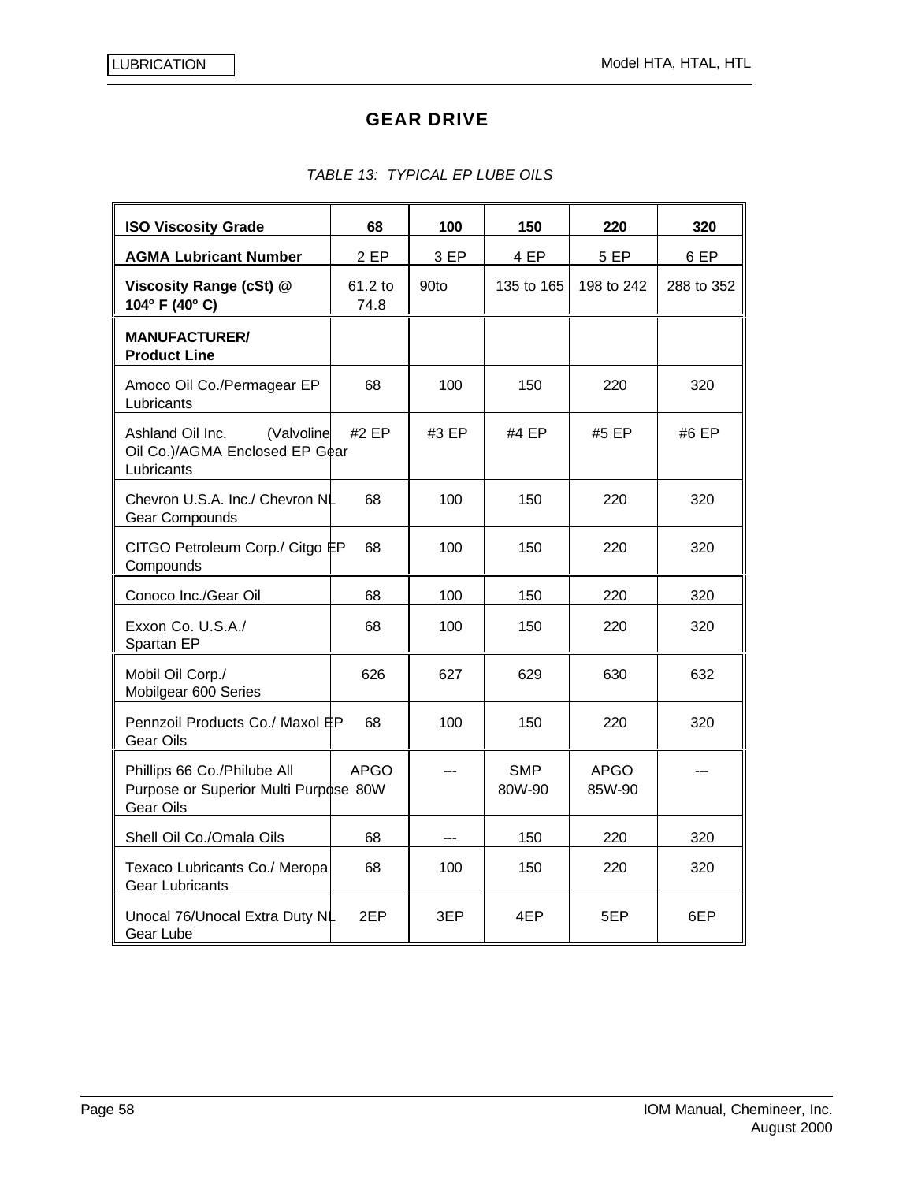# GEAR DRIVE

*TABLE 13: TYPICAL EP LUBE OILS*

| **ISO Viscosity Grade** | **68** | **100** | **150** | **220** | **320** |
|---|---|---|---|---|---|
| **AGMA Lubricant Number** | 2 EP | 3 EP | 4 EP | 5 EP | 6 EP |
| **Viscosity Range (cSt) @ 104º F (40º C)** | 61.2 to 74.8 | 90to | 135 to 165 | 198 to 242 | 288 to 352 |
| **MANUFACTURER/ Product Line** | | | | | |
| Amoco Oil Co./Permagear EP Lubricants | 68 | 100 | 150 | 220 | 320 |
| Ashland Oil Inc. (Valvoline Oil Co.)/AGMA Enclosed EP Gear Lubricants | #2 EP | #3 EP | #4 EP | #5 EP | #6 EP |
| Chevron U.S.A. Inc./ Chevron NL Gear Compounds | 68 | 100 | 150 | 220 | 320 |
| CITGO Petroleum Corp./ Citgo EP Compounds | 68 | 100 | 150 | 220 | 320 |
| Conoco Inc./Gear Oil | 68 | 100 | 150 | 220 | 320 |
| Exxon Co. U.S.A./ Spartan EP | 68 | 100 | 150 | 220 | 320 |
| Mobil Oil Corp./ Mobilgear 600 Series | 626 | 627 | 629 | 630 | 632 |
| Pennzoil Products Co./ Maxol EP Gear Oils | 68 | 100 | 150 | 220 | 320 |
| Phillips 66 Co./Philube All Purpose or Superior Multi Purpose Gear Oils | APGO 80W | --- | SMP 80W-90 | APGO 85W-90 | --- |
| Shell Oil Co./Omala Oils | 68 | --- | 150 | 220 | 320 |
| Texaco Lubricants Co./ Meropa Gear Lubricants | 68 | 100 | 150 | 220 | 320 |
| Unocal 76/Unocal Extra Duty NL Gear Lube | 2EP | 3EP | 4EP | 5EP | 6EP |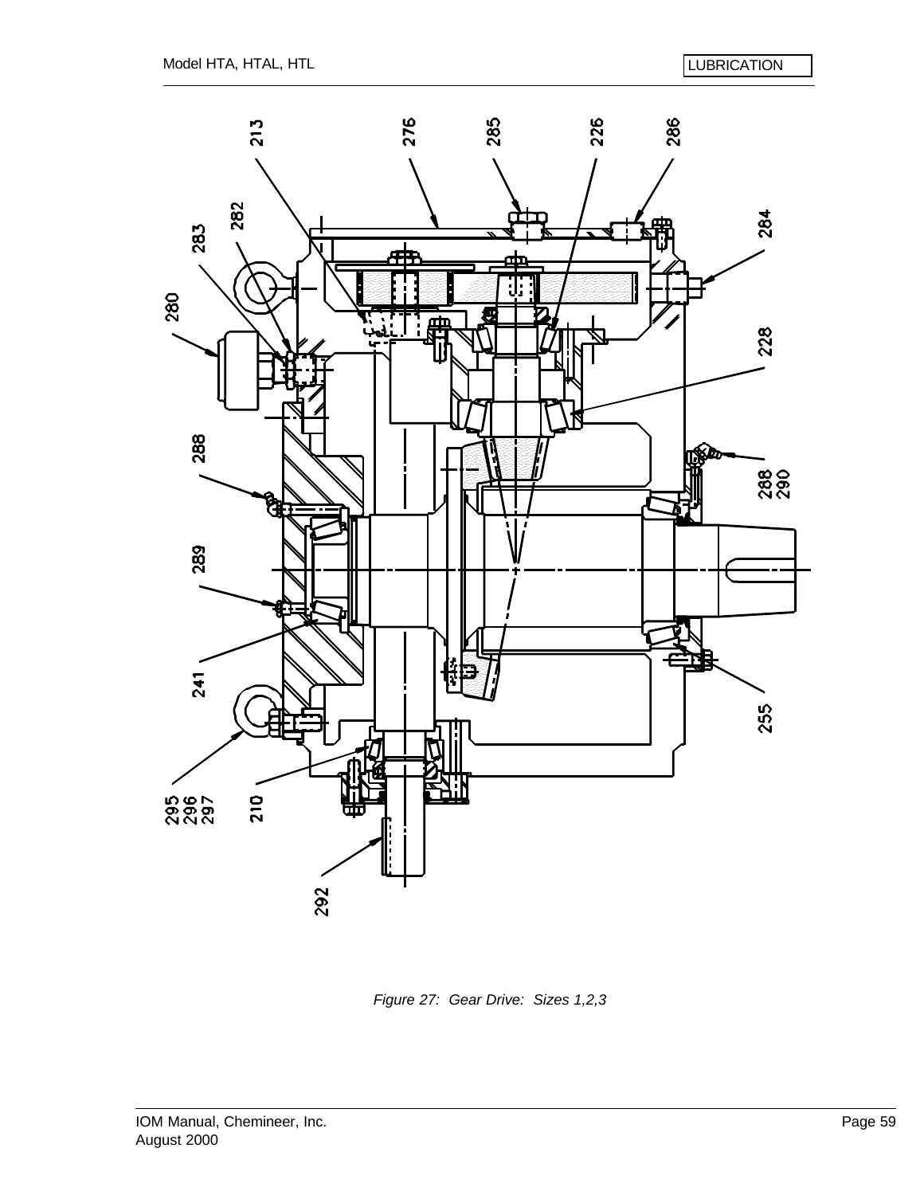213
276
285
226
286
283
282
284
280
228
288
288
290
289
241
255
295
296
297
210
292

*Figure 27: Gear Drive: Sizes 1,2,3*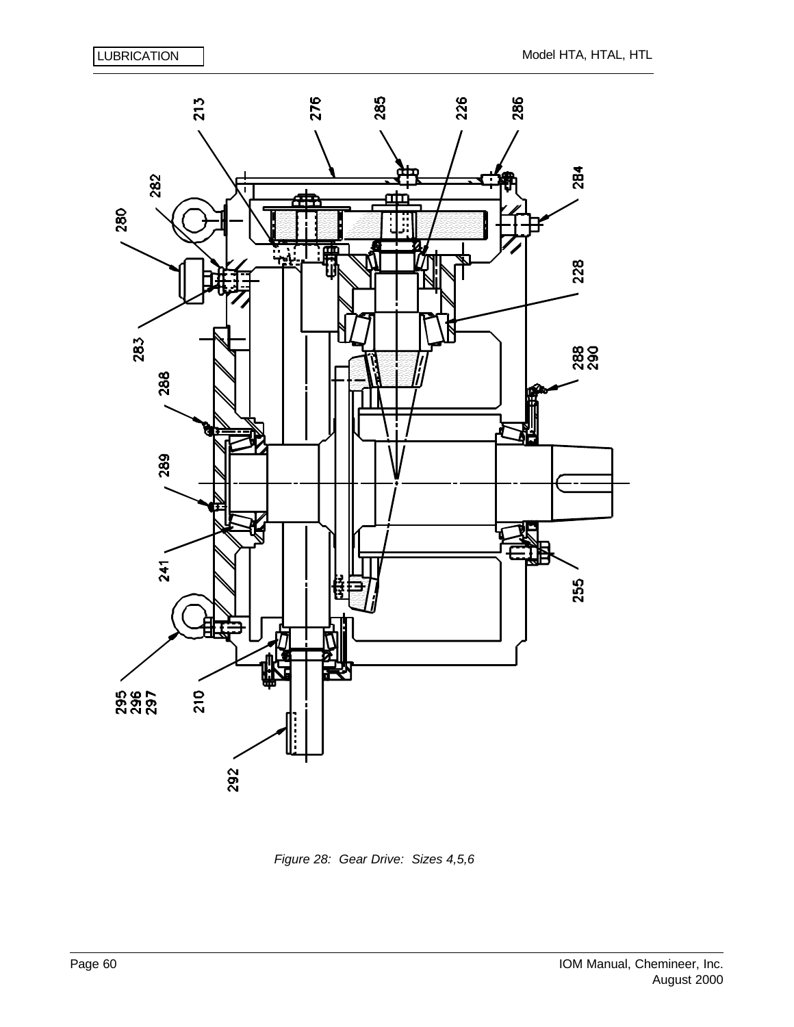213
276
285
226
286
282
284
280
228
283
288
290
288
289
241
255
295
296
297
210
292

*Figure 28: Gear Drive: Sizes 4,5,6*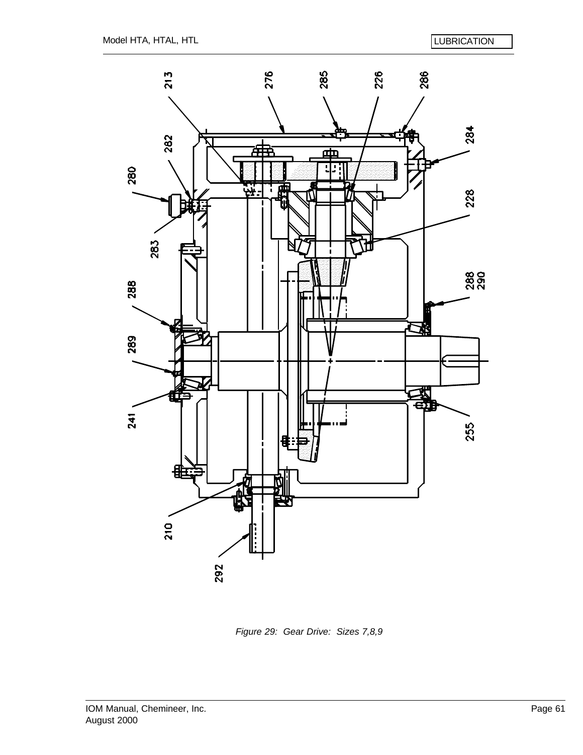213
276
285
226
286
284
282
280
283
228
288
290
288
289
241
255
210
292

*Figure 29: Gear Drive: Sizes 7,8,9*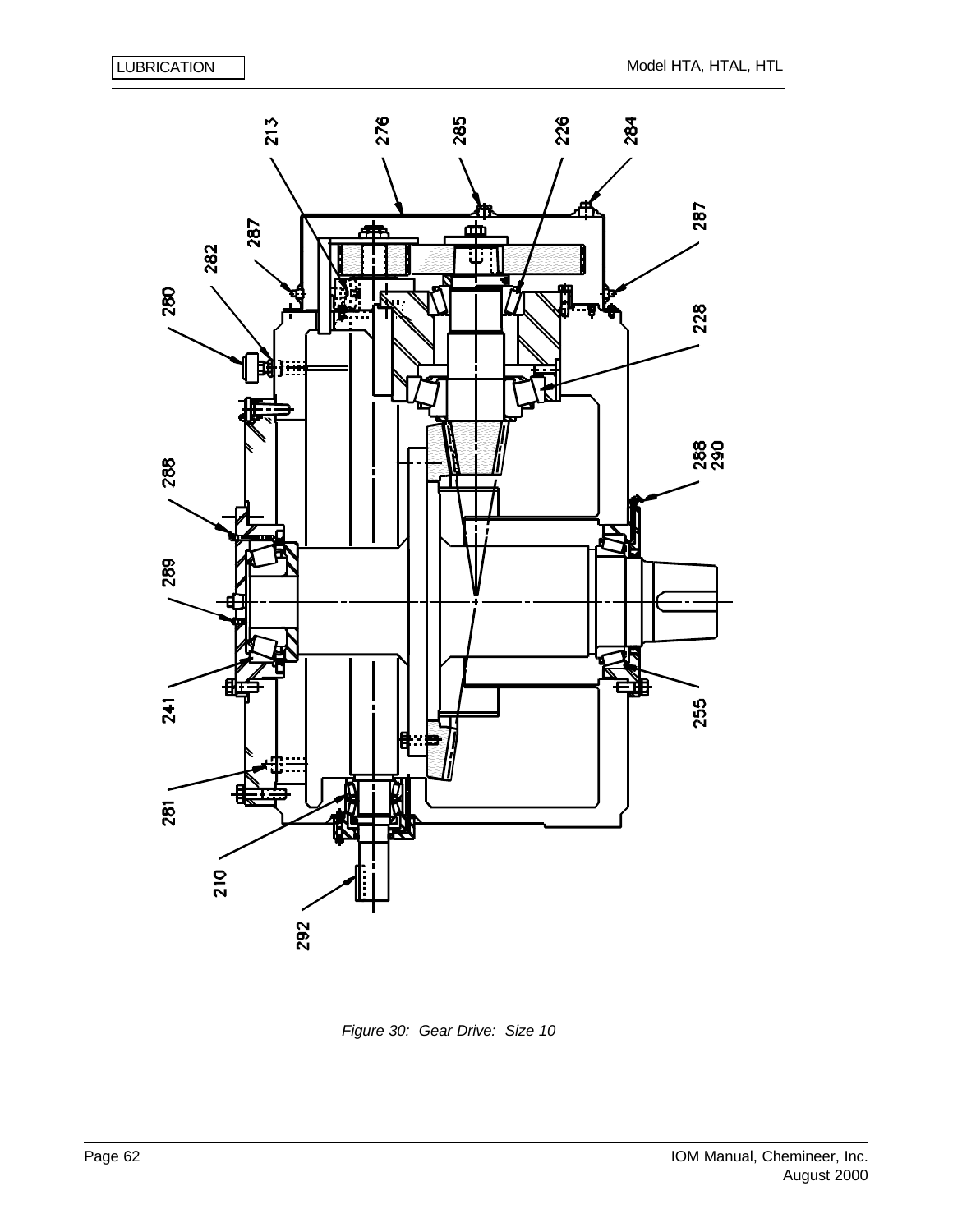213
276
285
226
284
287
282
280
287
228
288
290
288
289
241
255
281
210
292

*Figure 30: Gear Drive: Size 10*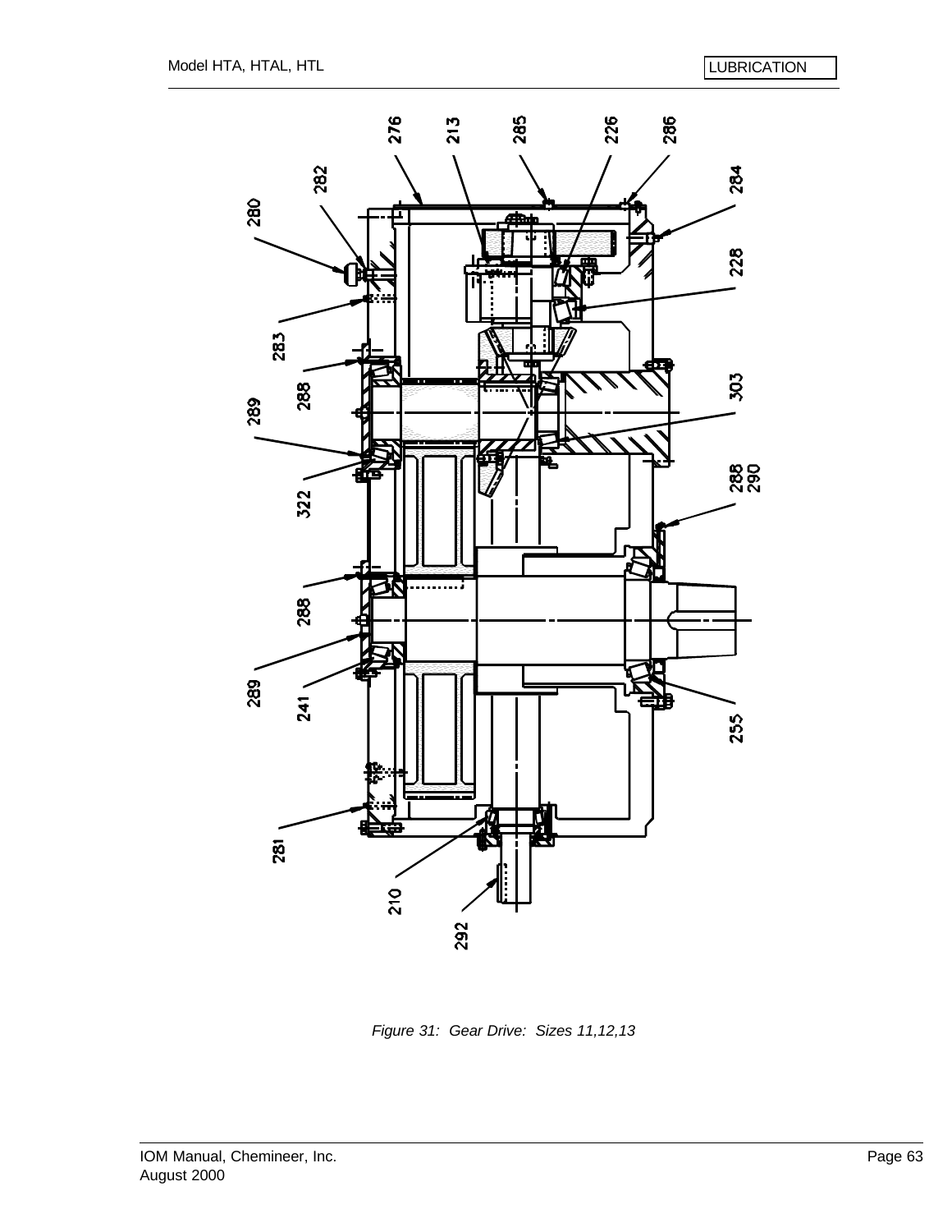276
213
285
226
286
282
284
280
228
283
288
303
289
322
288
290
288
289
241
255
281
210
292

Figure 31: Gear Drive: Sizes 11,12,13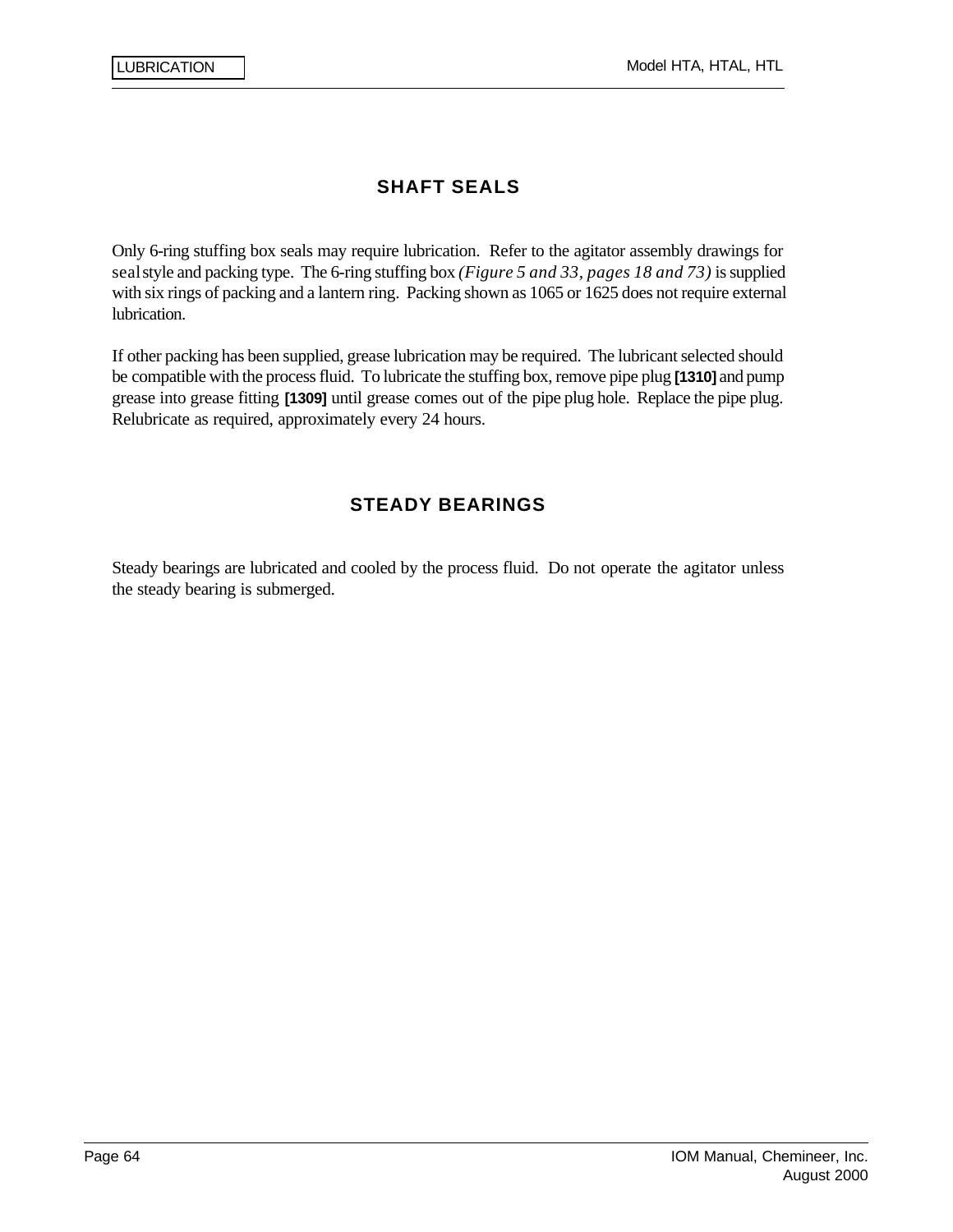## SHAFT SEALS

Only 6-ring stuffing box seals may require lubrication. Refer to the agitator assembly drawings for seal style and packing type. The 6-ring stuffing box *(Figure 5 and 33, pages 18 and 73)* is supplied with six rings of packing and a lantern ring. Packing shown as 1065 or 1625 does not require external lubrication.

If other packing has been supplied, grease lubrication may be required. The lubricant selected should be compatible with the process fluid. To lubricate the stuffing box, remove pipe plug **[1310]** and pump grease into grease fitting **[1309]** until grease comes out of the pipe plug hole. Replace the pipe plug. Relubricate as required, approximately every 24 hours.

## STEADY BEARINGS

Steady bearings are lubricated and cooled by the process fluid. Do not operate the agitator unless the steady bearing is submerged.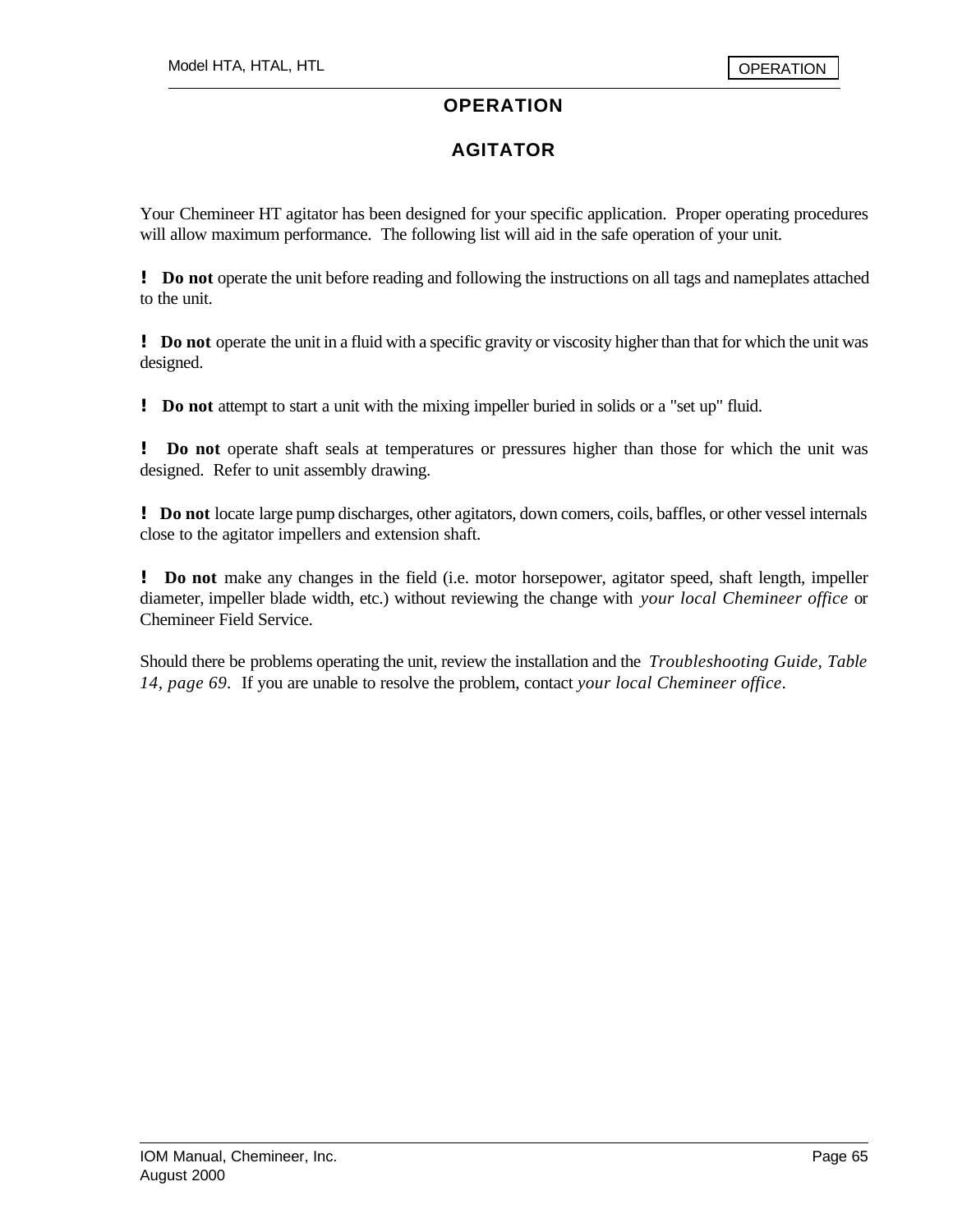# OPERATION

## AGITATOR

Your Chemineer HT agitator has been designed for your specific application. Proper operating procedures will allow maximum performance. The following list will aid in the safe operation of your unit.

**!** **Do not** operate the unit before reading and following the instructions on all tags and nameplates attached to the unit.

**!** **Do not** operate the unit in a fluid with a specific gravity or viscosity higher than that for which the unit was designed.

**!** **Do not** attempt to start a unit with the mixing impeller buried in solids or a "set up" fluid.

**!** **Do not** operate shaft seals at temperatures or pressures higher than those for which the unit was designed. Refer to unit assembly drawing.

**!** **Do not** locate large pump discharges, other agitators, down comers, coils, baffles, or other vessel internals close to the agitator impellers and extension shaft.

**!** **Do not** make any changes in the field (i.e. motor horsepower, agitator speed, shaft length, impeller diameter, impeller blade width, etc.) without reviewing the change with *your local Chemineer office* or Chemineer Field Service.

Should there be problems operating the unit, review the installation and the *Troubleshooting Guide, Table 14, page 69*. If you are unable to resolve the problem, contact *your local Chemineer office*.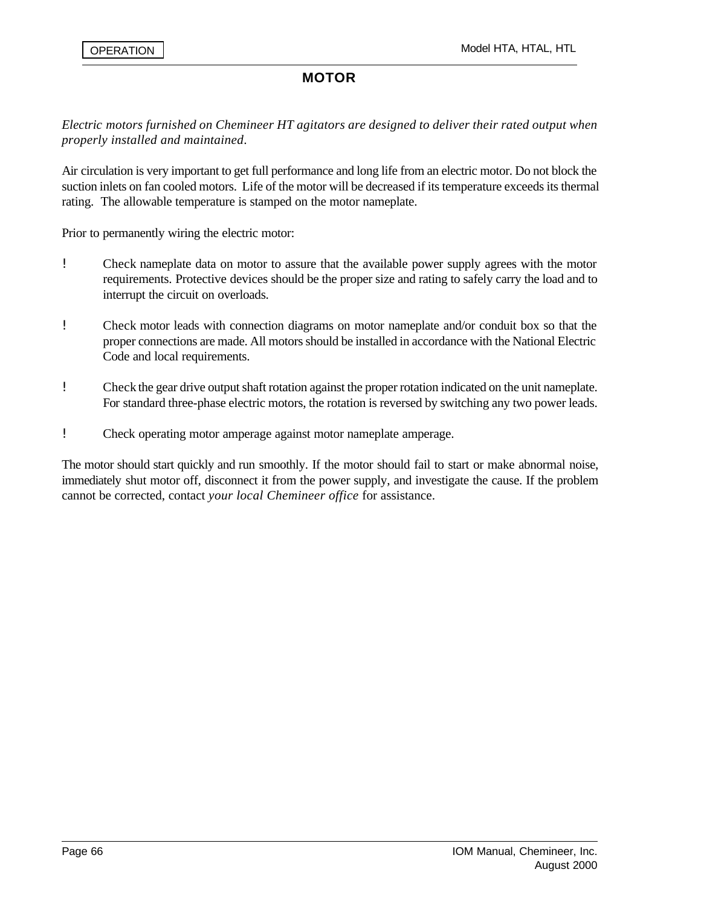## MOTOR

*Electric motors furnished on Chemineer HT agitators are designed to deliver their rated output when properly installed and maintained.*

Air circulation is very important to get full performance and long life from an electric motor. Do not block the suction inlets on fan cooled motors. Life of the motor will be decreased if its temperature exceeds its thermal rating. The allowable temperature is stamped on the motor nameplate.

Prior to permanently wiring the electric motor:

- Check nameplate data on motor to assure that the available power supply agrees with the motor requirements. Protective devices should be the proper size and rating to safely carry the load and to interrupt the circuit on overloads.
- Check motor leads with connection diagrams on motor nameplate and/or conduit box so that the proper connections are made. All motors should be installed in accordance with the National Electric Code and local requirements.
- Check the gear drive output shaft rotation against the proper rotation indicated on the unit nameplate. For standard three-phase electric motors, the rotation is reversed by switching any two power leads.
- Check operating motor amperage against motor nameplate amperage.

The motor should start quickly and run smoothly. If the motor should fail to start or make abnormal noise, immediately shut motor off, disconnect it from the power supply, and investigate the cause. If the problem cannot be corrected, contact *your local Chemineer office* for assistance.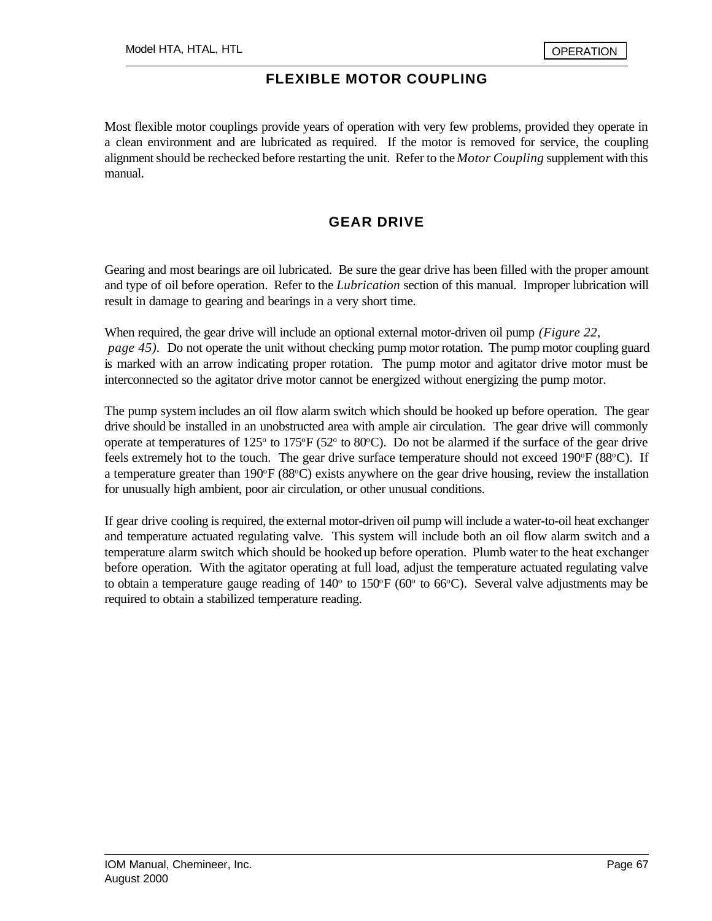## FLEXIBLE MOTOR COUPLING

Most flexible motor couplings provide years of operation with very few problems, provided they operate in a clean environment and are lubricated as required. If the motor is removed for service, the coupling alignment should be rechecked before restarting the unit. Refer to the *Motor Coupling* supplement with this manual.

## GEAR DRIVE

Gearing and most bearings are oil lubricated. Be sure the gear drive has been filled with the proper amount and type of oil before operation. Refer to the *Lubrication* section of this manual. Improper lubrication will result in damage to gearing and bearings in a very short time.

When required, the gear drive will include an optional external motor-driven oil pump *(Figure 22, page 45)*. Do not operate the unit without checking pump motor rotation. The pump motor coupling guard is marked with an arrow indicating proper rotation. The pump motor and agitator drive motor must be interconnected so the agitator drive motor cannot be energized without energizing the pump motor.

The pump system includes an oil flow alarm switch which should be hooked up before operation. The gear drive should be installed in an unobstructed area with ample air circulation. The gear drive will commonly operate at temperatures of 125° to 175°F (52° to 80°C). Do not be alarmed if the surface of the gear drive feels extremely hot to the touch. The gear drive surface temperature should not exceed 190°F (88°C). If a temperature greater than 190°F (88°C) exists anywhere on the gear drive housing, review the installation for unusually high ambient, poor air circulation, or other unusual conditions.

If gear drive cooling is required, the external motor-driven oil pump will include a water-to-oil heat exchanger and temperature actuated regulating valve. This system will include both an oil flow alarm switch and a temperature alarm switch which should be hooked up before operation. Plumb water to the heat exchanger before operation. With the agitator operating at full load, adjust the temperature actuated regulating valve to obtain a temperature gauge reading of 140° to 150°F (60° to 66°C). Several valve adjustments may be required to obtain a stabilized temperature reading.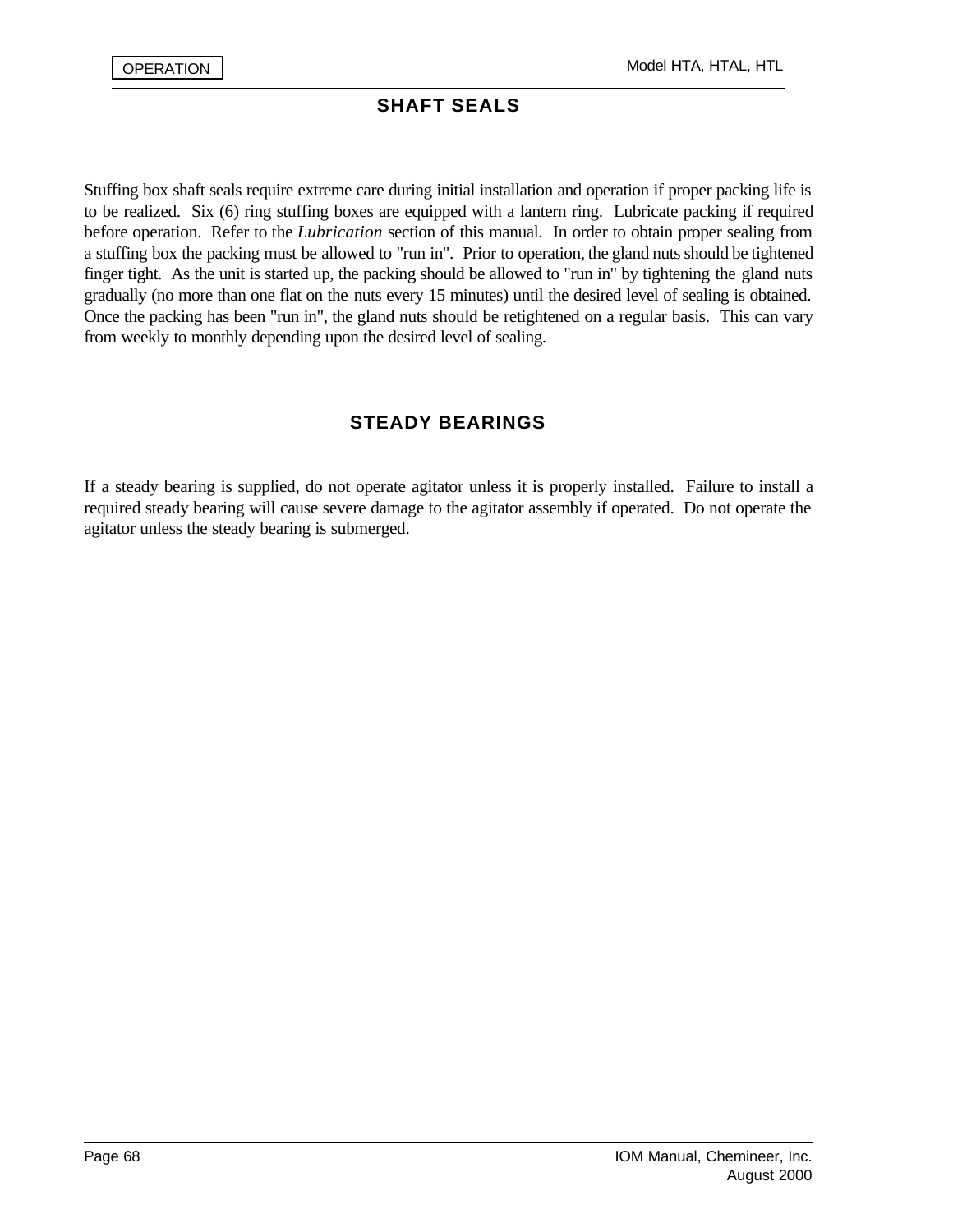## SHAFT SEALS

Stuffing box shaft seals require extreme care during initial installation and operation if proper packing life is to be realized. Six (6) ring stuffing boxes are equipped with a lantern ring. Lubricate packing if required before operation. Refer to the *Lubrication* section of this manual. In order to obtain proper sealing from a stuffing box the packing must be allowed to "run in". Prior to operation, the gland nuts should be tightened finger tight. As the unit is started up, the packing should be allowed to "run in" by tightening the gland nuts gradually (no more than one flat on the nuts every 15 minutes) until the desired level of sealing is obtained. Once the packing has been "run in", the gland nuts should be retightened on a regular basis. This can vary from weekly to monthly depending upon the desired level of sealing.

## STEADY BEARINGS

If a steady bearing is supplied, do not operate agitator unless it is properly installed. Failure to install a required steady bearing will cause severe damage to the agitator assembly if operated. Do not operate the agitator unless the steady bearing is submerged.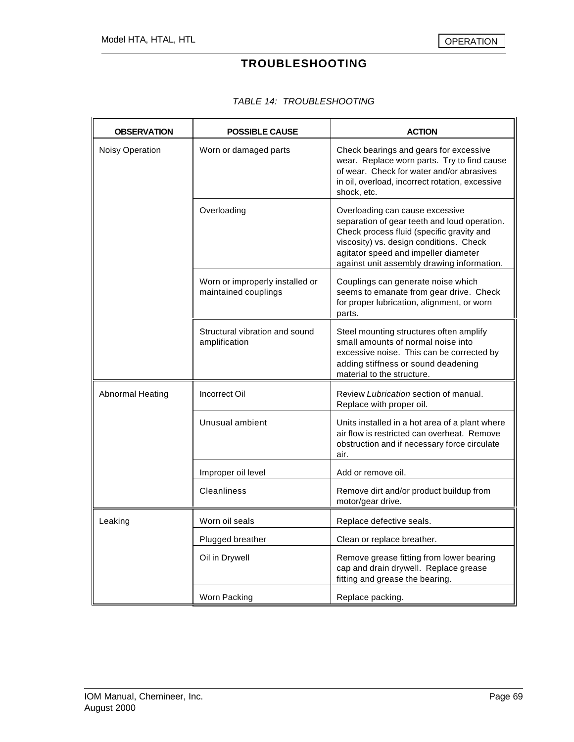# TROUBLESHOOTING

*TABLE 14: TROUBLESHOOTING*

| OBSERVATION | POSSIBLE CAUSE | ACTION |
|---|---|---|
| Noisy Operation | Worn or damaged parts | Check bearings and gears for excessive wear. Replace worn parts. Try to find cause of wear. Check for water and/or abrasives in oil, overload, incorrect rotation, excessive shock, etc. |
| | Overloading | Overloading can cause excessive separation of gear teeth and loud operation. Check process fluid (specific gravity and viscosity) vs. design conditions. Check agitator speed and impeller diameter against unit assembly drawing information. |
| | Worn or improperly installed or maintained couplings | Couplings can generate noise which seems to emanate from gear drive. Check for proper lubrication, alignment, or worn parts. |
| | Structural vibration and sound amplification | Steel mounting structures often amplify small amounts of normal noise into excessive noise. This can be corrected by adding stiffness or sound deadening material to the structure. |
| Abnormal Heating | Incorrect Oil | Review *Lubrication* section of manual. Replace with proper oil. |
| | Unusual ambient | Units installed in a hot area of a plant where air flow is restricted can overheat. Remove obstruction and if necessary force circulate air. |
| | Improper oil level | Add or remove oil. |
| | Cleanliness | Remove dirt and/or product buildup from motor/gear drive. |
| Leaking | Worn oil seals | Replace defective seals. |
| | Plugged breather | Clean or replace breather. |
| | Oil in Drywell | Remove grease fitting from lower bearing cap and drain drywell. Replace grease fitting and grease the bearing. |
| | Worn Packing | Replace packing. |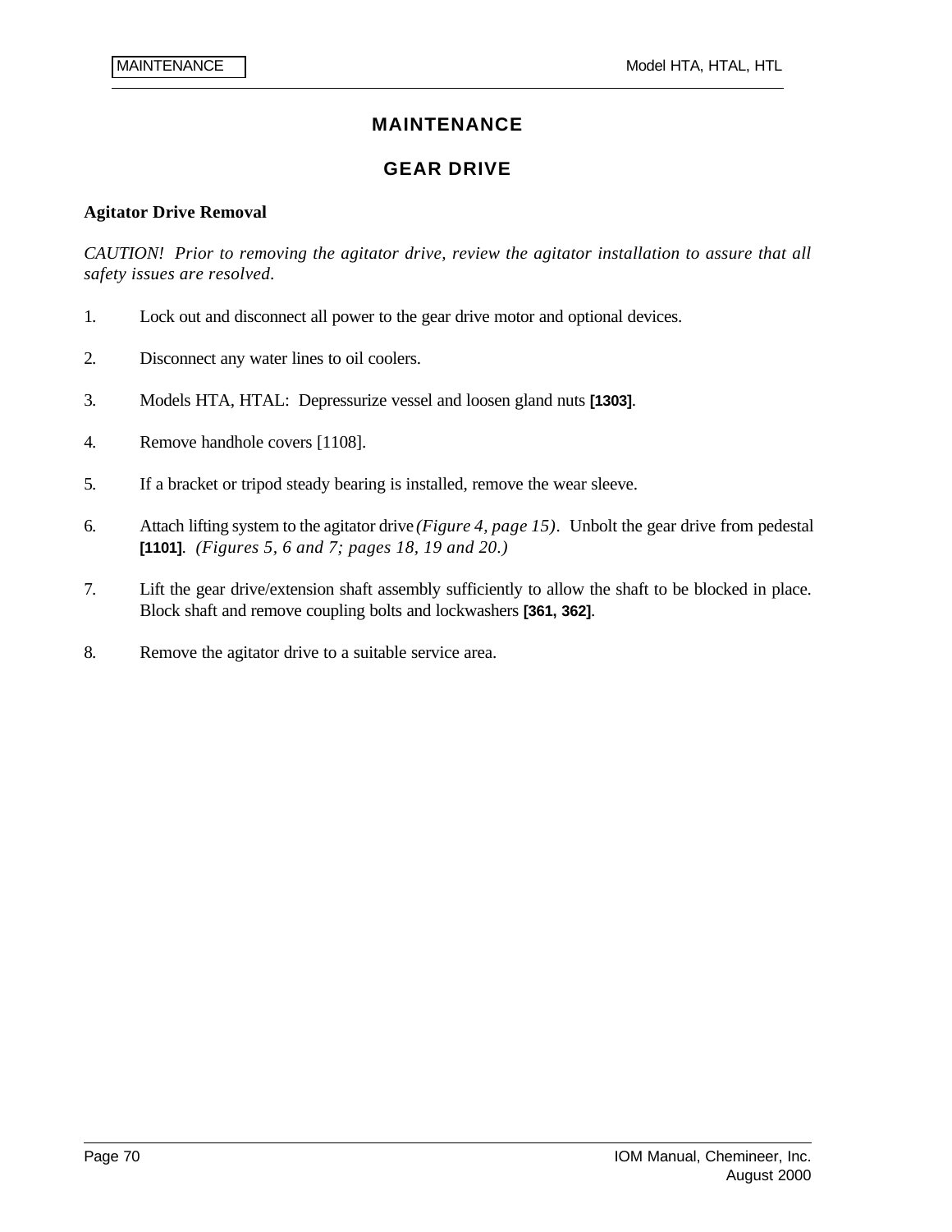# MAINTENANCE

## GEAR DRIVE

### Agitator Drive Removal

*CAUTION! Prior to removing the agitator drive, review the agitator installation to assure that all safety issues are resolved.*

1. Lock out and disconnect all power to the gear drive motor and optional devices.
2. Disconnect any water lines to oil coolers.
3. Models HTA, HTAL: Depressurize vessel and loosen gland nuts **[1303]**.
4. Remove handhole covers [1108].
5. If a bracket or tripod steady bearing is installed, remove the wear sleeve.
6. Attach lifting system to the agitator drive *(Figure 4, page 15)*. Unbolt the gear drive from pedestal **[1101]**. *(Figures 5, 6 and 7; pages 18, 19 and 20.)*
7. Lift the gear drive/extension shaft assembly sufficiently to allow the shaft to be blocked in place. Block shaft and remove coupling bolts and lockwashers **[361, 362]**.
8. Remove the agitator drive to a suitable service area.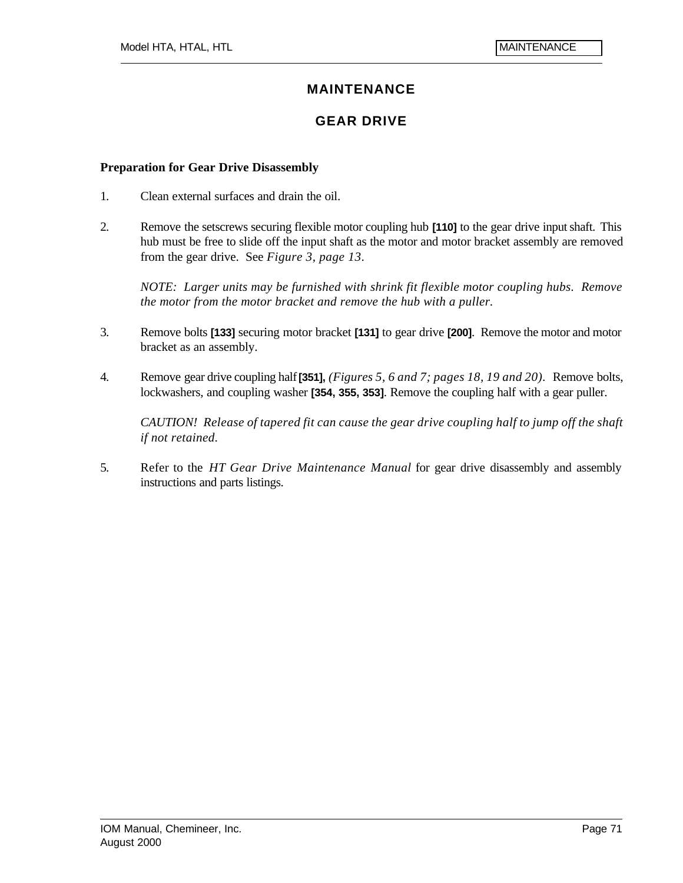# MAINTENANCE

## GEAR DRIVE

**Preparation for Gear Drive Disassembly**

1. Clean external surfaces and drain the oil.

2. Remove the setscrews securing flexible motor coupling hub **[110]** to the gear drive input shaft. This hub must be free to slide off the input shaft as the motor and motor bracket assembly are removed from the gear drive. See *Figure 3, page 13*.

   *NOTE: Larger units may be furnished with shrink fit flexible motor coupling hubs. Remove the motor from the motor bracket and remove the hub with a puller.*

3. Remove bolts **[133]** securing motor bracket **[131]** to gear drive **[200]**. Remove the motor and motor bracket as an assembly.

4. Remove gear drive coupling half **[351],** *(Figures 5, 6 and 7; pages 18, 19 and 20)*. Remove bolts, lockwashers, and coupling washer **[354, 355, 353]**. Remove the coupling half with a gear puller.

   *CAUTION! Release of tapered fit can cause the gear drive coupling half to jump off the shaft if not retained.*

5. Refer to the *HT Gear Drive Maintenance Manual* for gear drive disassembly and assembly instructions and parts listings.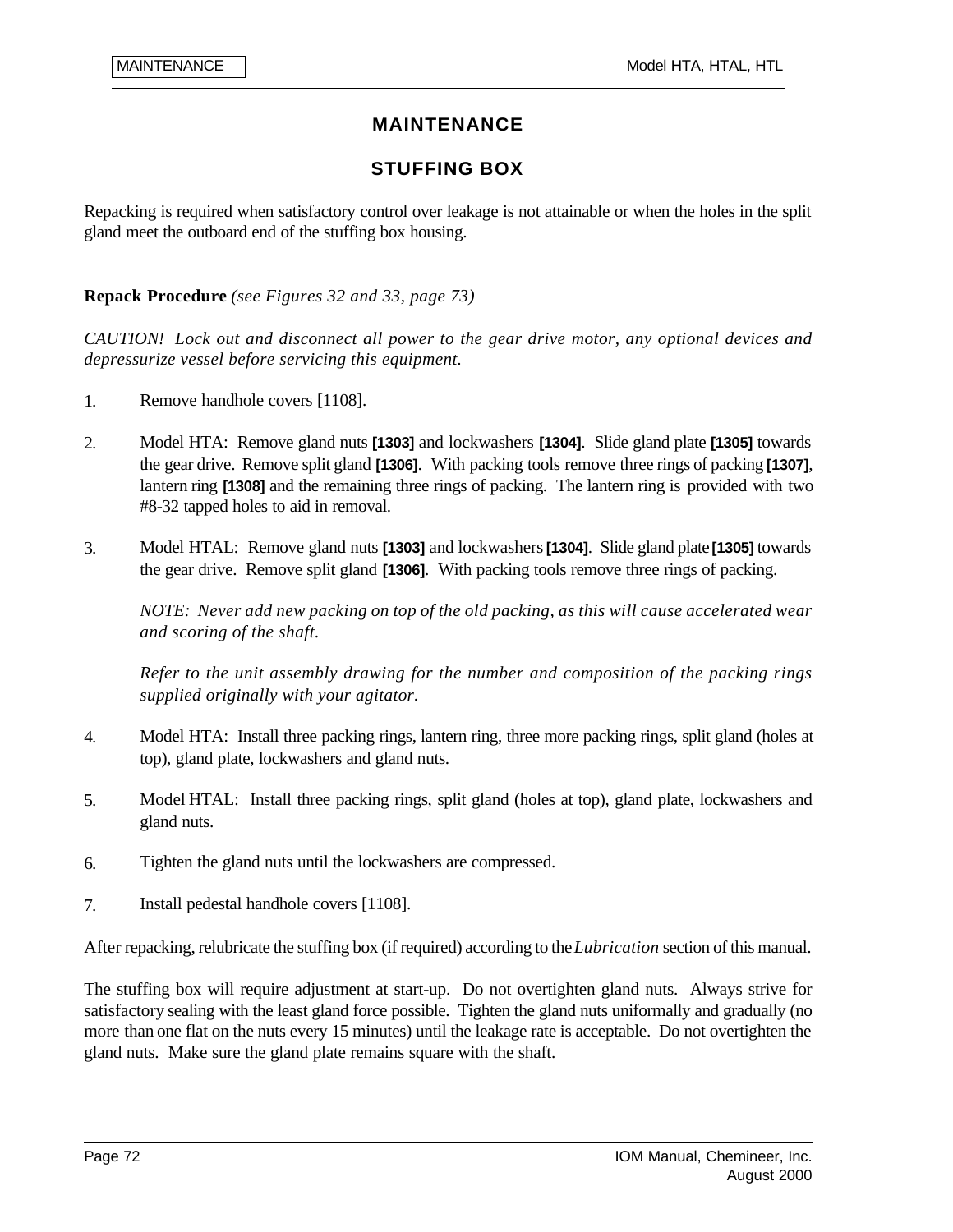# MAINTENANCE

## STUFFING BOX

Repacking is required when satisfactory control over leakage is not attainable or when the holes in the split gland meet the outboard end of the stuffing box housing.

**Repack Procedure** *(see Figures 32 and 33, page 73)*

*CAUTION! Lock out and disconnect all power to the gear drive motor, any optional devices and depressurize vessel before servicing this equipment.*

1. Remove handhole covers [1108].

2. Model HTA: Remove gland nuts **[1303]** and lockwashers **[1304]**. Slide gland plate **[1305]** towards the gear drive. Remove split gland **[1306]**. With packing tools remove three rings of packing **[1307]**, lantern ring **[1308]** and the remaining three rings of packing. The lantern ring is provided with two #8-32 tapped holes to aid in removal.

3. Model HTAL: Remove gland nuts **[1303]** and lockwashers **[1304]**. Slide gland plate **[1305]** towards the gear drive. Remove split gland **[1306]**. With packing tools remove three rings of packing.

   *NOTE: Never add new packing on top of the old packing, as this will cause accelerated wear and scoring of the shaft.*

   *Refer to the unit assembly drawing for the number and composition of the packing rings supplied originally with your agitator.*

4. Model HTA: Install three packing rings, lantern ring, three more packing rings, split gland (holes at top), gland plate, lockwashers and gland nuts.

5. Model HTAL: Install three packing rings, split gland (holes at top), gland plate, lockwashers and gland nuts.

6. Tighten the gland nuts until the lockwashers are compressed.

7. Install pedestal handhole covers [1108].

After repacking, relubricate the stuffing box (if required) according to the *Lubrication* section of this manual.

The stuffing box will require adjustment at start-up. Do not overtighten gland nuts. Always strive for satisfactory sealing with the least gland force possible. Tighten the gland nuts uniformally and gradually (no more than one flat on the nuts every 15 minutes) until the leakage rate is acceptable. Do not overtighten the gland nuts. Make sure the gland plate remains square with the shaft.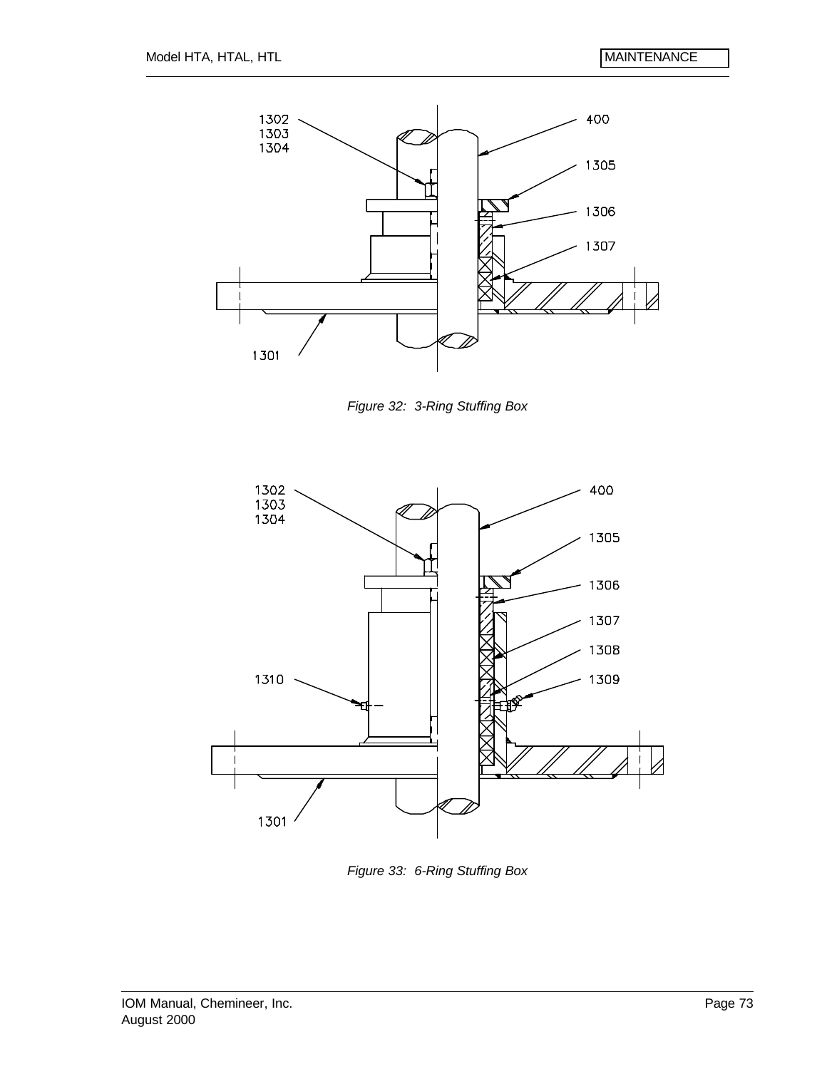1302
1303
1304
400
1305
1306
1307
1301

*Figure 32: 3-Ring Stuffing Box*

1302
1303
1304
400
1305
1306
1307
1308
1310
1309
1301

*Figure 33: 6-Ring Stuffing Box*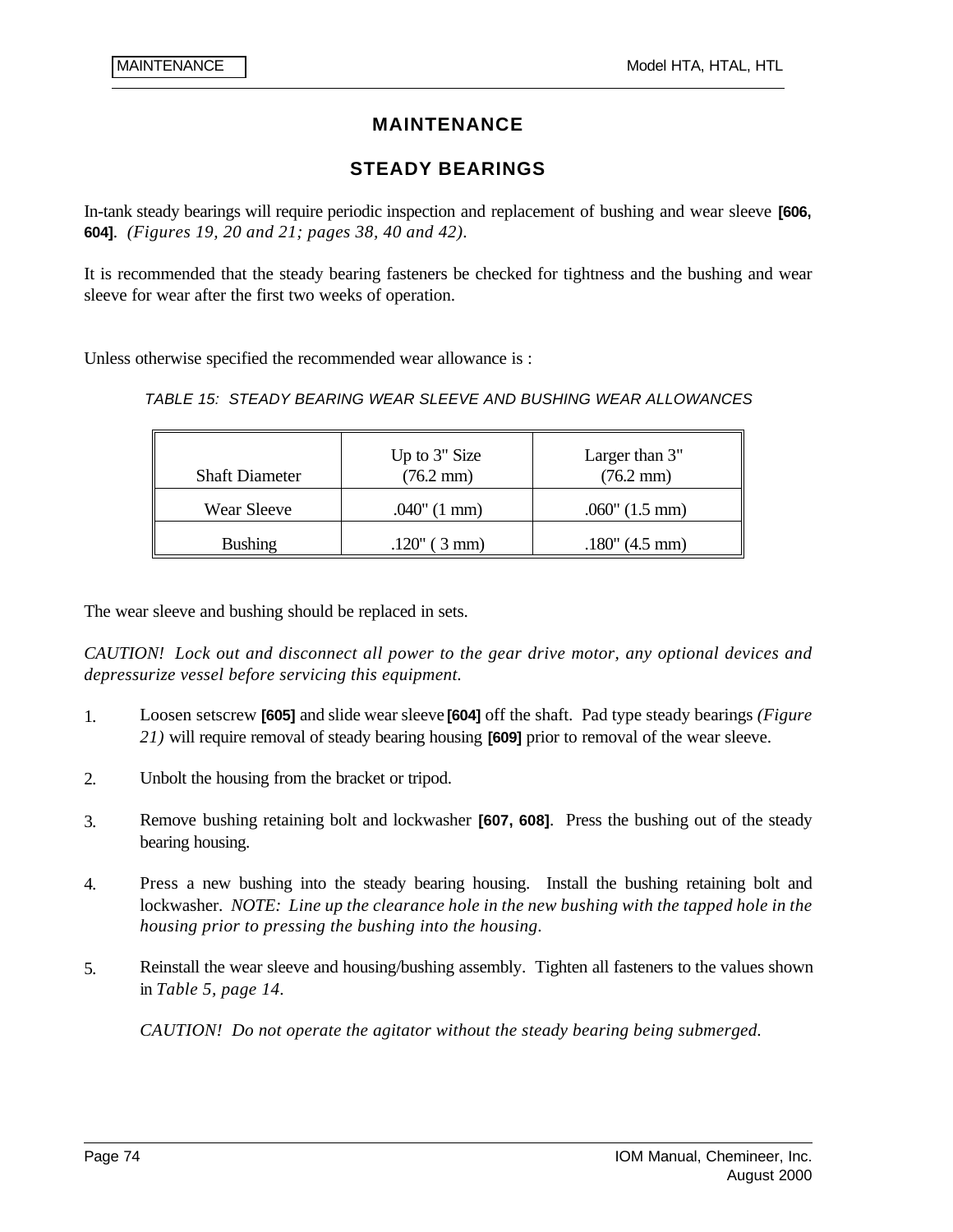# MAINTENANCE

## STEADY BEARINGS

In-tank steady bearings will require periodic inspection and replacement of bushing and wear sleeve **[606, 604]**. *(Figures 19, 20 and 21; pages 38, 40 and 42).*

It is recommended that the steady bearing fasteners be checked for tightness and the bushing and wear sleeve for wear after the first two weeks of operation.

Unless otherwise specified the recommended wear allowance is :

*TABLE 15: STEADY BEARING WEAR SLEEVE AND BUSHING WEAR ALLOWANCES*

| Shaft Diameter | Up to 3" Size (76.2 mm) | Larger than 3" (76.2 mm) |
|---|---|---|
| Wear Sleeve | .040" (1 mm) | .060" (1.5 mm) |
| Bushing | .120" ( 3 mm) | .180" (4.5 mm) |

The wear sleeve and bushing should be replaced in sets.

*CAUTION! Lock out and disconnect all power to the gear drive motor, any optional devices and depressurize vessel before servicing this equipment.*

1. Loosen setscrew **[605]** and slide wear sleeve **[604]** off the shaft. Pad type steady bearings *(Figure 21)* will require removal of steady bearing housing **[609]** prior to removal of the wear sleeve.

2. Unbolt the housing from the bracket or tripod.

3. Remove bushing retaining bolt and lockwasher **[607, 608]**. Press the bushing out of the steady bearing housing.

4. Press a new bushing into the steady bearing housing. Install the bushing retaining bolt and lockwasher. *NOTE: Line up the clearance hole in the new bushing with the tapped hole in the housing prior to pressing the bushing into the housing.*

5. Reinstall the wear sleeve and housing/bushing assembly. Tighten all fasteners to the values shown in *Table 5, page 14.*

   *CAUTION! Do not operate the agitator without the steady bearing being submerged.*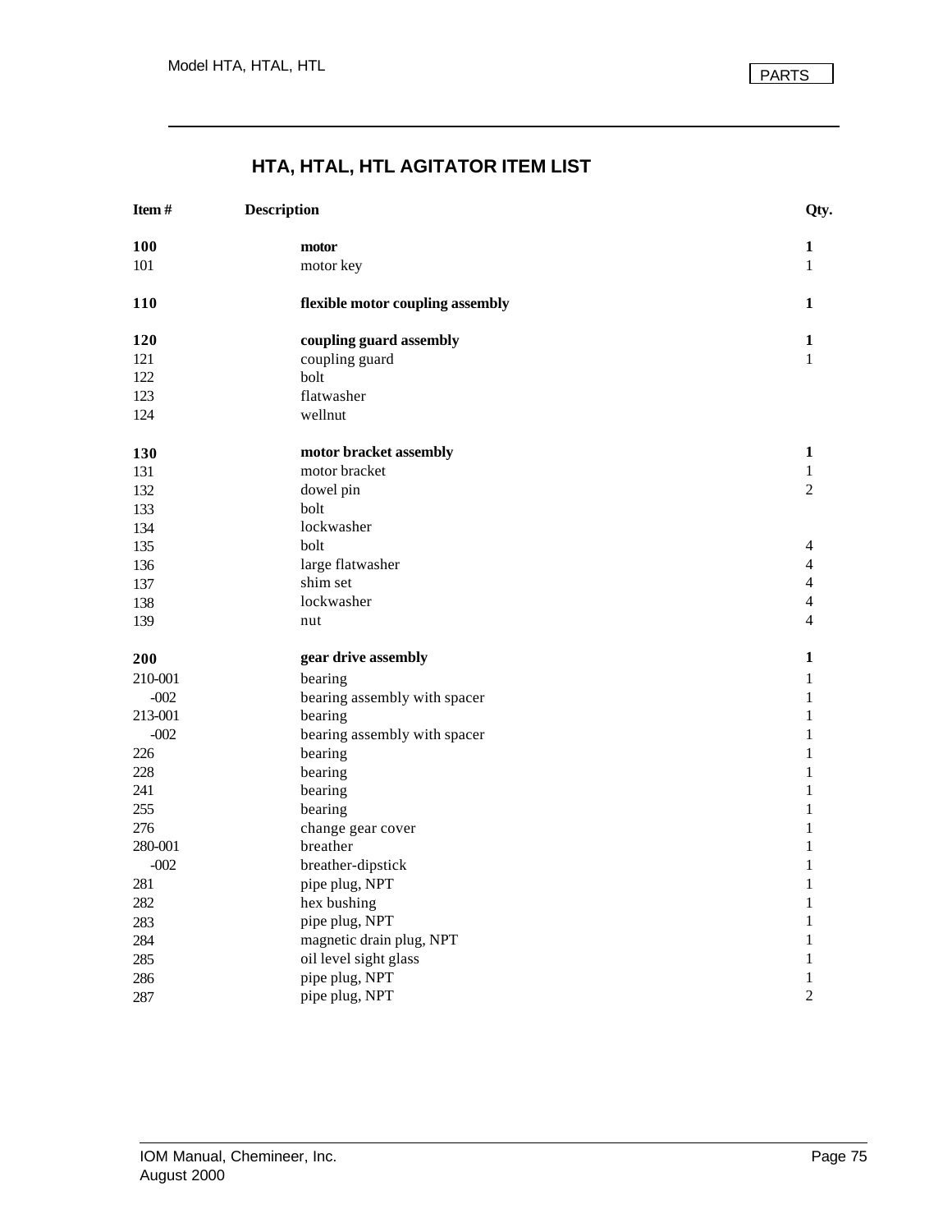# HTA, HTAL, HTL AGITATOR ITEM LIST

| Item # | Description | Qty. |
|---|---|---|
| **100** | **motor** | **1** |
| 101 | motor key | 1 |
| | | |
| **110** | **flexible motor coupling assembly** | **1** |
| | | |
| **120** | **coupling guard assembly** | **1** |
| 121 | coupling guard | 1 |
| 122 | bolt | |
| 123 | flatwasher | |
| 124 | wellnut | |
| | | |
| **130** | **motor bracket assembly** | **1** |
| 131 | motor bracket | 1 |
| 132 | dowel pin | 2 |
| 133 | bolt | |
| 134 | lockwasher | |
| 135 | bolt | 4 |
| 136 | large flatwasher | 4 |
| 137 | shim set | 4 |
| 138 | lockwasher | 4 |
| 139 | nut | 4 |
| | | |
| **200** | **gear drive assembly** | **1** |
| 210-001 | bearing | 1 |
| -002 | bearing assembly with spacer | 1 |
| 213-001 | bearing | 1 |
| -002 | bearing assembly with spacer | 1 |
| 226 | bearing | 1 |
| 228 | bearing | 1 |
| 241 | bearing | 1 |
| 255 | bearing | 1 |
| 276 | change gear cover | 1 |
| 280-001 | breather | 1 |
| -002 | breather-dipstick | 1 |
| 281 | pipe plug, NPT | 1 |
| 282 | hex bushing | 1 |
| 283 | pipe plug, NPT | 1 |
| 284 | magnetic drain plug, NPT | 1 |
| 285 | oil level sight glass | 1 |
| 286 | pipe plug, NPT | 1 |
| 287 | pipe plug, NPT | 2 |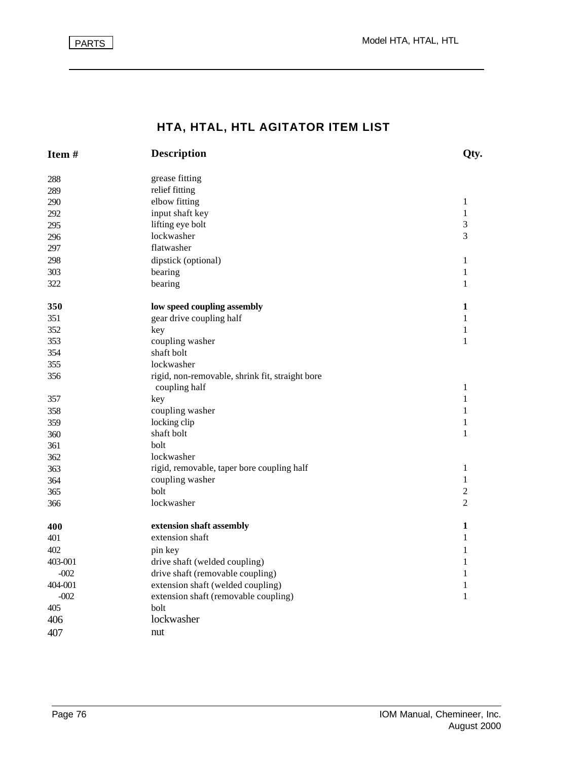## HTA, HTAL, HTL AGITATOR ITEM LIST

| Item # | Description | Qty. |
|---|---|---|
| 288 | grease fitting | |
| 289 | relief fitting | |
| 290 | elbow fitting | 1 |
| 292 | input shaft key | 1 |
| 295 | lifting eye bolt | 3 |
| 296 | lockwasher | 3 |
| 297 | flatwasher | |
| 298 | dipstick (optional) | 1 |
| 303 | bearing | 1 |
| 322 | bearing | 1 |
| **350** | **low speed coupling assembly** | **1** |
| 351 | gear drive coupling half | 1 |
| 352 | key | 1 |
| 353 | coupling washer | 1 |
| 354 | shaft bolt | |
| 355 | lockwasher | |
| 356 | rigid, non-removable, shrink fit, straight bore coupling half | 1 |
| 357 | key | 1 |
| 358 | coupling washer | 1 |
| 359 | locking clip | 1 |
| 360 | shaft bolt | 1 |
| 361 | bolt | |
| 362 | lockwasher | |
| 363 | rigid, removable, taper bore coupling half | 1 |
| 364 | coupling washer | 1 |
| 365 | bolt | 2 |
| 366 | lockwasher | 2 |
| **400** | **extension shaft assembly** | **1** |
| 401 | extension shaft | 1 |
| 402 | pin key | 1 |
| 403-001 | drive shaft (welded coupling) | 1 |
| -002 | drive shaft (removable coupling) | 1 |
| 404-001 | extension shaft (welded coupling) | 1 |
| -002 | extension shaft (removable coupling) | 1 |
| 405 | bolt | |
| 406 | lockwasher | |
| 407 | nut | |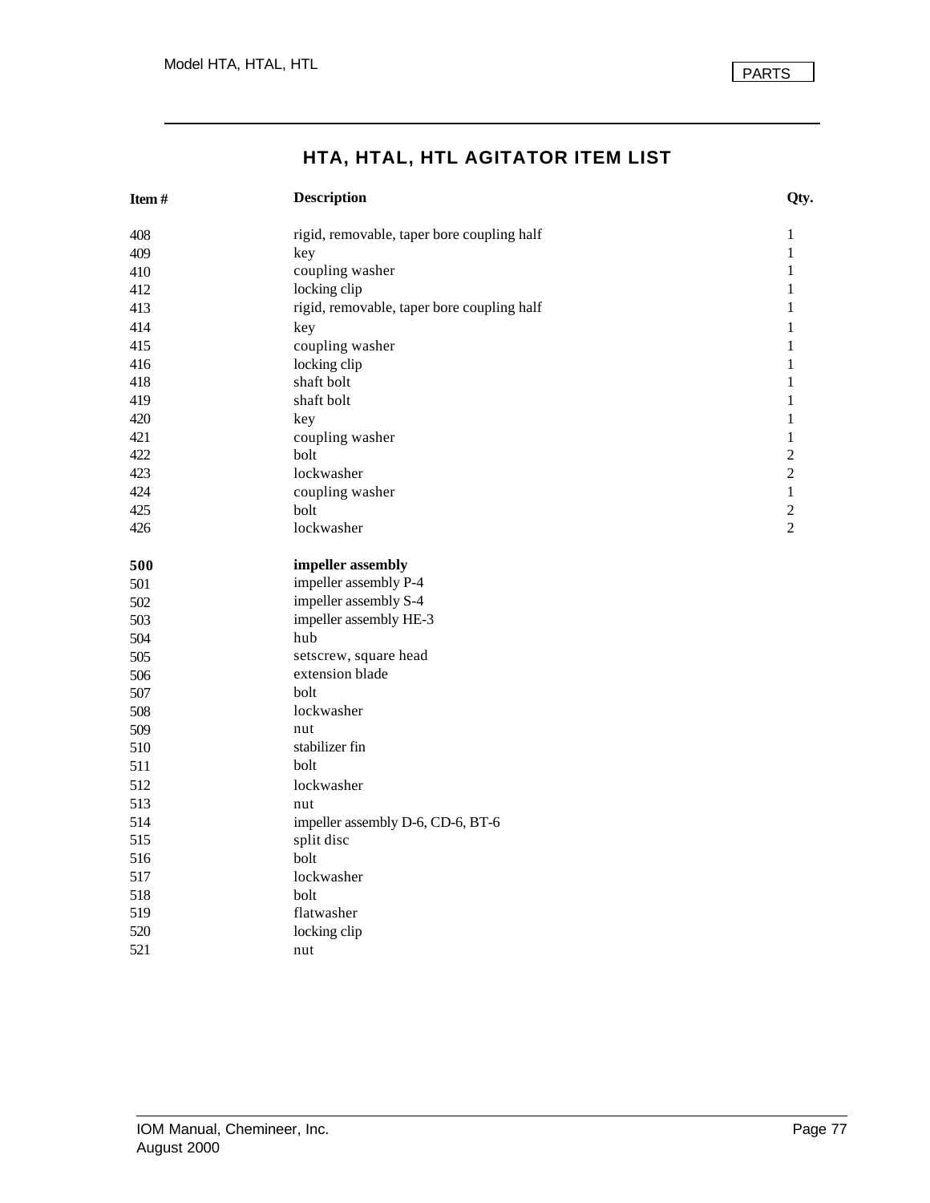## HTA, HTAL, HTL AGITATOR ITEM LIST

| Item # | Description | Qty. |
|---|---|---|
| 408 | rigid, removable, taper bore coupling half | 1 |
| 409 | key | 1 |
| 410 | coupling washer | 1 |
| 412 | locking clip | 1 |
| 413 | rigid, removable, taper bore coupling half | 1 |
| 414 | key | 1 |
| 415 | coupling washer | 1 |
| 416 | locking clip | 1 |
| 418 | shaft bolt | 1 |
| 419 | shaft bolt | 1 |
| 420 | key | 1 |
| 421 | coupling washer | 1 |
| 422 | bolt | 2 |
| 423 | lockwasher | 2 |
| 424 | coupling washer | 1 |
| 425 | bolt | 2 |
| 426 | lockwasher | 2 |
| **500** | **impeller assembly** | |
| 501 | impeller assembly P-4 | |
| 502 | impeller assembly S-4 | |
| 503 | impeller assembly HE-3 | |
| 504 | hub | |
| 505 | setscrew, square head | |
| 506 | extension blade | |
| 507 | bolt | |
| 508 | lockwasher | |
| 509 | nut | |
| 510 | stabilizer fin | |
| 511 | bolt | |
| 512 | lockwasher | |
| 513 | nut | |
| 514 | impeller assembly D-6, CD-6, BT-6 | |
| 515 | split disc | |
| 516 | bolt | |
| 517 | lockwasher | |
| 518 | bolt | |
| 519 | flatwasher | |
| 520 | locking clip | |
| 521 | nut | |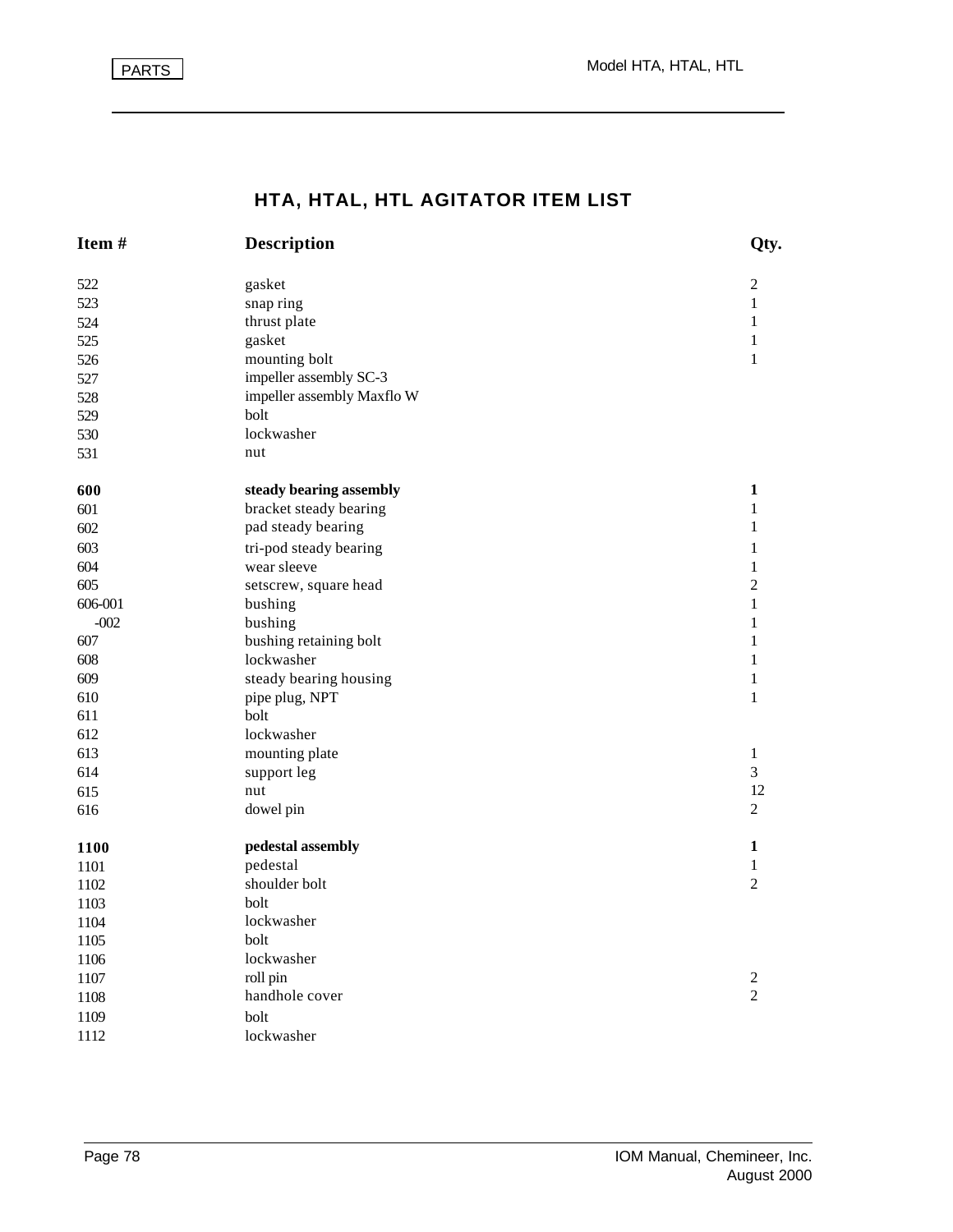## HTA, HTAL, HTL AGITATOR ITEM LIST

| Item # | Description | Qty. |
|---|---|---|
| 522 | gasket | 2 |
| 523 | snap ring | 1 |
| 524 | thrust plate | 1 |
| 525 | gasket | 1 |
| 526 | mounting bolt | 1 |
| 527 | impeller assembly SC-3 | |
| 528 | impeller assembly Maxflo W | |
| 529 | bolt | |
| 530 | lockwasher | |
| 531 | nut | |
| **600** | **steady bearing assembly** | **1** |
| 601 | bracket steady bearing | 1 |
| 602 | pad steady bearing | 1 |
| 603 | tri-pod steady bearing | 1 |
| 604 | wear sleeve | 1 |
| 605 | setscrew, square head | 2 |
| 606-001 | bushing | 1 |
| -002 | bushing | 1 |
| 607 | bushing retaining bolt | 1 |
| 608 | lockwasher | 1 |
| 609 | steady bearing housing | 1 |
| 610 | pipe plug, NPT | 1 |
| 611 | bolt | |
| 612 | lockwasher | |
| 613 | mounting plate | 1 |
| 614 | support leg | 3 |
| 615 | nut | 12 |
| 616 | dowel pin | 2 |
| **1100** | **pedestal assembly** | **1** |
| 1101 | pedestal | 1 |
| 1102 | shoulder bolt | 2 |
| 1103 | bolt | |
| 1104 | lockwasher | |
| 1105 | bolt | |
| 1106 | lockwasher | |
| 1107 | roll pin | 2 |
| 1108 | handhole cover | 2 |
| 1109 | bolt | |
| 1112 | lockwasher | |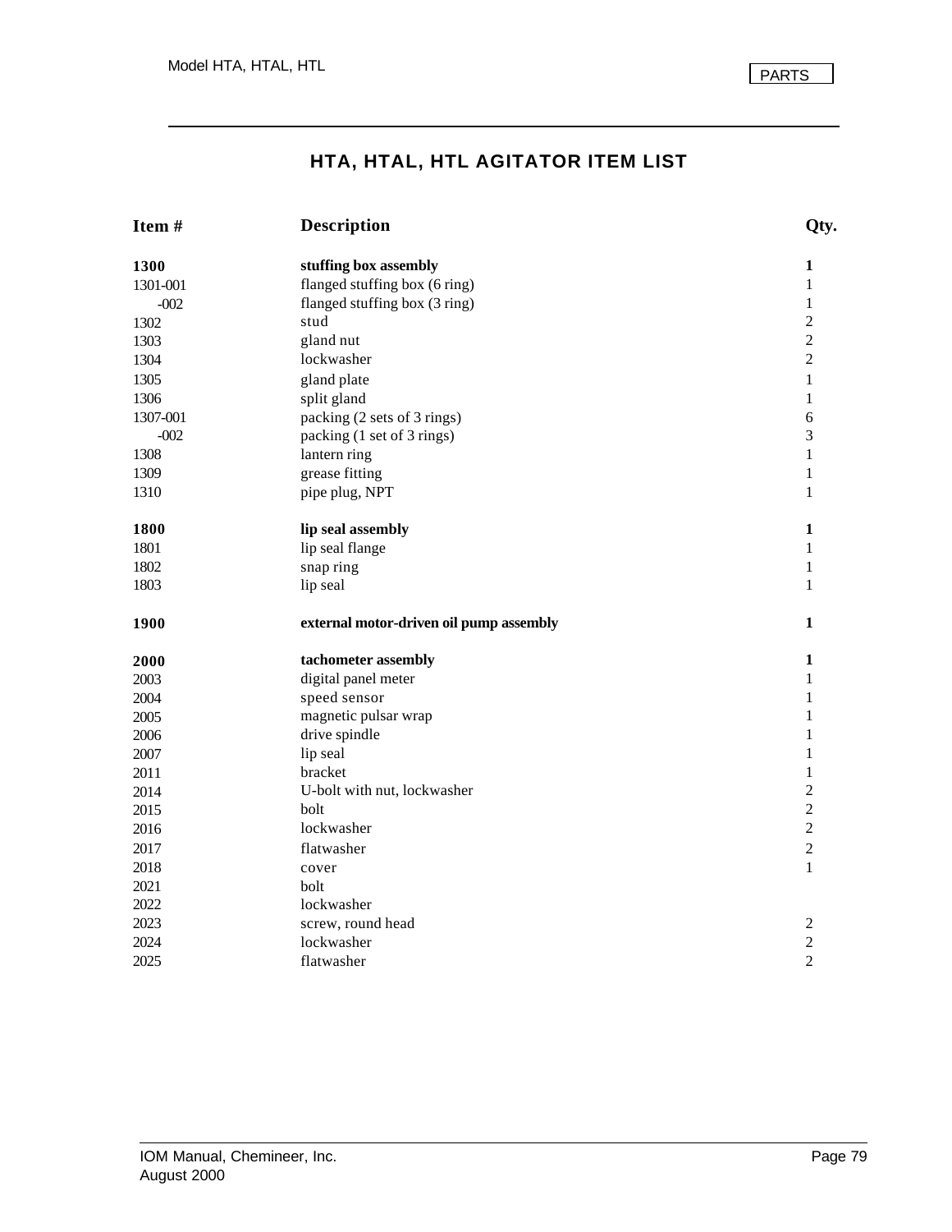## HTA, HTAL, HTL AGITATOR ITEM LIST

| Item # | Description | Qty. |
|---|---|---|
| **1300** | **stuffing box assembly** | **1** |
| 1301-001 | flanged stuffing box (6 ring) | 1 |
| -002 | flanged stuffing box (3 ring) | 1 |
| 1302 | stud | 2 |
| 1303 | gland nut | 2 |
| 1304 | lockwasher | 2 |
| 1305 | gland plate | 1 |
| 1306 | split gland | 1 |
| 1307-001 | packing (2 sets of 3 rings) | 6 |
| -002 | packing (1 set of 3 rings) | 3 |
| 1308 | lantern ring | 1 |
| 1309 | grease fitting | 1 |
| 1310 | pipe plug, NPT | 1 |
| **1800** | **lip seal assembly** | **1** |
| 1801 | lip seal flange | 1 |
| 1802 | snap ring | 1 |
| 1803 | lip seal | 1 |
| **1900** | **external motor-driven oil pump assembly** | **1** |
| **2000** | **tachometer assembly** | **1** |
| 2003 | digital panel meter | 1 |
| 2004 | speed sensor | 1 |
| 2005 | magnetic pulsar wrap | 1 |
| 2006 | drive spindle | 1 |
| 2007 | lip seal | 1 |
| 2011 | bracket | 1 |
| 2014 | U-bolt with nut, lockwasher | 2 |
| 2015 | bolt | 2 |
| 2016 | lockwasher | 2 |
| 2017 | flatwasher | 2 |
| 2018 | cover | 1 |
| 2021 | bolt | |
| 2022 | lockwasher | |
| 2023 | screw, round head | 2 |
| 2024 | lockwasher | 2 |
| 2025 | flatwasher | 2 |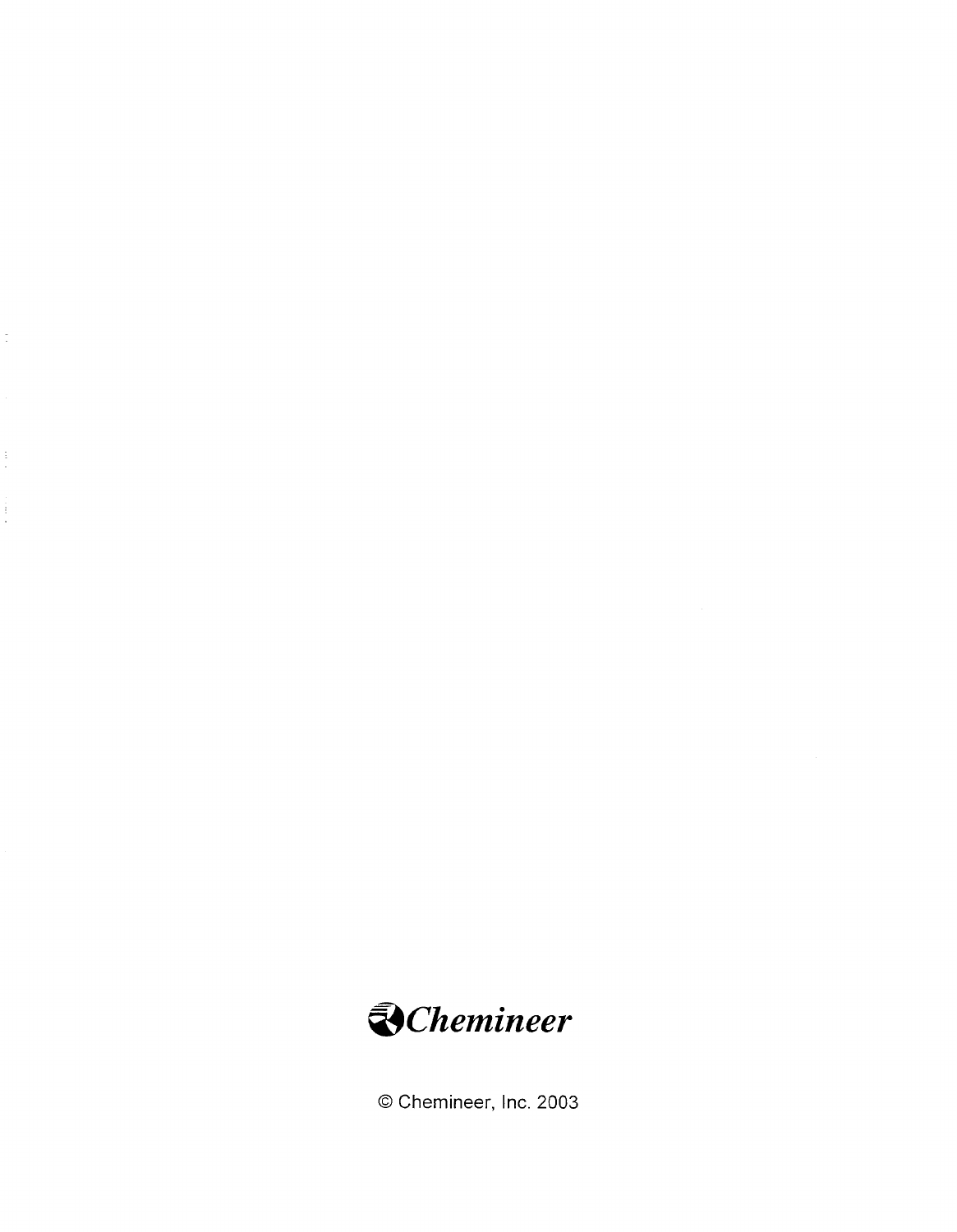*Chemineer*

© Chemineer, Inc. 2003